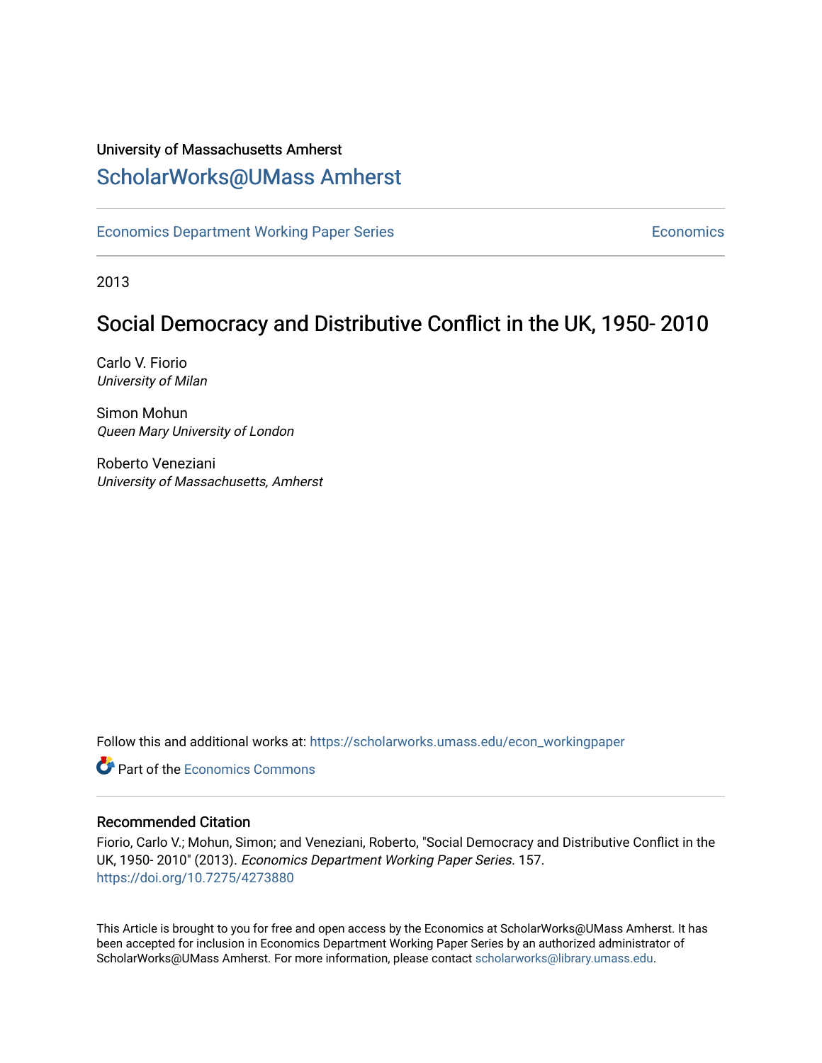University of Massachusetts Amherst

# ScholarWorks@UMass Amherst

Economics Department Working Paper Series | Economics

2013

# Social Democracy and Distributive Conflict in the UK, 1950- 2010

Carlo V. Fiorio
*University of Milan*

Simon Mohun
*Queen Mary University of London*

Roberto Veneziani
*University of Massachusetts, Amherst*

Follow this and additional works at: https://scholarworks.umass.edu/econ_workingpaper

Part of the Economics Commons

## Recommended Citation

Fiorio, Carlo V.; Mohun, Simon; and Veneziani, Roberto, "Social Democracy and Distributive Conflict in the UK, 1950- 2010" (2013). *Economics Department Working Paper Series*. 157.
https://doi.org/10.7275/4273880

This Article is brought to you for free and open access by the Economics at ScholarWorks@UMass Amherst. It has been accepted for inclusion in Economics Department Working Paper Series by an authorized administrator of ScholarWorks@UMass Amherst. For more information, please contact scholarworks@library.umass.edu.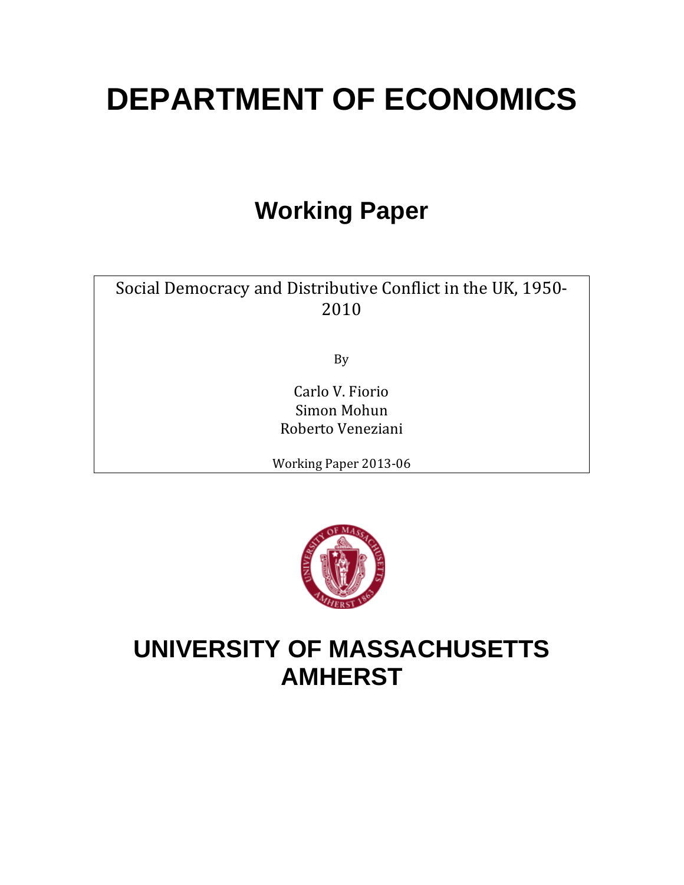# DEPARTMENT OF ECONOMICS

## Working Paper

Social Democracy and Distributive Conflict in the UK, 1950-2010

By

Carlo V. Fiorio
Simon Mohun
Roberto Veneziani

Working Paper 2013-06

# UNIVERSITY OF MASSACHUSETTS AMHERST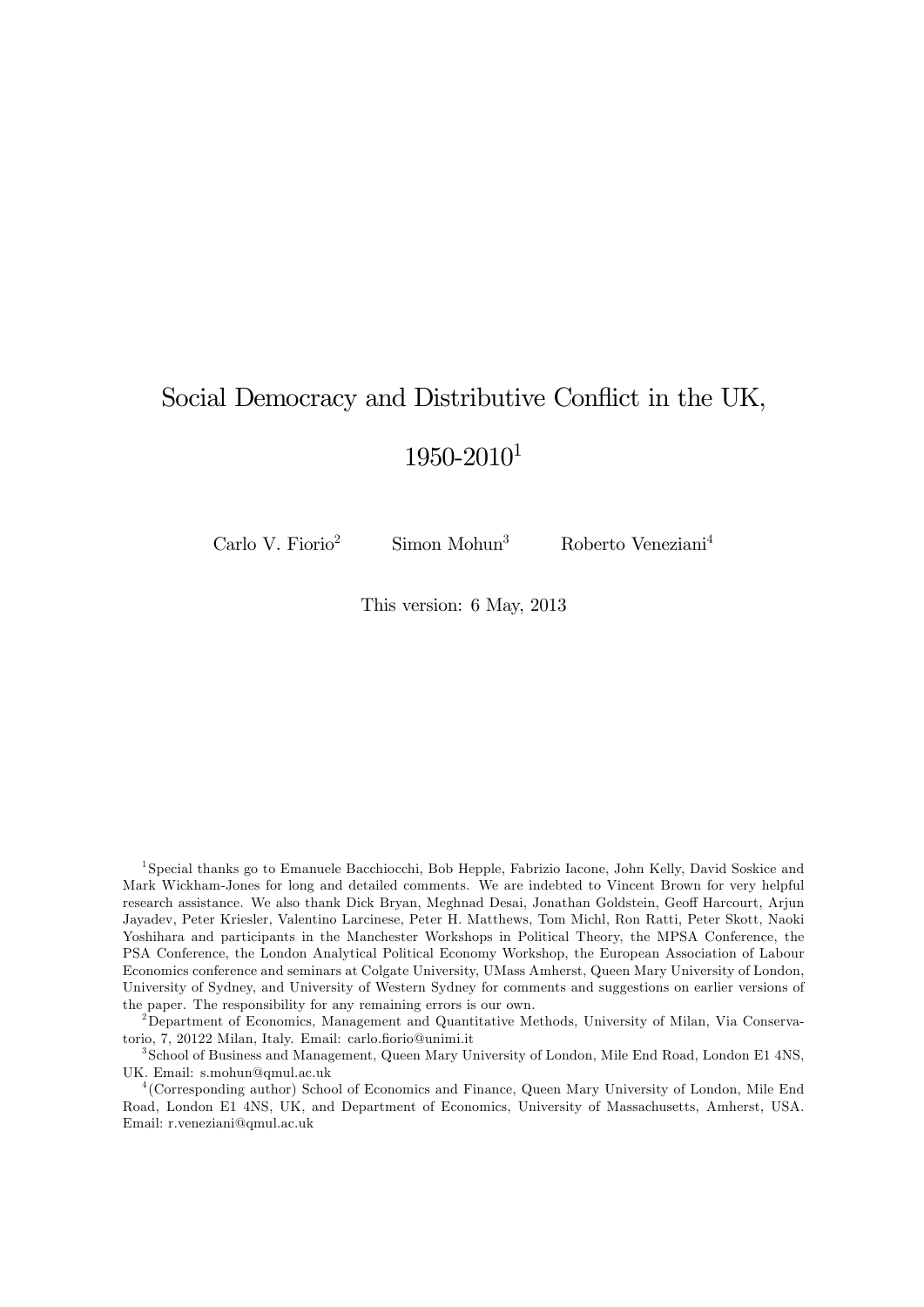# Social Democracy and Distributive Conflict in the UK, 1950-2010[1]

Carlo V. Fiorio[2] Simon Mohun[3] Roberto Veneziani[4]

This version: 6 May, 2013

[1] Special thanks go to Emanuele Bacchiocchi, Bob Hepple, Fabrizio Iacone, John Kelly, David Soskice and Mark Wickham-Jones for long and detailed comments. We are indebted to Vincent Brown for very helpful research assistance. We also thank Dick Bryan, Meghnad Desai, Jonathan Goldstein, Geoff Harcourt, Arjun Jayadev, Peter Kriesler, Valentino Larcinese, Peter H. Matthews, Tom Michl, Ron Ratti, Peter Skott, Naoki Yoshihara and participants in the Manchester Workshops in Political Theory, the MPSA Conference, the PSA Conference, the London Analytical Political Economy Workshop, the European Association of Labour Economics conference and seminars at Colgate University, UMass Amherst, Queen Mary University of London, University of Sydney, and University of Western Sydney for comments and suggestions on earlier versions of the paper. The responsibility for any remaining errors is our own.

[2] Department of Economics, Management and Quantitative Methods, University of Milan, Via Conservatorio, 7, 20122 Milan, Italy. Email: carlo.fiorio@unimi.it

[3] School of Business and Management, Queen Mary University of London, Mile End Road, London E1 4NS, UK. Email: s.mohun@qmul.ac.uk

[4] (Corresponding author) School of Economics and Finance, Queen Mary University of London, Mile End Road, London E1 4NS, UK, and Department of Economics, University of Massachusetts, Amherst, USA. Email: r.veneziani@qmul.ac.uk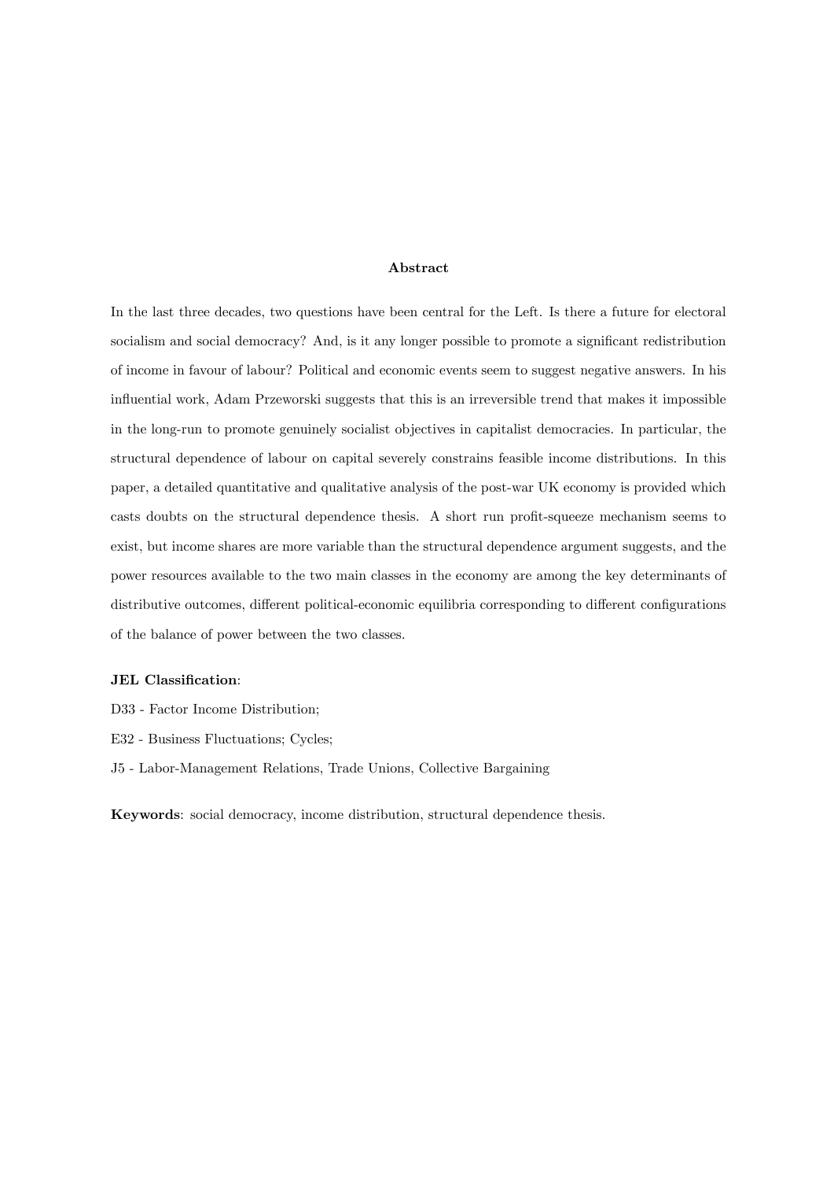**Abstract**

In the last three decades, two questions have been central for the Left. Is there a future for electoral socialism and social democracy? And, is it any longer possible to promote a significant redistribution of income in favour of labour? Political and economic events seem to suggest negative answers. In his influential work, Adam Przeworski suggests that this is an irreversible trend that makes it impossible in the long-run to promote genuinely socialist objectives in capitalist democracies. In particular, the structural dependence of labour on capital severely constrains feasible income distributions. In this paper, a detailed quantitative and qualitative analysis of the post-war UK economy is provided which casts doubts on the structural dependence thesis. A short run profit-squeeze mechanism seems to exist, but income shares are more variable than the structural dependence argument suggests, and the power resources available to the two main classes in the economy are among the key determinants of distributive outcomes, different political-economic equilibria corresponding to different configurations of the balance of power between the two classes.

**JEL Classification**:

D33 - Factor Income Distribution;

E32 - Business Fluctuations; Cycles;

J5 - Labor-Management Relations, Trade Unions, Collective Bargaining

**Keywords**: social democracy, income distribution, structural dependence thesis.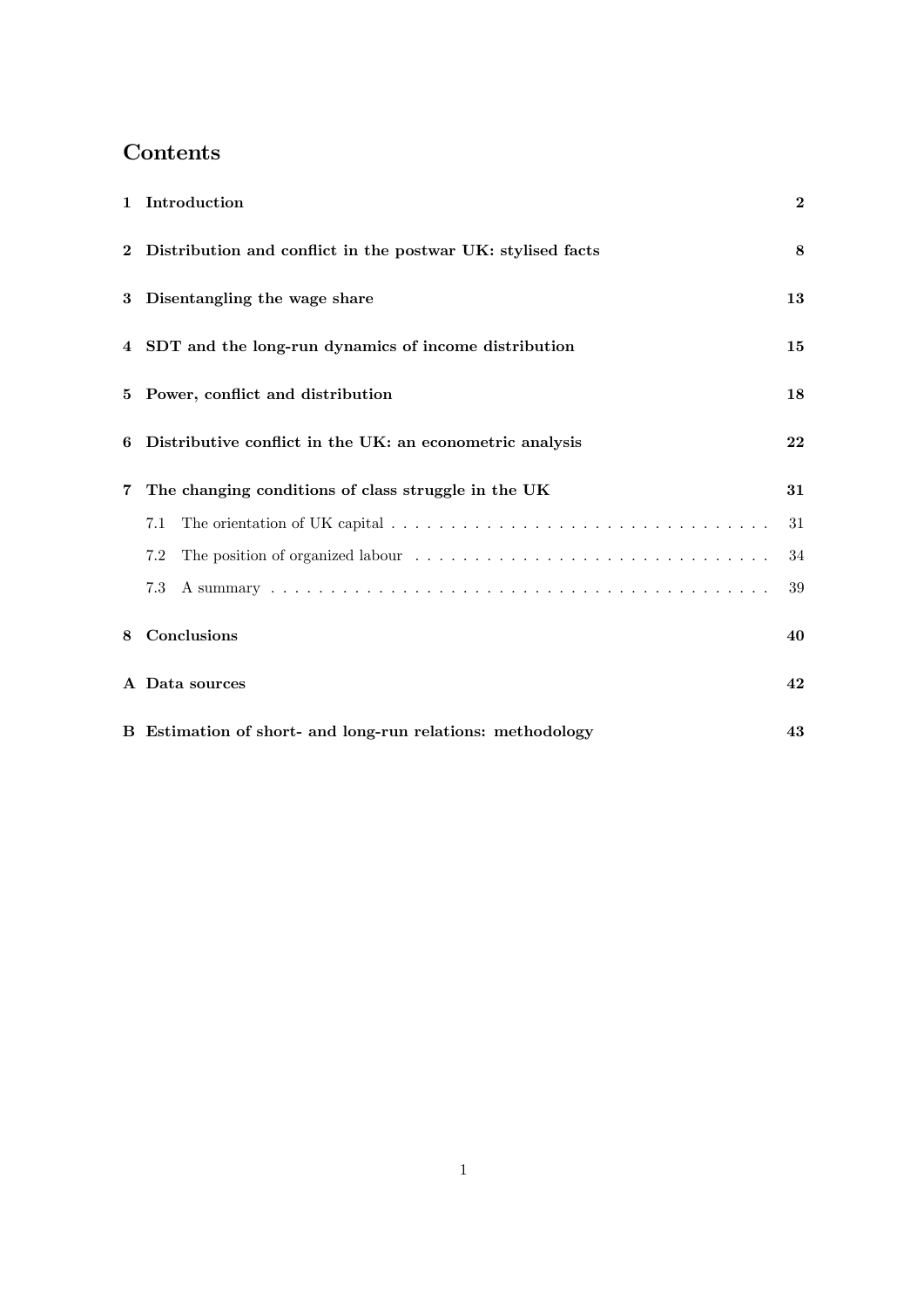# Contents

| | | |
|---|---|---|
| **1** | **Introduction** | **2** |
| **2** | **Distribution and conflict in the postwar UK: stylised facts** | **8** |
| **3** | **Disentangling the wage share** | **13** |
| **4** | **SDT and the long-run dynamics of income distribution** | **15** |
| **5** | **Power, conflict and distribution** | **18** |
| **6** | **Distributive conflict in the UK: an econometric analysis** | **22** |
| **7** | **The changing conditions of class struggle in the UK** | **31** |
| | 7.1 The orientation of UK capital | 31 |
| | 7.2 The position of organized labour | 34 |
| | 7.3 A summary | 39 |
| **8** | **Conclusions** | **40** |
| **A** | **Data sources** | **42** |
| **B** | **Estimation of short- and long-run relations: methodology** | **43** |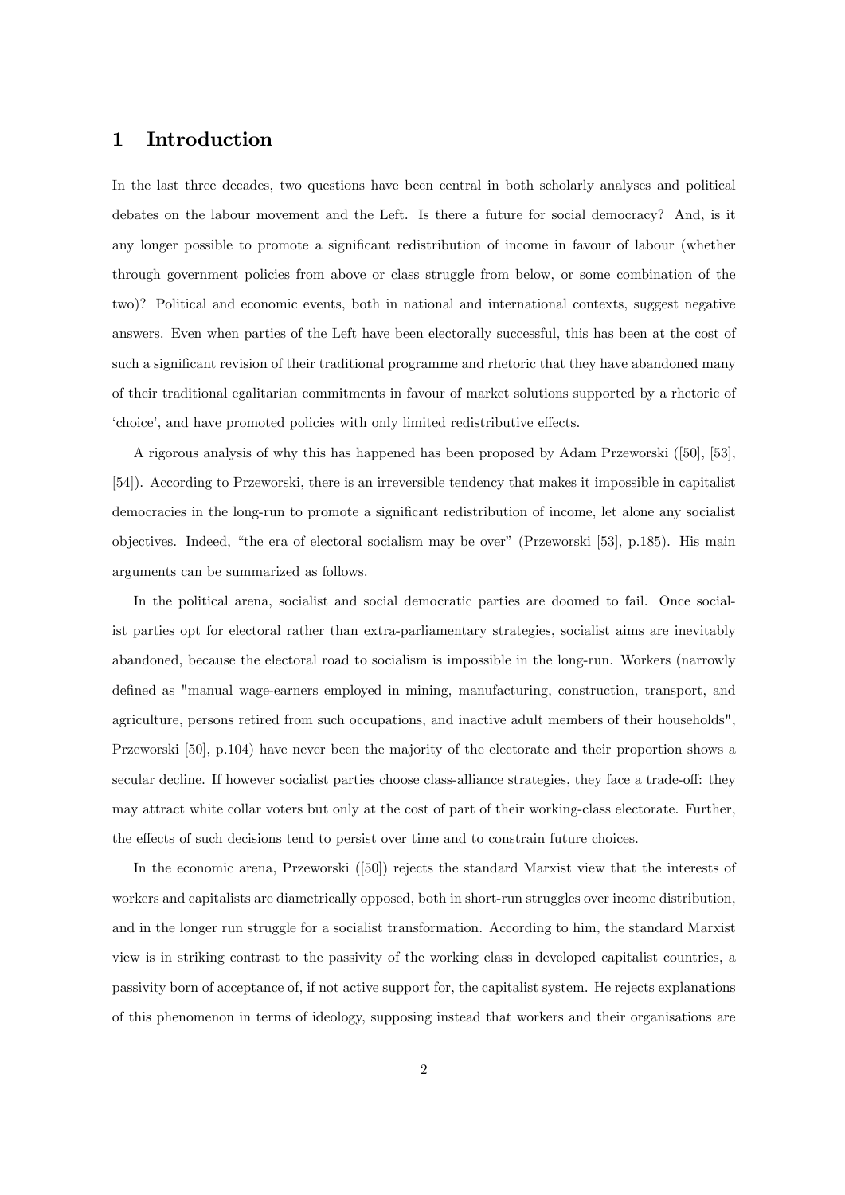# 1 Introduction

In the last three decades, two questions have been central in both scholarly analyses and political debates on the labour movement and the Left. Is there a future for social democracy? And, is it any longer possible to promote a significant redistribution of income in favour of labour (whether through government policies from above or class struggle from below, or some combination of the two)? Political and economic events, both in national and international contexts, suggest negative answers. Even when parties of the Left have been electorally successful, this has been at the cost of such a significant revision of their traditional programme and rhetoric that they have abandoned many of their traditional egalitarian commitments in favour of market solutions supported by a rhetoric of 'choice', and have promoted policies with only limited redistributive effects.

A rigorous analysis of why this has happened has been proposed by Adam Przeworski ([50], [53], [54]). According to Przeworski, there is an irreversible tendency that makes it impossible in capitalist democracies in the long-run to promote a significant redistribution of income, let alone any socialist objectives. Indeed, "the era of electoral socialism may be over" (Przeworski [53], p.185). His main arguments can be summarized as follows.

In the political arena, socialist and social democratic parties are doomed to fail. Once socialist parties opt for electoral rather than extra-parliamentary strategies, socialist aims are inevitably abandoned, because the electoral road to socialism is impossible in the long-run. Workers (narrowly defined as "manual wage-earners employed in mining, manufacturing, construction, transport, and agriculture, persons retired from such occupations, and inactive adult members of their households", Przeworski [50], p.104) have never been the majority of the electorate and their proportion shows a secular decline. If however socialist parties choose class-alliance strategies, they face a trade-off: they may attract white collar voters but only at the cost of part of their working-class electorate. Further, the effects of such decisions tend to persist over time and to constrain future choices.

In the economic arena, Przeworski ([50]) rejects the standard Marxist view that the interests of workers and capitalists are diametrically opposed, both in short-run struggles over income distribution, and in the longer run struggle for a socialist transformation. According to him, the standard Marxist view is in striking contrast to the passivity of the working class in developed capitalist countries, a passivity born of acceptance of, if not active support for, the capitalist system. He rejects explanations of this phenomenon in terms of ideology, supposing instead that workers and their organisations are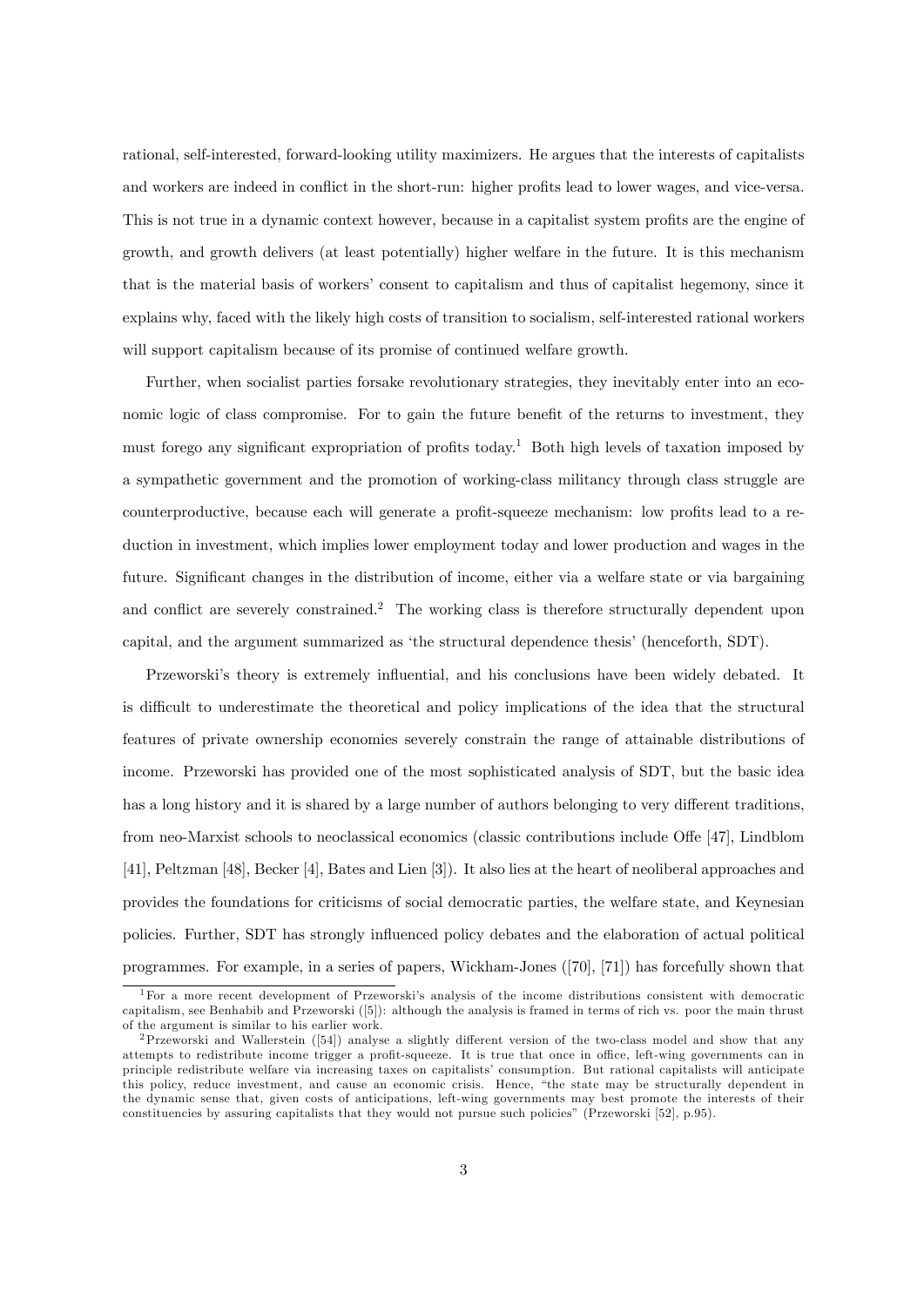rational, self-interested, forward-looking utility maximizers. He argues that the interests of capitalists and workers are indeed in conflict in the short-run: higher profits lead to lower wages, and vice-versa. This is not true in a dynamic context however, because in a capitalist system profits are the engine of growth, and growth delivers (at least potentially) higher welfare in the future. It is this mechanism that is the material basis of workers' consent to capitalism and thus of capitalist hegemony, since it explains why, faced with the likely high costs of transition to socialism, self-interested rational workers will support capitalism because of its promise of continued welfare growth.

Further, when socialist parties forsake revolutionary strategies, they inevitably enter into an economic logic of class compromise. For to gain the future benefit of the returns to investment, they must forego any significant expropriation of profits today.[1] Both high levels of taxation imposed by a sympathetic government and the promotion of working-class militancy through class struggle are counterproductive, because each will generate a profit-squeeze mechanism: low profits lead to a reduction in investment, which implies lower employment today and lower production and wages in the future. Significant changes in the distribution of income, either via a welfare state or via bargaining and conflict are severely constrained.[2] The working class is therefore structurally dependent upon capital, and the argument summarized as 'the structural dependence thesis' (henceforth, SDT).

Przeworski's theory is extremely influential, and his conclusions have been widely debated. It is difficult to underestimate the theoretical and policy implications of the idea that the structural features of private ownership economies severely constrain the range of attainable distributions of income. Przeworski has provided one of the most sophisticated analysis of SDT, but the basic idea has a long history and it is shared by a large number of authors belonging to very different traditions, from neo-Marxist schools to neoclassical economics (classic contributions include Offe [47], Lindblom [41], Peltzman [48], Becker [4], Bates and Lien [3]). It also lies at the heart of neoliberal approaches and provides the foundations for criticisms of social democratic parties, the welfare state, and Keynesian policies. Further, SDT has strongly influenced policy debates and the elaboration of actual political programmes. For example, in a series of papers, Wickham-Jones ([70], [71]) has forcefully shown that

[1] For a more recent development of Przeworski's analysis of the income distributions consistent with democratic capitalism, see Benhabib and Przeworski ([5]): although the analysis is framed in terms of rich vs. poor the main thrust of the argument is similar to his earlier work.

[2] Przeworski and Wallerstein ([54]) analyse a slightly different version of the two-class model and show that any attempts to redistribute income trigger a profit-squeeze. It is true that once in office, left-wing governments can in principle redistribute welfare via increasing taxes on capitalists' consumption. But rational capitalists will anticipate this policy, reduce investment, and cause an economic crisis. Hence, "the state may be structurally dependent in the dynamic sense that, given costs of anticipations, left-wing governments may best promote the interests of their constituencies by assuring capitalists that they would not pursue such policies" (Przeworski [52], p.95).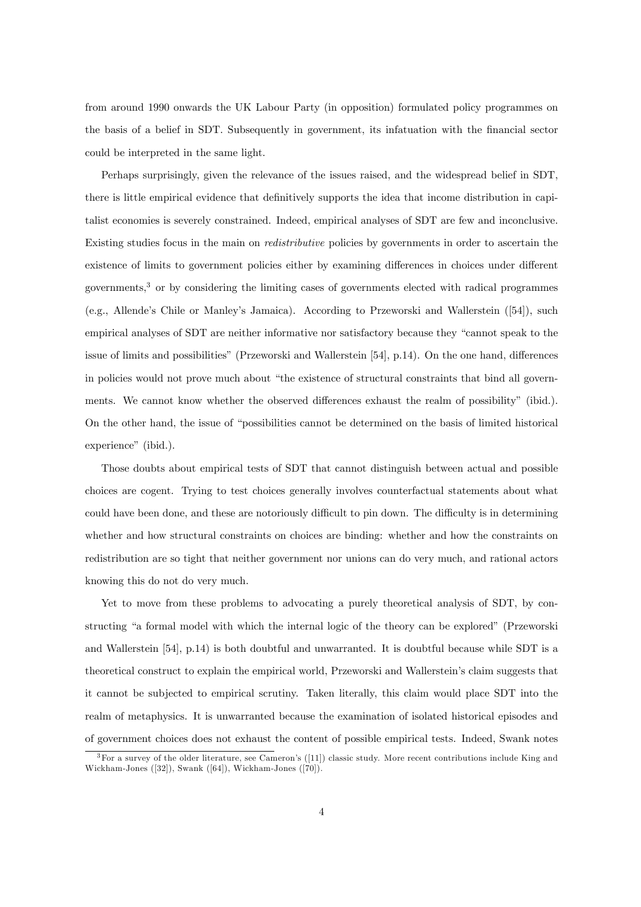from around 1990 onwards the UK Labour Party (in opposition) formulated policy programmes on the basis of a belief in SDT. Subsequently in government, its infatuation with the financial sector could be interpreted in the same light.

Perhaps surprisingly, given the relevance of the issues raised, and the widespread belief in SDT, there is little empirical evidence that definitively supports the idea that income distribution in capitalist economies is severely constrained. Indeed, empirical analyses of SDT are few and inconclusive. Existing studies focus in the main on *redistributive* policies by governments in order to ascertain the existence of limits to government policies either by examining differences in choices under different governments,[3] or by considering the limiting cases of governments elected with radical programmes (e.g., Allende's Chile or Manley's Jamaica). According to Przeworski and Wallerstein ([54]), such empirical analyses of SDT are neither informative nor satisfactory because they "cannot speak to the issue of limits and possibilities" (Przeworski and Wallerstein [54], p.14). On the one hand, differences in policies would not prove much about "the existence of structural constraints that bind all governments. We cannot know whether the observed differences exhaust the realm of possibility" (ibid.). On the other hand, the issue of "possibilities cannot be determined on the basis of limited historical experience" (ibid.).

Those doubts about empirical tests of SDT that cannot distinguish between actual and possible choices are cogent. Trying to test choices generally involves counterfactual statements about what could have been done, and these are notoriously difficult to pin down. The difficulty is in determining whether and how structural constraints on choices are binding: whether and how the constraints on redistribution are so tight that neither government nor unions can do very much, and rational actors knowing this do not do very much.

Yet to move from these problems to advocating a purely theoretical analysis of SDT, by constructing "a formal model with which the internal logic of the theory can be explored" (Przeworski and Wallerstein [54], p.14) is both doubtful and unwarranted. It is doubtful because while SDT is a theoretical construct to explain the empirical world, Przeworski and Wallerstein's claim suggests that it cannot be subjected to empirical scrutiny. Taken literally, this claim would place SDT into the realm of metaphysics. It is unwarranted because the examination of isolated historical episodes and of government choices does not exhaust the content of possible empirical tests. Indeed, Swank notes

[3] For a survey of the older literature, see Cameron's ([11]) classic study. More recent contributions include King and Wickham-Jones ([32]), Swank ([64]), Wickham-Jones ([70]).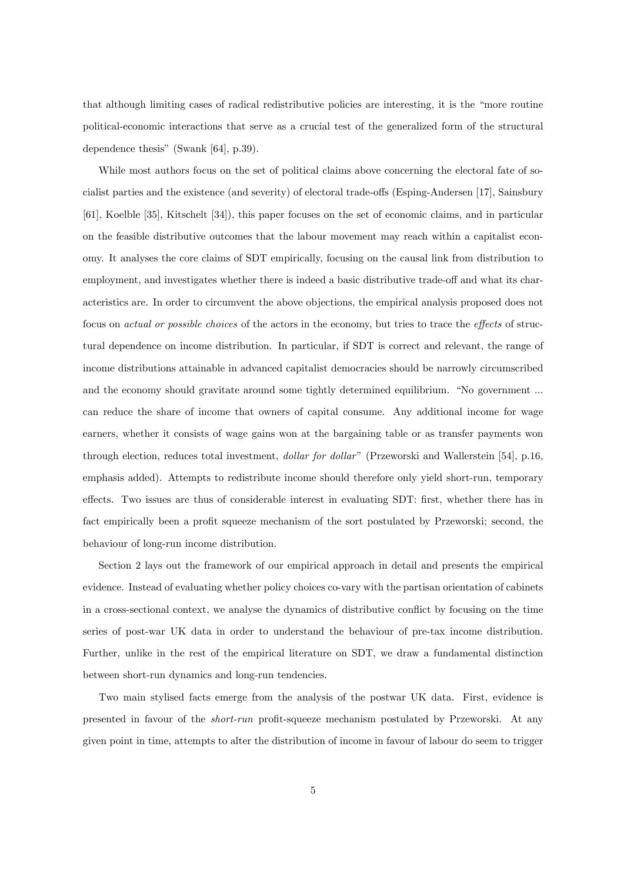that although limiting cases of radical redistributive policies are interesting, it is the "more routine political-economic interactions that serve as a crucial test of the generalized form of the structural dependence thesis" (Swank [64], p.39).

While most authors focus on the set of political claims above concerning the electoral fate of socialist parties and the existence (and severity) of electoral trade-offs (Esping-Andersen [17], Sainsbury [61], Koelble [35], Kitschelt [34]), this paper focuses on the set of economic claims, and in particular on the feasible distributive outcomes that the labour movement may reach within a capitalist economy. It analyses the core claims of SDT empirically, focusing on the causal link from distribution to employment, and investigates whether there is indeed a basic distributive trade-off and what its characteristics are. In order to circumvent the above objections, the empirical analysis proposed does not focus on *actual or possible choices* of the actors in the economy, but tries to trace the *effects* of structural dependence on income distribution. In particular, if SDT is correct and relevant, the range of income distributions attainable in advanced capitalist democracies should be narrowly circumscribed and the economy should gravitate around some tightly determined equilibrium. "No government ... can reduce the share of income that owners of capital consume. Any additional income for wage earners, whether it consists of wage gains won at the bargaining table or as transfer payments won through election, reduces total investment, *dollar for dollar*" (Przeworski and Wallerstein [54], p.16, emphasis added). Attempts to redistribute income should therefore only yield short-run, temporary effects. Two issues are thus of considerable interest in evaluating SDT: first, whether there has in fact empirically been a profit squeeze mechanism of the sort postulated by Przeworski; second, the behaviour of long-run income distribution.

Section 2 lays out the framework of our empirical approach in detail and presents the empirical evidence. Instead of evaluating whether policy choices co-vary with the partisan orientation of cabinets in a cross-sectional context, we analyse the dynamics of distributive conflict by focusing on the time series of post-war UK data in order to understand the behaviour of pre-tax income distribution. Further, unlike in the rest of the empirical literature on SDT, we draw a fundamental distinction between short-run dynamics and long-run tendencies.

Two main stylised facts emerge from the analysis of the postwar UK data. First, evidence is presented in favour of the *short-run* profit-squeeze mechanism postulated by Przeworski. At any given point in time, attempts to alter the distribution of income in favour of labour do seem to trigger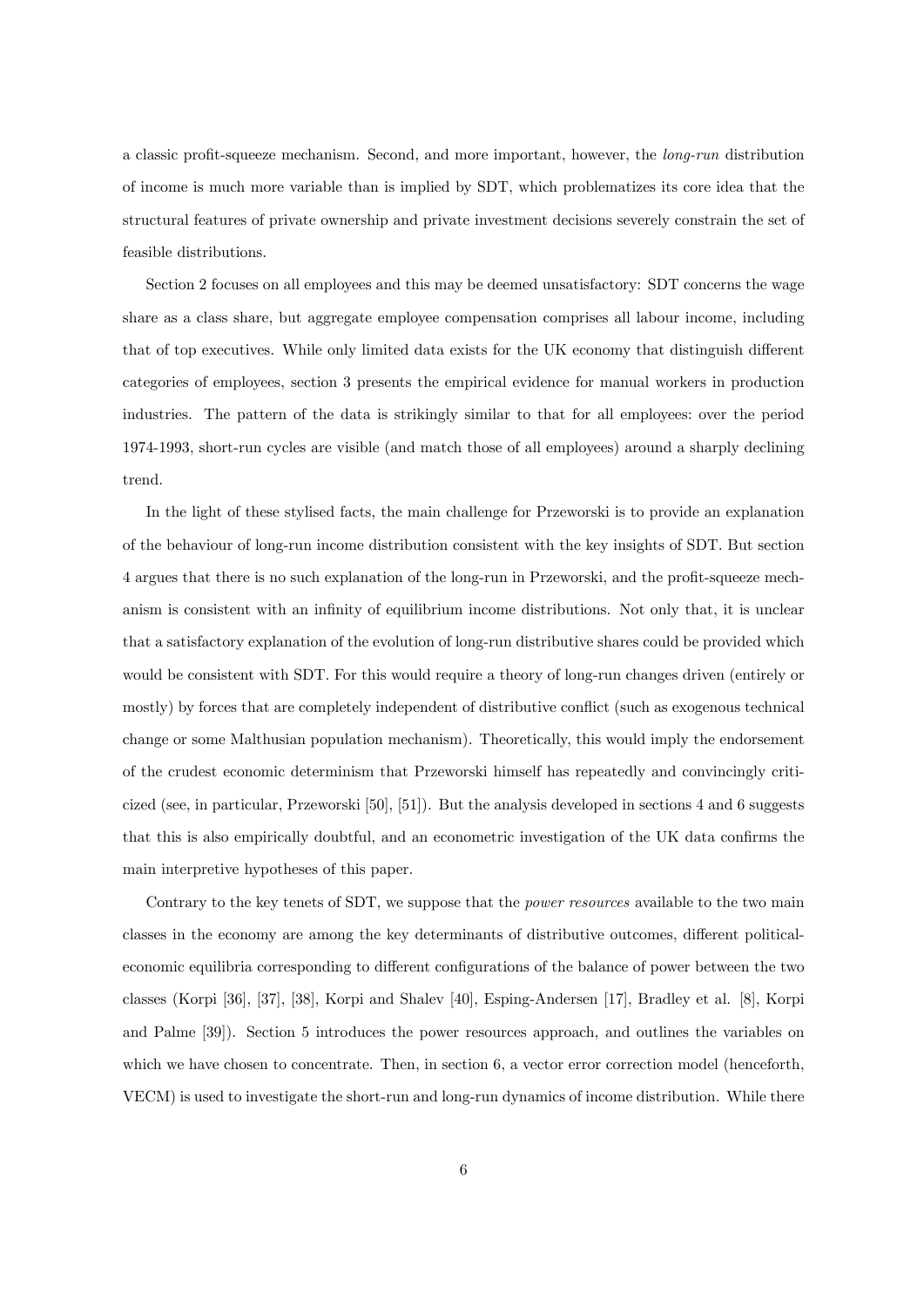a classic profit-squeeze mechanism. Second, and more important, however, the *long-run* distribution of income is much more variable than is implied by SDT, which problematizes its core idea that the structural features of private ownership and private investment decisions severely constrain the set of feasible distributions.

Section 2 focuses on all employees and this may be deemed unsatisfactory: SDT concerns the wage share as a class share, but aggregate employee compensation comprises all labour income, including that of top executives. While only limited data exists for the UK economy that distinguish different categories of employees, section 3 presents the empirical evidence for manual workers in production industries. The pattern of the data is strikingly similar to that for all employees: over the period 1974-1993, short-run cycles are visible (and match those of all employees) around a sharply declining trend.

In the light of these stylised facts, the main challenge for Przeworski is to provide an explanation of the behaviour of long-run income distribution consistent with the key insights of SDT. But section 4 argues that there is no such explanation of the long-run in Przeworski, and the profit-squeeze mechanism is consistent with an infinity of equilibrium income distributions. Not only that, it is unclear that a satisfactory explanation of the evolution of long-run distributive shares could be provided which would be consistent with SDT. For this would require a theory of long-run changes driven (entirely or mostly) by forces that are completely independent of distributive conflict (such as exogenous technical change or some Malthusian population mechanism). Theoretically, this would imply the endorsement of the crudest economic determinism that Przeworski himself has repeatedly and convincingly criticized (see, in particular, Przeworski [50], [51]). But the analysis developed in sections 4 and 6 suggests that this is also empirically doubtful, and an econometric investigation of the UK data confirms the main interpretive hypotheses of this paper.

Contrary to the key tenets of SDT, we suppose that the *power resources* available to the two main classes in the economy are among the key determinants of distributive outcomes, different political-economic equilibria corresponding to different configurations of the balance of power between the two classes (Korpi [36], [37], [38], Korpi and Shalev [40], Esping-Andersen [17], Bradley et al. [8], Korpi and Palme [39]). Section 5 introduces the power resources approach, and outlines the variables on which we have chosen to concentrate. Then, in section 6, a vector error correction model (henceforth, VECM) is used to investigate the short-run and long-run dynamics of income distribution. While there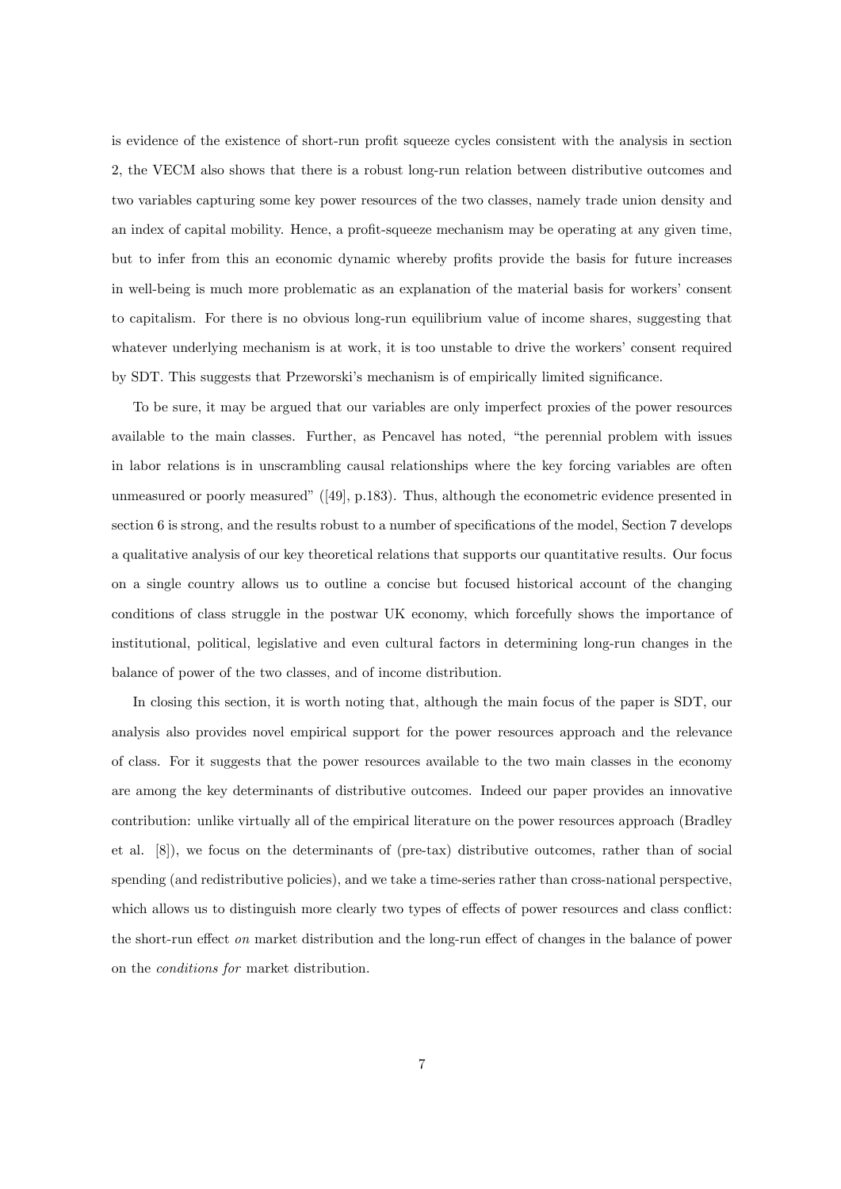is evidence of the existence of short-run profit squeeze cycles consistent with the analysis in section 2, the VECM also shows that there is a robust long-run relation between distributive outcomes and two variables capturing some key power resources of the two classes, namely trade union density and an index of capital mobility. Hence, a profit-squeeze mechanism may be operating at any given time, but to infer from this an economic dynamic whereby profits provide the basis for future increases in well-being is much more problematic as an explanation of the material basis for workers' consent to capitalism. For there is no obvious long-run equilibrium value of income shares, suggesting that whatever underlying mechanism is at work, it is too unstable to drive the workers' consent required by SDT. This suggests that Przeworski's mechanism is of empirically limited significance.

To be sure, it may be argued that our variables are only imperfect proxies of the power resources available to the main classes. Further, as Pencavel has noted, "the perennial problem with issues in labor relations is in unscrambling causal relationships where the key forcing variables are often unmeasured or poorly measured" ([49], p.183). Thus, although the econometric evidence presented in section 6 is strong, and the results robust to a number of specifications of the model, Section 7 develops a qualitative analysis of our key theoretical relations that supports our quantitative results. Our focus on a single country allows us to outline a concise but focused historical account of the changing conditions of class struggle in the postwar UK economy, which forcefully shows the importance of institutional, political, legislative and even cultural factors in determining long-run changes in the balance of power of the two classes, and of income distribution.

In closing this section, it is worth noting that, although the main focus of the paper is SDT, our analysis also provides novel empirical support for the power resources approach and the relevance of class. For it suggests that the power resources available to the two main classes in the economy are among the key determinants of distributive outcomes. Indeed our paper provides an innovative contribution: unlike virtually all of the empirical literature on the power resources approach (Bradley et al. [8]), we focus on the determinants of (pre-tax) distributive outcomes, rather than of social spending (and redistributive policies), and we take a time-series rather than cross-national perspective, which allows us to distinguish more clearly two types of effects of power resources and class conflict: the short-run effect *on* market distribution and the long-run effect of changes in the balance of power on the *conditions for* market distribution.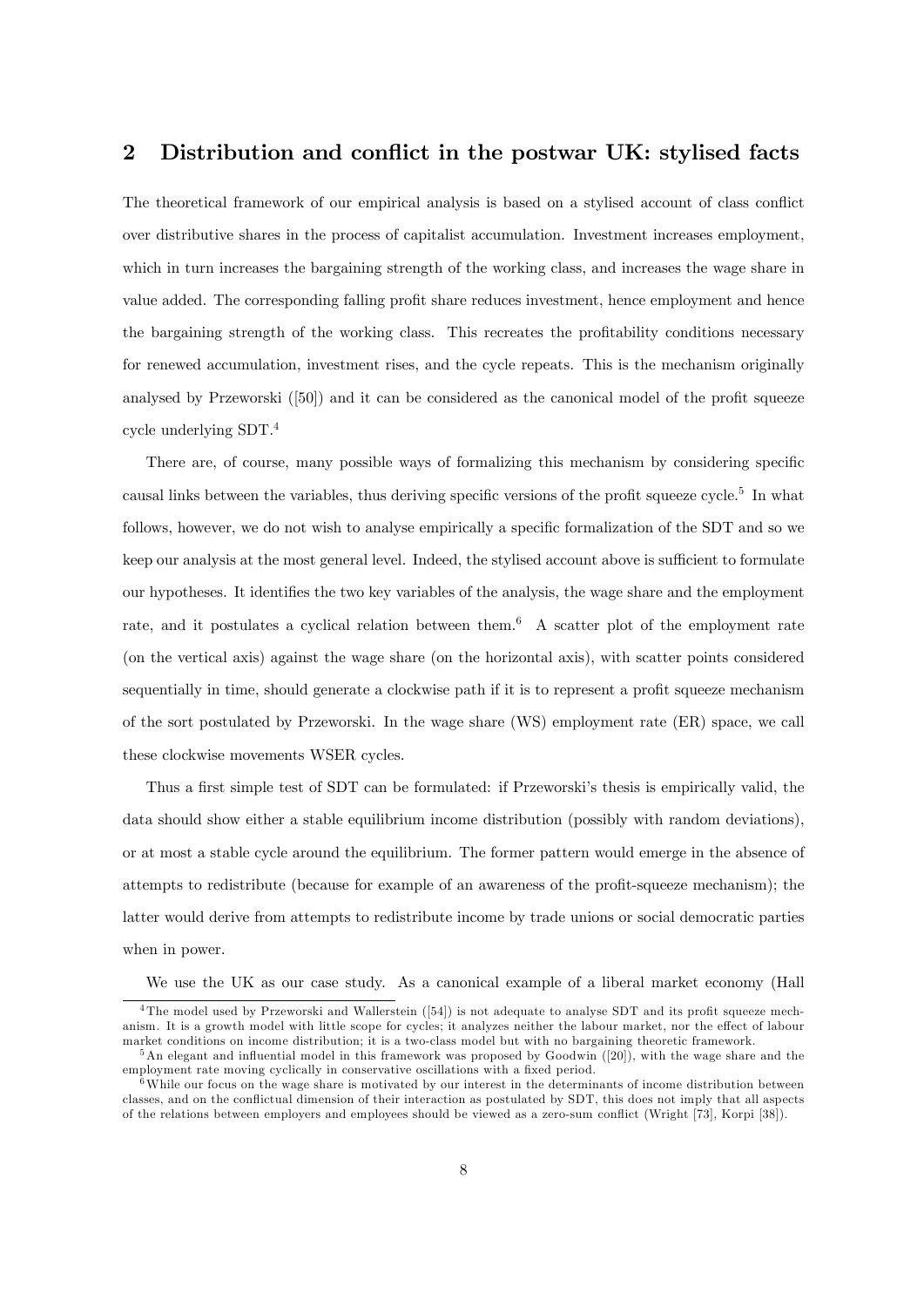## 2 Distribution and conflict in the postwar UK: stylised facts

The theoretical framework of our empirical analysis is based on a stylised account of class conflict over distributive shares in the process of capitalist accumulation. Investment increases employment, which in turn increases the bargaining strength of the working class, and increases the wage share in value added. The corresponding falling profit share reduces investment, hence employment and hence the bargaining strength of the working class. This recreates the profitability conditions necessary for renewed accumulation, investment rises, and the cycle repeats. This is the mechanism originally analysed by Przeworski ([50]) and it can be considered as the canonical model of the profit squeeze cycle underlying SDT.[4]

There are, of course, many possible ways of formalizing this mechanism by considering specific causal links between the variables, thus deriving specific versions of the profit squeeze cycle.[5] In what follows, however, we do not wish to analyse empirically a specific formalization of the SDT and so we keep our analysis at the most general level. Indeed, the stylised account above is sufficient to formulate our hypotheses. It identifies the two key variables of the analysis, the wage share and the employment rate, and it postulates a cyclical relation between them.[6] A scatter plot of the employment rate (on the vertical axis) against the wage share (on the horizontal axis), with scatter points considered sequentially in time, should generate a clockwise path if it is to represent a profit squeeze mechanism of the sort postulated by Przeworski. In the wage share (WS) employment rate (ER) space, we call these clockwise movements WSER cycles.

Thus a first simple test of SDT can be formulated: if Przeworski's thesis is empirically valid, the data should show either a stable equilibrium income distribution (possibly with random deviations), or at most a stable cycle around the equilibrium. The former pattern would emerge in the absence of attempts to redistribute (because for example of an awareness of the profit-squeeze mechanism); the latter would derive from attempts to redistribute income by trade unions or social democratic parties when in power.

We use the UK as our case study. As a canonical example of a liberal market economy (Hall

[4] The model used by Przeworski and Wallerstein ([54]) is not adequate to analyse SDT and its profit squeeze mechanism. It is a growth model with little scope for cycles; it analyzes neither the labour market, nor the effect of labour market conditions on income distribution; it is a two-class model but with no bargaining theoretic framework.

[5] An elegant and influential model in this framework was proposed by Goodwin ([20]), with the wage share and the employment rate moving cyclically in conservative oscillations with a fixed period.

[6] While our focus on the wage share is motivated by our interest in the determinants of income distribution between classes, and on the conflictual dimension of their interaction as postulated by SDT, this does not imply that all aspects of the relations between employers and employees should be viewed as a zero-sum conflict (Wright [73], Korpi [38]).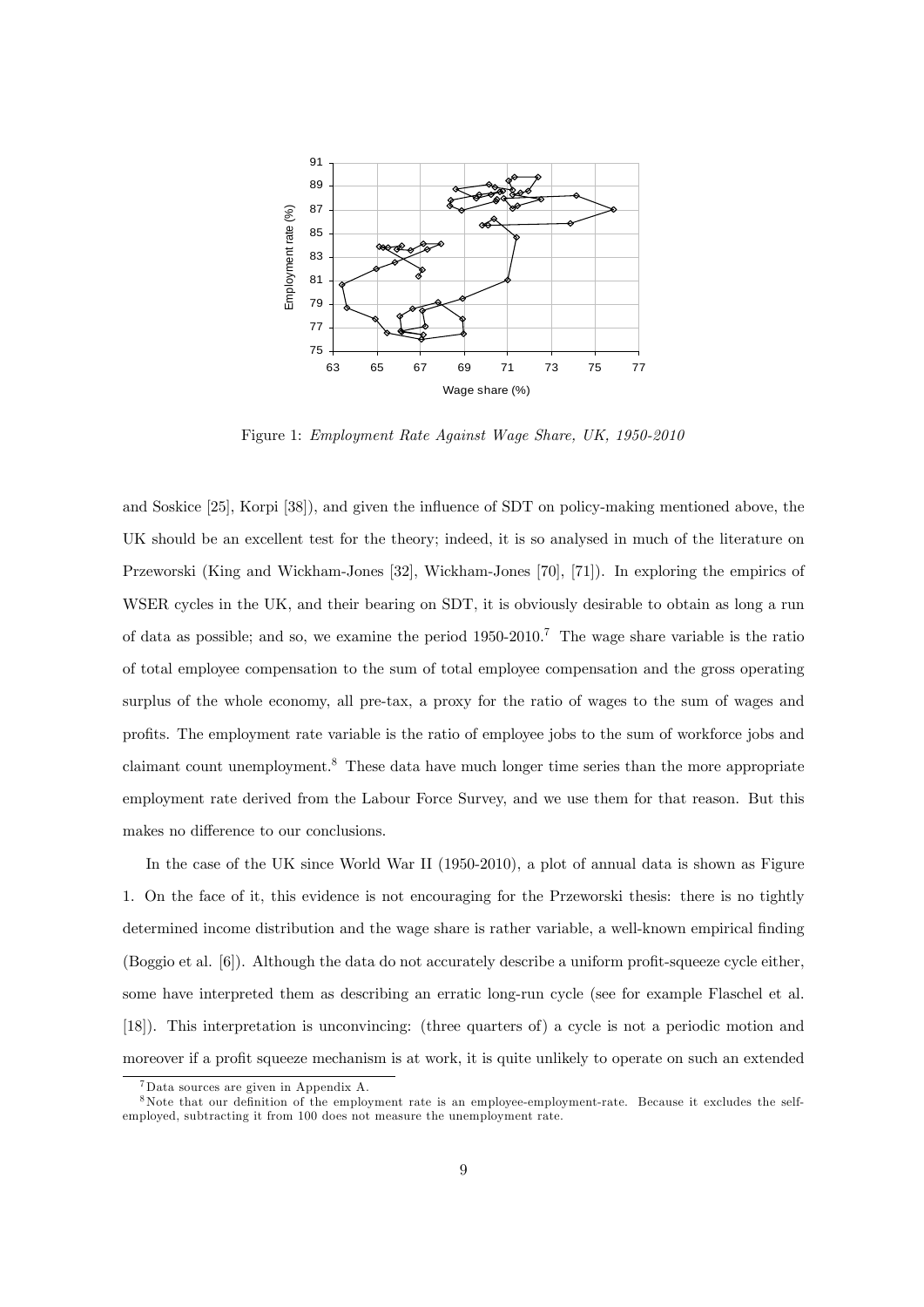Figure 1: *Employment Rate Against Wage Share, UK, 1950-2010*

and Soskice [25], Korpi [38]), and given the influence of SDT on policy-making mentioned above, the UK should be an excellent test for the theory; indeed, it is so analysed in much of the literature on Przeworski (King and Wickham-Jones [32], Wickham-Jones [70], [71]). In exploring the empirics of WSER cycles in the UK, and their bearing on SDT, it is obviously desirable to obtain as long a run of data as possible; and so, we examine the period 1950-2010.[7] The wage share variable is the ratio of total employee compensation to the sum of total employee compensation and the gross operating surplus of the whole economy, all pre-tax, a proxy for the ratio of wages to the sum of wages and profits. The employment rate variable is the ratio of employee jobs to the sum of workforce jobs and claimant count unemployment.[8] These data have much longer time series than the more appropriate employment rate derived from the Labour Force Survey, and we use them for that reason. But this makes no difference to our conclusions.

In the case of the UK since World War II (1950-2010), a plot of annual data is shown as Figure 1. On the face of it, this evidence is not encouraging for the Przeworski thesis: there is no tightly determined income distribution and the wage share is rather variable, a well-known empirical finding (Boggio et al. [6]). Although the data do not accurately describe a uniform profit-squeeze cycle either, some have interpreted them as describing an erratic long-run cycle (see for example Flaschel et al. [18]). This interpretation is unconvincing: (three quarters of) a cycle is not a periodic motion and moreover if a profit squeeze mechanism is at work, it is quite unlikely to operate on such an extended

[7] Data sources are given in Appendix A.

[8] Note that our definition of the employment rate is an employee-employment-rate. Because it excludes the self-employed, subtracting it from 100 does not measure the unemployment rate.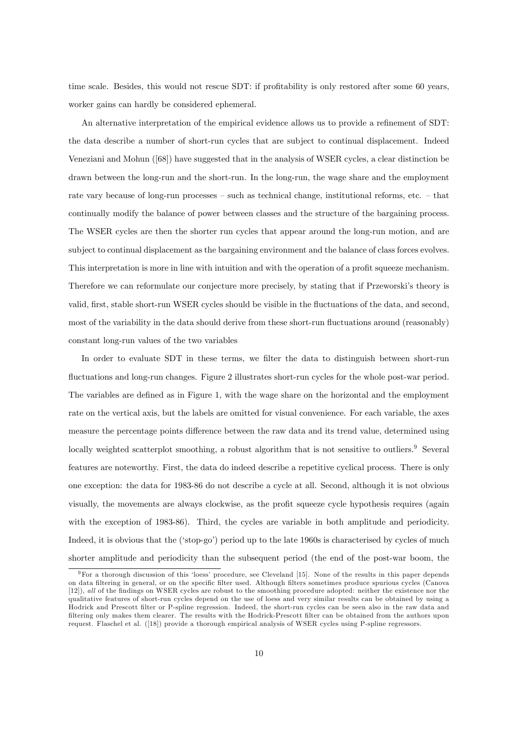time scale. Besides, this would not rescue SDT: if profitability is only restored after some 60 years, worker gains can hardly be considered ephemeral.

An alternative interpretation of the empirical evidence allows us to provide a refinement of SDT: the data describe a number of short-run cycles that are subject to continual displacement. Indeed Veneziani and Mohun ([68]) have suggested that in the analysis of WSER cycles, a clear distinction be drawn between the long-run and the short-run. In the long-run, the wage share and the employment rate vary because of long-run processes – such as technical change, institutional reforms, etc. – that continually modify the balance of power between classes and the structure of the bargaining process. The WSER cycles are then the shorter run cycles that appear around the long-run motion, and are subject to continual displacement as the bargaining environment and the balance of class forces evolves. This interpretation is more in line with intuition and with the operation of a profit squeeze mechanism. Therefore we can reformulate our conjecture more precisely, by stating that if Przeworski's theory is valid, first, stable short-run WSER cycles should be visible in the fluctuations of the data, and second, most of the variability in the data should derive from these short-run fluctuations around (reasonably) constant long-run values of the two variables

In order to evaluate SDT in these terms, we filter the data to distinguish between short-run fluctuations and long-run changes. Figure 2 illustrates short-run cycles for the whole post-war period. The variables are defined as in Figure 1, with the wage share on the horizontal and the employment rate on the vertical axis, but the labels are omitted for visual convenience. For each variable, the axes measure the percentage points difference between the raw data and its trend value, determined using locally weighted scatterplot smoothing, a robust algorithm that is not sensitive to outliers.[9] Several features are noteworthy. First, the data do indeed describe a repetitive cyclical process. There is only one exception: the data for 1983-86 do not describe a cycle at all. Second, although it is not obvious visually, the movements are always clockwise, as the profit squeeze cycle hypothesis requires (again with the exception of 1983-86). Third, the cycles are variable in both amplitude and periodicity. Indeed, it is obvious that the ('stop-go') period up to the late 1960s is characterised by cycles of much shorter amplitude and periodicity than the subsequent period (the end of the post-war boom, the

[9] For a thorough discussion of this 'loess' procedure, see Cleveland [15]. None of the results in this paper depends on data filtering in general, or on the specific filter used. Although filters sometimes produce spurious cycles (Canova [12]), *all* of the findings on WSER cycles are robust to the smoothing procedure adopted: neither the existence nor the qualitative features of short-run cycles depend on the use of loess and very similar results can be obtained by using a Hodrick and Prescott filter or P-spline regression. Indeed, the short-run cycles can be seen also in the raw data and filtering only makes them clearer. The results with the Hodrick-Prescott filter can be obtained from the authors upon request. Flaschel et al. ([18]) provide a thorough empirical analysis of WSER cycles using P-spline regressors.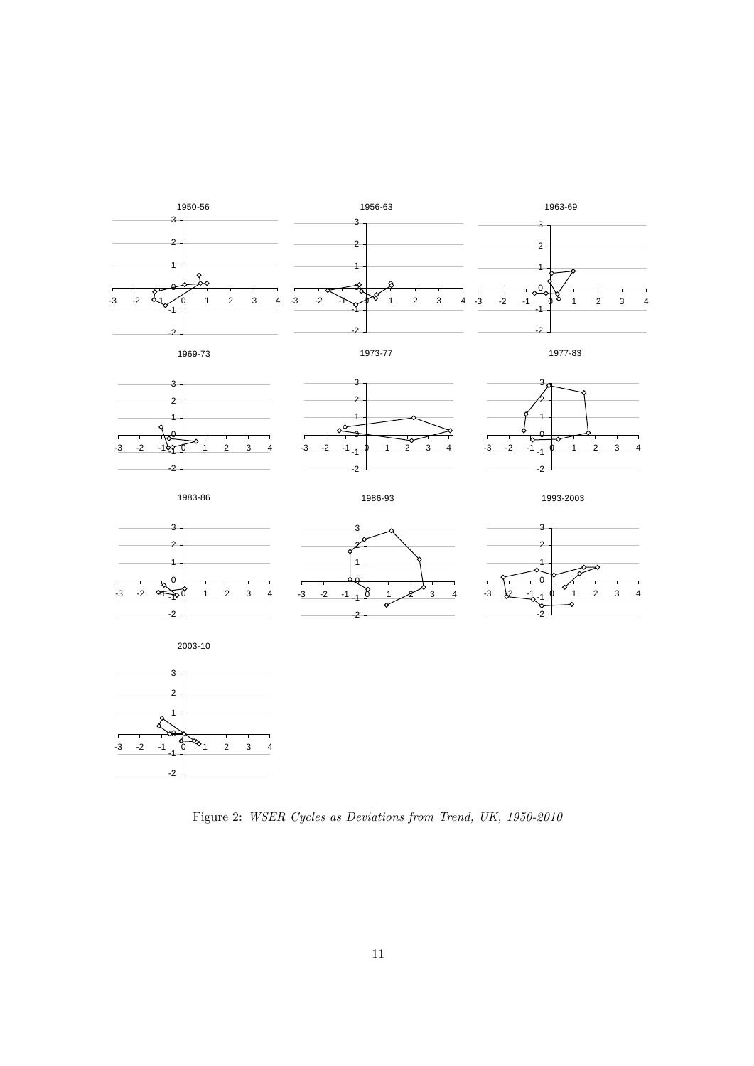Figure 2: *WSER Cycles as Deviations from Trend, UK, 1950-2010*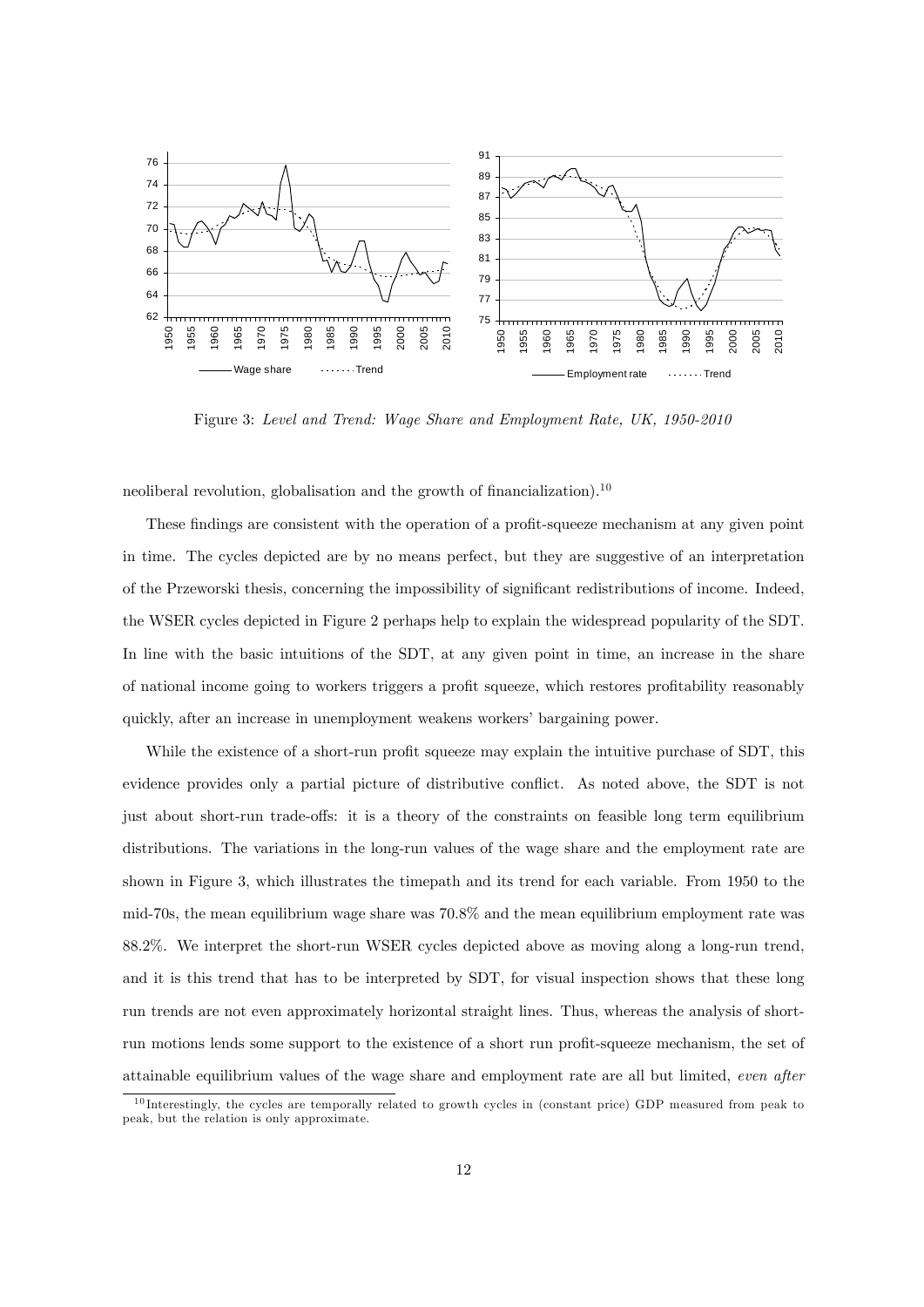Figure 3: *Level and Trend: Wage Share and Employment Rate, UK, 1950-2010*

neoliberal revolution, globalisation and the growth of financialization).[10]

These findings are consistent with the operation of a profit-squeeze mechanism at any given point in time. The cycles depicted are by no means perfect, but they are suggestive of an interpretation of the Przeworski thesis, concerning the impossibility of significant redistributions of income. Indeed, the WSER cycles depicted in Figure 2 perhaps help to explain the widespread popularity of the SDT. In line with the basic intuitions of the SDT, at any given point in time, an increase in the share of national income going to workers triggers a profit squeeze, which restores profitability reasonably quickly, after an increase in unemployment weakens workers' bargaining power.

While the existence of a short-run profit squeeze may explain the intuitive purchase of SDT, this evidence provides only a partial picture of distributive conflict. As noted above, the SDT is not just about short-run trade-offs: it is a theory of the constraints on feasible long term equilibrium distributions. The variations in the long-run values of the wage share and the employment rate are shown in Figure 3, which illustrates the timepath and its trend for each variable. From 1950 to the mid-70s, the mean equilibrium wage share was 70.8% and the mean equilibrium employment rate was 88.2%. We interpret the short-run WSER cycles depicted above as moving along a long-run trend, and it is this trend that has to be interpreted by SDT, for visual inspection shows that these long run trends are not even approximately horizontal straight lines. Thus, whereas the analysis of short-run motions lends some support to the existence of a short run profit-squeeze mechanism, the set of attainable equilibrium values of the wage share and employment rate are all but limited, *even after*

[10] Interestingly, the cycles are temporally related to growth cycles in (constant price) GDP measured from peak to peak, but the relation is only approximate.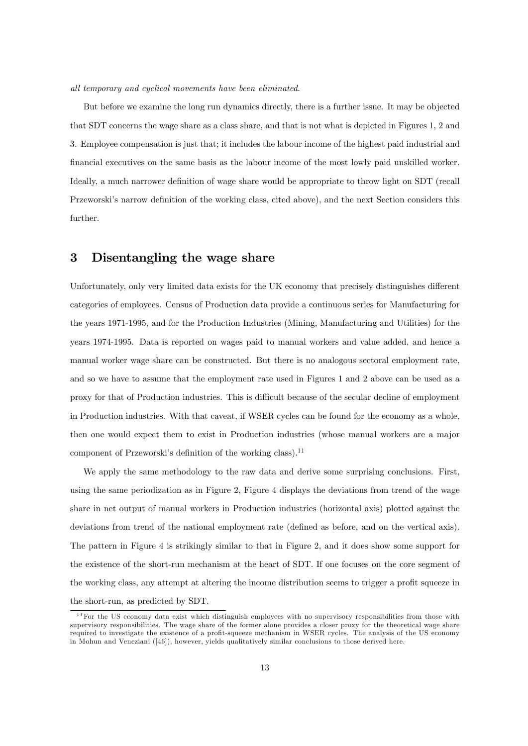*all temporary and cyclical movements have been eliminated*.

But before we examine the long run dynamics directly, there is a further issue. It may be objected that SDT concerns the wage share as a class share, and that is not what is depicted in Figures 1, 2 and 3. Employee compensation is just that; it includes the labour income of the highest paid industrial and financial executives on the same basis as the labour income of the most lowly paid unskilled worker. Ideally, a much narrower definition of wage share would be appropriate to throw light on SDT (recall Przeworski's narrow definition of the working class, cited above), and the next Section considers this further.

## 3 Disentangling the wage share

Unfortunately, only very limited data exists for the UK economy that precisely distinguishes different categories of employees. Census of Production data provide a continuous series for Manufacturing for the years 1971-1995, and for the Production Industries (Mining, Manufacturing and Utilities) for the years 1974-1995. Data is reported on wages paid to manual workers and value added, and hence a manual worker wage share can be constructed. But there is no analogous sectoral employment rate, and so we have to assume that the employment rate used in Figures 1 and 2 above can be used as a proxy for that of Production industries. This is difficult because of the secular decline of employment in Production industries. With that caveat, if WSER cycles can be found for the economy as a whole, then one would expect them to exist in Production industries (whose manual workers are a major component of Przeworski's definition of the working class).[11]

We apply the same methodology to the raw data and derive some surprising conclusions. First, using the same periodization as in Figure 2, Figure 4 displays the deviations from trend of the wage share in net output of manual workers in Production industries (horizontal axis) plotted against the deviations from trend of the national employment rate (defined as before, and on the vertical axis). The pattern in Figure 4 is strikingly similar to that in Figure 2, and it does show some support for the existence of the short-run mechanism at the heart of SDT. If one focuses on the core segment of the working class, any attempt at altering the income distribution seems to trigger a profit squeeze in the short-run, as predicted by SDT.

[11] For the US economy data exist which distinguish employees with no supervisory responsibilities from those with supervisory responsibilities. The wage share of the former alone provides a closer proxy for the theoretical wage share required to investigate the existence of a profit-squeeze mechanism in WSER cycles. The analysis of the US economy in Mohun and Veneziani ([46]), however, yields qualitatively similar conclusions to those derived here.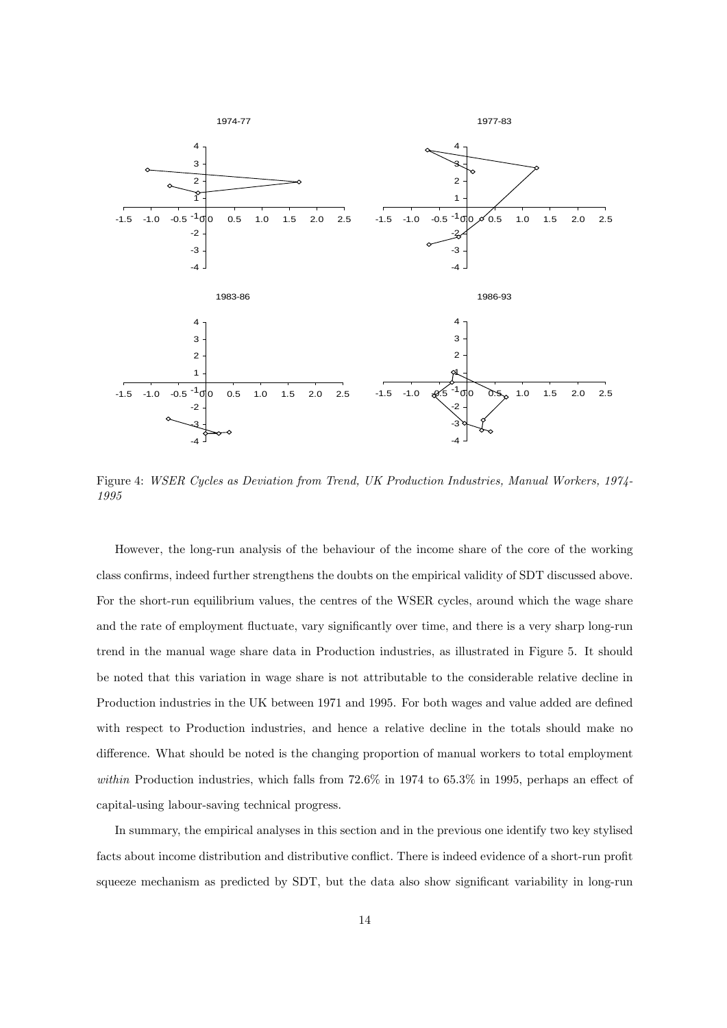Figure 4: *WSER Cycles as Deviation from Trend, UK Production Industries, Manual Workers, 1974-1995*

However, the long-run analysis of the behaviour of the income share of the core of the working class confirms, indeed further strengthens the doubts on the empirical validity of SDT discussed above. For the short-run equilibrium values, the centres of the WSER cycles, around which the wage share and the rate of employment fluctuate, vary significantly over time, and there is a very sharp long-run trend in the manual wage share data in Production industries, as illustrated in Figure 5. It should be noted that this variation in wage share is not attributable to the considerable relative decline in Production industries in the UK between 1971 and 1995. For both wages and value added are defined with respect to Production industries, and hence a relative decline in the totals should make no difference. What should be noted is the changing proportion of manual workers to total employment *within* Production industries, which falls from 72.6% in 1974 to 65.3% in 1995, perhaps an effect of capital-using labour-saving technical progress.

In summary, the empirical analyses in this section and in the previous one identify two key stylised facts about income distribution and distributive conflict. There is indeed evidence of a short-run profit squeeze mechanism as predicted by SDT, but the data also show significant variability in long-run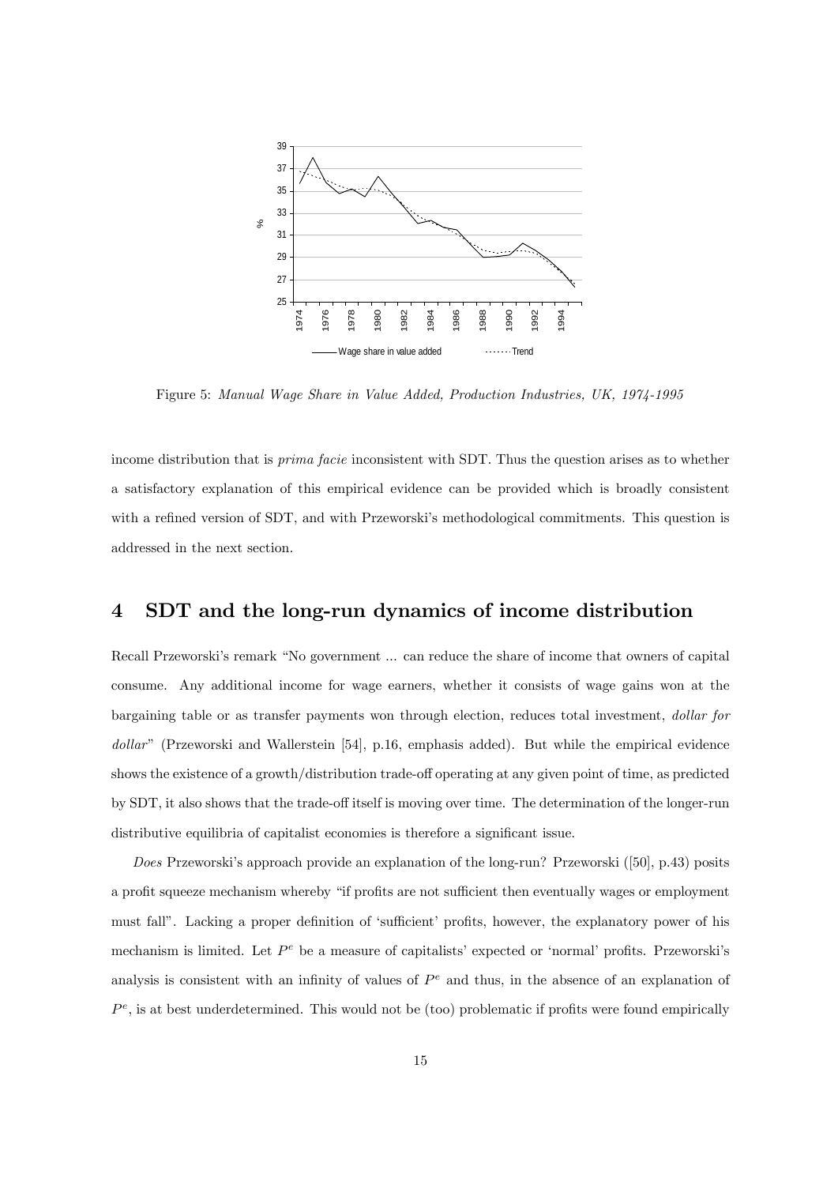Figure 5: *Manual Wage Share in Value Added, Production Industries, UK, 1974-1995*

income distribution that is *prima facie* inconsistent with SDT. Thus the question arises as to whether a satisfactory explanation of this empirical evidence can be provided which is broadly consistent with a refined version of SDT, and with Przeworski's methodological commitments. This question is addressed in the next section.

## 4 SDT and the long-run dynamics of income distribution

Recall Przeworski's remark "No government ... can reduce the share of income that owners of capital consume. Any additional income for wage earners, whether it consists of wage gains won at the bargaining table or as transfer payments won through election, reduces total investment, *dollar for dollar*" (Przeworski and Wallerstein [54], p.16, emphasis added). But while the empirical evidence shows the existence of a growth/distribution trade-off operating at any given point of time, as predicted by SDT, it also shows that the trade-off itself is moving over time. The determination of the longer-run distributive equilibria of capitalist economies is therefore a significant issue.

*Does* Przeworski's approach provide an explanation of the long-run? Przeworski ([50], p.43) posits a profit squeeze mechanism whereby "if profits are not sufficient then eventually wages or employment must fall". Lacking a proper definition of 'sufficient' profits, however, the explanatory power of his mechanism is limited. Let $P^e$ be a measure of capitalists' expected or 'normal' profits. Przeworski's analysis is consistent with an infinity of values of $P^e$ and thus, in the absence of an explanation of $P^e$, is at best underdetermined. This would not be (too) problematic if profits were found empirically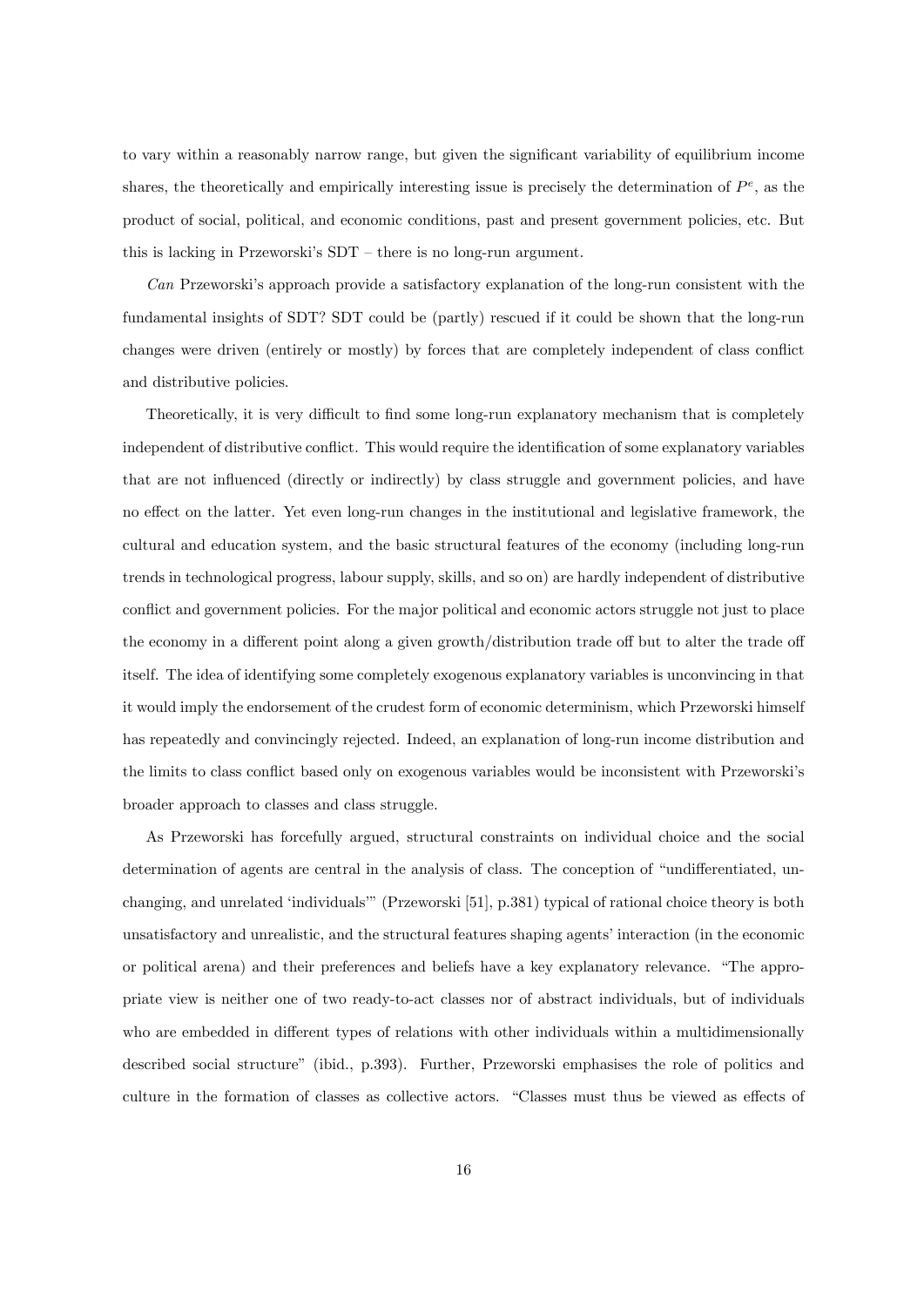to vary within a reasonably narrow range, but given the significant variability of equilibrium income shares, the theoretically and empirically interesting issue is precisely the determination of $P^e$, as the product of social, political, and economic conditions, past and present government policies, etc. But this is lacking in Przeworski's SDT – there is no long-run argument.

*Can* Przeworski's approach provide a satisfactory explanation of the long-run consistent with the fundamental insights of SDT? SDT could be (partly) rescued if it could be shown that the long-run changes were driven (entirely or mostly) by forces that are completely independent of class conflict and distributive policies.

Theoretically, it is very difficult to find some long-run explanatory mechanism that is completely independent of distributive conflict. This would require the identification of some explanatory variables that are not influenced (directly or indirectly) by class struggle and government policies, and have no effect on the latter. Yet even long-run changes in the institutional and legislative framework, the cultural and education system, and the basic structural features of the economy (including long-run trends in technological progress, labour supply, skills, and so on) are hardly independent of distributive conflict and government policies. For the major political and economic actors struggle not just to place the economy in a different point along a given growth/distribution trade off but to alter the trade off itself. The idea of identifying some completely exogenous explanatory variables is unconvincing in that it would imply the endorsement of the crudest form of economic determinism, which Przeworski himself has repeatedly and convincingly rejected. Indeed, an explanation of long-run income distribution and the limits to class conflict based only on exogenous variables would be inconsistent with Przeworski's broader approach to classes and class struggle.

As Przeworski has forcefully argued, structural constraints on individual choice and the social determination of agents are central in the analysis of class. The conception of "undifferentiated, unchanging, and unrelated 'individuals'" (Przeworski [51], p.381) typical of rational choice theory is both unsatisfactory and unrealistic, and the structural features shaping agents' interaction (in the economic or political arena) and their preferences and beliefs have a key explanatory relevance. "The appropriate view is neither one of two ready-to-act classes nor of abstract individuals, but of individuals who are embedded in different types of relations with other individuals within a multidimensionally described social structure" (ibid., p.393). Further, Przeworski emphasises the role of politics and culture in the formation of classes as collective actors. "Classes must thus be viewed as effects of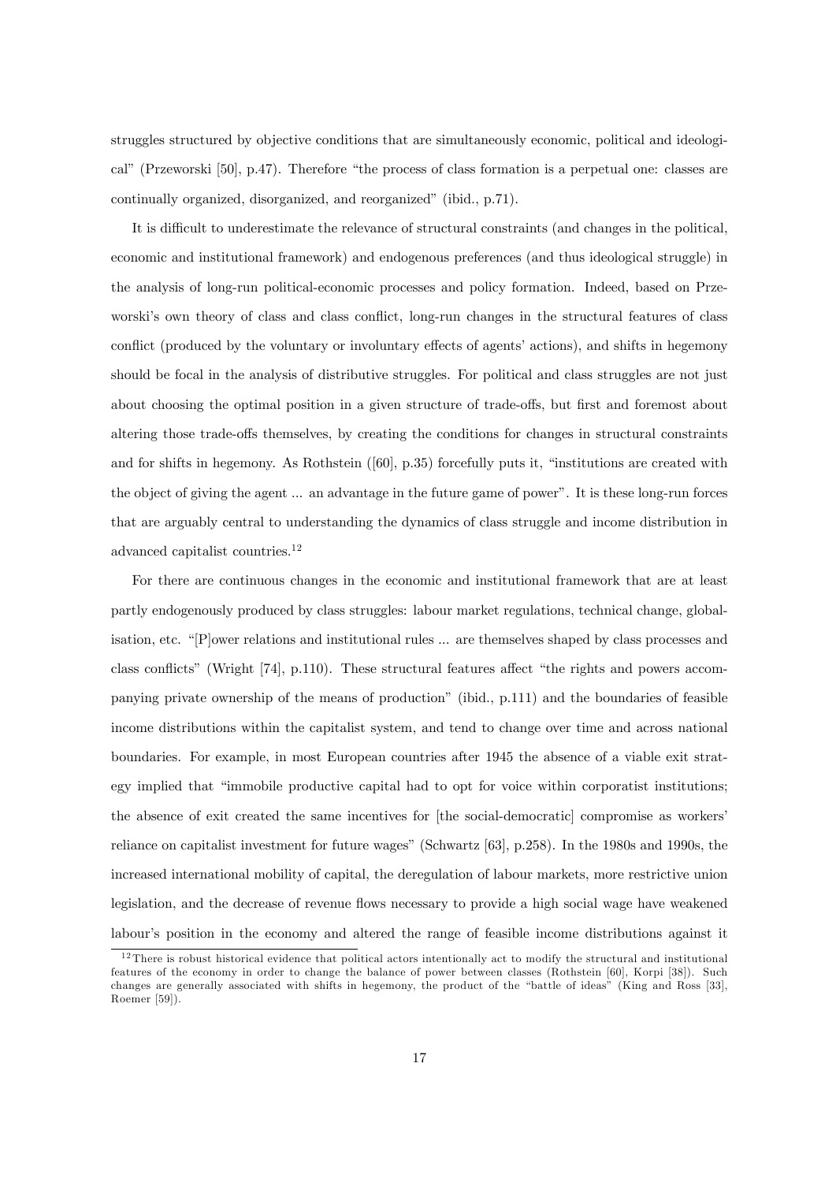struggles structured by objective conditions that are simultaneously economic, political and ideological" (Przeworski [50], p.47). Therefore "the process of class formation is a perpetual one: classes are continually organized, disorganized, and reorganized" (ibid., p.71).

It is difficult to underestimate the relevance of structural constraints (and changes in the political, economic and institutional framework) and endogenous preferences (and thus ideological struggle) in the analysis of long-run political-economic processes and policy formation. Indeed, based on Przeworski's own theory of class and class conflict, long-run changes in the structural features of class conflict (produced by the voluntary or involuntary effects of agents' actions), and shifts in hegemony should be focal in the analysis of distributive struggles. For political and class struggles are not just about choosing the optimal position in a given structure of trade-offs, but first and foremost about altering those trade-offs themselves, by creating the conditions for changes in structural constraints and for shifts in hegemony. As Rothstein ([60], p.35) forcefully puts it, "institutions are created with the object of giving the agent ... an advantage in the future game of power". It is these long-run forces that are arguably central to understanding the dynamics of class struggle and income distribution in advanced capitalist countries.[12]

For there are continuous changes in the economic and institutional framework that are at least partly endogenously produced by class struggles: labour market regulations, technical change, globalisation, etc. "[P]ower relations and institutional rules ... are themselves shaped by class processes and class conflicts" (Wright [74], p.110). These structural features affect "the rights and powers accompanying private ownership of the means of production" (ibid., p.111) and the boundaries of feasible income distributions within the capitalist system, and tend to change over time and across national boundaries. For example, in most European countries after 1945 the absence of a viable exit strategy implied that "immobile productive capital had to opt for voice within corporatist institutions; the absence of exit created the same incentives for [the social-democratic] compromise as workers' reliance on capitalist investment for future wages" (Schwartz [63], p.258). In the 1980s and 1990s, the increased international mobility of capital, the deregulation of labour markets, more restrictive union legislation, and the decrease of revenue flows necessary to provide a high social wage have weakened labour's position in the economy and altered the range of feasible income distributions against it

[12] There is robust historical evidence that political actors intentionally act to modify the structural and institutional features of the economy in order to change the balance of power between classes (Rothstein [60], Korpi [38]). Such changes are generally associated with shifts in hegemony, the product of the "battle of ideas" (King and Ross [33], Roemer [59]).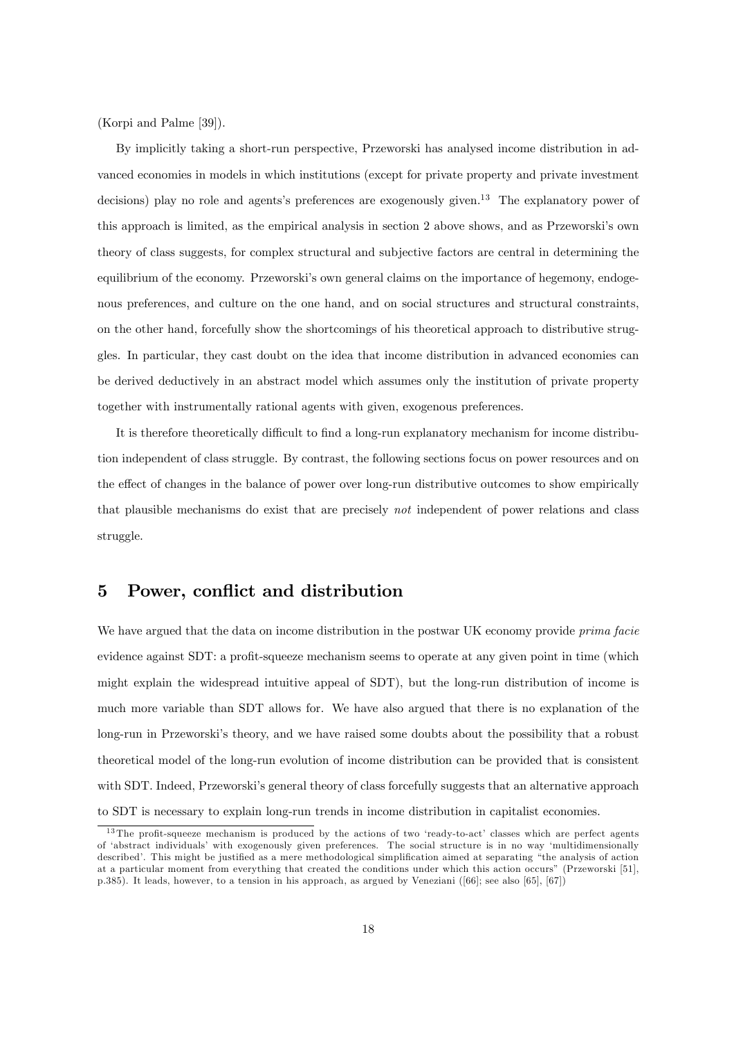(Korpi and Palme [39]).

By implicitly taking a short-run perspective, Przeworski has analysed income distribution in advanced economies in models in which institutions (except for private property and private investment decisions) play no role and agents's preferences are exogenously given.[13] The explanatory power of this approach is limited, as the empirical analysis in section 2 above shows, and as Przeworski's own theory of class suggests, for complex structural and subjective factors are central in determining the equilibrium of the economy. Przeworski's own general claims on the importance of hegemony, endogenous preferences, and culture on the one hand, and on social structures and structural constraints, on the other hand, forcefully show the shortcomings of his theoretical approach to distributive struggles. In particular, they cast doubt on the idea that income distribution in advanced economies can be derived deductively in an abstract model which assumes only the institution of private property together with instrumentally rational agents with given, exogenous preferences.

It is therefore theoretically difficult to find a long-run explanatory mechanism for income distribution independent of class struggle. By contrast, the following sections focus on power resources and on the effect of changes in the balance of power over long-run distributive outcomes to show empirically that plausible mechanisms do exist that are precisely *not* independent of power relations and class struggle.

## 5 Power, conflict and distribution

We have argued that the data on income distribution in the postwar UK economy provide *prima facie* evidence against SDT: a profit-squeeze mechanism seems to operate at any given point in time (which might explain the widespread intuitive appeal of SDT), but the long-run distribution of income is much more variable than SDT allows for. We have also argued that there is no explanation of the long-run in Przeworski's theory, and we have raised some doubts about the possibility that a robust theoretical model of the long-run evolution of income distribution can be provided that is consistent with SDT. Indeed, Przeworski's general theory of class forcefully suggests that an alternative approach to SDT is necessary to explain long-run trends in income distribution in capitalist economies.

[13] The profit-squeeze mechanism is produced by the actions of two 'ready-to-act' classes which are perfect agents of 'abstract individuals' with exogenously given preferences. The social structure is in no way 'multidimensionally described'. This might be justified as a mere methodological simplification aimed at separating "the analysis of action at a particular moment from everything that created the conditions under which this action occurs" (Przeworski [51], p.385). It leads, however, to a tension in his approach, as argued by Veneziani ([66]; see also [65], [67])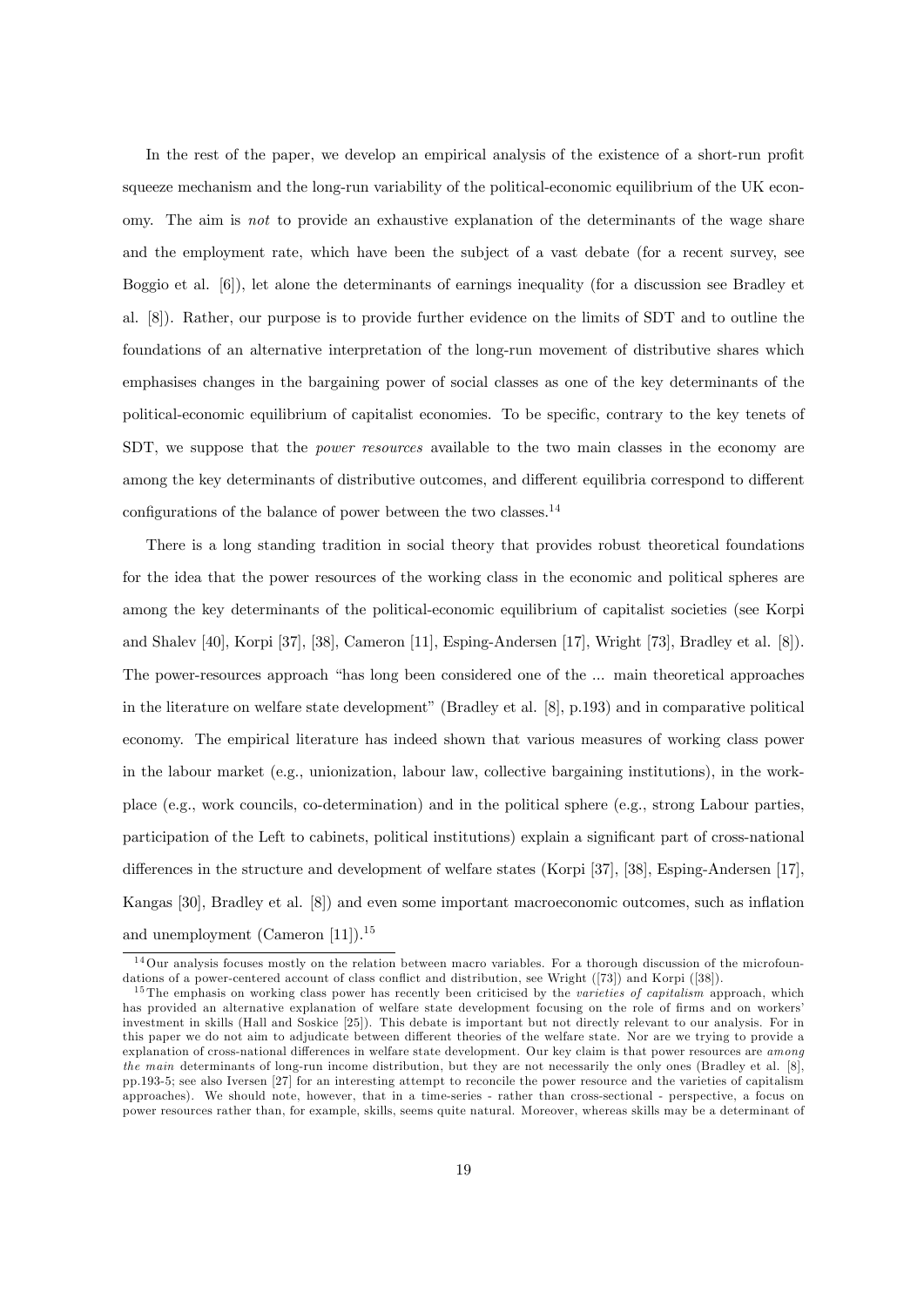In the rest of the paper, we develop an empirical analysis of the existence of a short-run profit squeeze mechanism and the long-run variability of the political-economic equilibrium of the UK economy. The aim is *not* to provide an exhaustive explanation of the determinants of the wage share and the employment rate, which have been the subject of a vast debate (for a recent survey, see Boggio et al. [6]), let alone the determinants of earnings inequality (for a discussion see Bradley et al. [8]). Rather, our purpose is to provide further evidence on the limits of SDT and to outline the foundations of an alternative interpretation of the long-run movement of distributive shares which emphasises changes in the bargaining power of social classes as one of the key determinants of the political-economic equilibrium of capitalist economies. To be specific, contrary to the key tenets of SDT, we suppose that the *power resources* available to the two main classes in the economy are among the key determinants of distributive outcomes, and different equilibria correspond to different configurations of the balance of power between the two classes.[14]

There is a long standing tradition in social theory that provides robust theoretical foundations for the idea that the power resources of the working class in the economic and political spheres are among the key determinants of the political-economic equilibrium of capitalist societies (see Korpi and Shalev [40], Korpi [37], [38], Cameron [11], Esping-Andersen [17], Wright [73], Bradley et al. [8]). The power-resources approach "has long been considered one of the ... main theoretical approaches in the literature on welfare state development" (Bradley et al. [8], p.193) and in comparative political economy. The empirical literature has indeed shown that various measures of working class power in the labour market (e.g., unionization, labour law, collective bargaining institutions), in the workplace (e.g., work councils, co-determination) and in the political sphere (e.g., strong Labour parties, participation of the Left to cabinets, political institutions) explain a significant part of cross-national differences in the structure and development of welfare states (Korpi [37], [38], Esping-Andersen [17], Kangas [30], Bradley et al. [8]) and even some important macroeconomic outcomes, such as inflation and unemployment (Cameron [11]).[15]

---

[14] Our analysis focuses mostly on the relation between macro variables. For a thorough discussion of the microfoundations of a power-centered account of class conflict and distribution, see Wright ([73]) and Korpi ([38]).

[15] The emphasis on working class power has recently been criticised by the *varieties of capitalism* approach, which has provided an alternative explanation of welfare state development focusing on the role of firms and on workers' investment in skills (Hall and Soskice [25]). This debate is important but not directly relevant to our analysis. For in this paper we do not aim to adjudicate between different theories of the welfare state. Nor are we trying to provide a explanation of cross-national differences in welfare state development. Our key claim is that power resources are *among the main* determinants of long-run income distribution, but they are not necessarily the only ones (Bradley et al. [8], pp.193-5; see also Iversen [27] for an interesting attempt to reconcile the power resource and the varieties of capitalism approaches). We should note, however, that in a time-series - rather than cross-sectional - perspective, a focus on power resources rather than, for example, skills, seems quite natural. Moreover, whereas skills may be a determinant of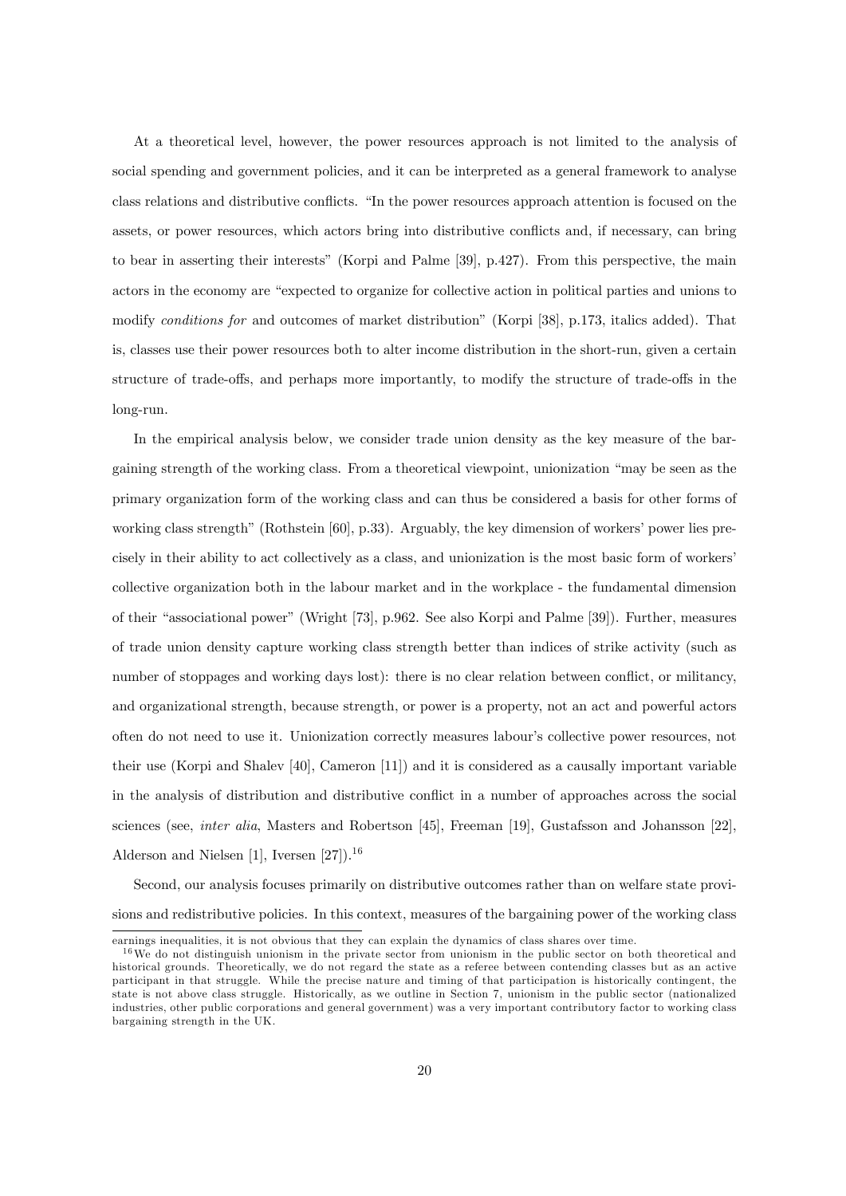At a theoretical level, however, the power resources approach is not limited to the analysis of social spending and government policies, and it can be interpreted as a general framework to analyse class relations and distributive conflicts. "In the power resources approach attention is focused on the assets, or power resources, which actors bring into distributive conflicts and, if necessary, can bring to bear in asserting their interests" (Korpi and Palme [39], p.427). From this perspective, the main actors in the economy are "expected to organize for collective action in political parties and unions to modify *conditions for* and outcomes of market distribution" (Korpi [38], p.173, italics added). That is, classes use their power resources both to alter income distribution in the short-run, given a certain structure of trade-offs, and perhaps more importantly, to modify the structure of trade-offs in the long-run.

In the empirical analysis below, we consider trade union density as the key measure of the bargaining strength of the working class. From a theoretical viewpoint, unionization "may be seen as the primary organization form of the working class and can thus be considered a basis for other forms of working class strength" (Rothstein [60], p.33). Arguably, the key dimension of workers' power lies precisely in their ability to act collectively as a class, and unionization is the most basic form of workers' collective organization both in the labour market and in the workplace - the fundamental dimension of their "associational power" (Wright [73], p.962. See also Korpi and Palme [39]). Further, measures of trade union density capture working class strength better than indices of strike activity (such as number of stoppages and working days lost): there is no clear relation between conflict, or militancy, and organizational strength, because strength, or power is a property, not an act and powerful actors often do not need to use it. Unionization correctly measures labour's collective power resources, not their use (Korpi and Shalev [40], Cameron [11]) and it is considered as a causally important variable in the analysis of distribution and distributive conflict in a number of approaches across the social sciences (see, *inter alia*, Masters and Robertson [45], Freeman [19], Gustafsson and Johansson [22], Alderson and Nielsen [1], Iversen [27]).[16]

Second, our analysis focuses primarily on distributive outcomes rather than on welfare state provisions and redistributive policies. In this context, measures of the bargaining power of the working class

earnings inequalities, it is not obvious that they can explain the dynamics of class shares over time.

[16] We do not distinguish unionism in the private sector from unionism in the public sector on both theoretical and historical grounds. Theoretically, we do not regard the state as a referee between contending classes but as an active participant in that struggle. While the precise nature and timing of that participation is historically contingent, the state is not above class struggle. Historically, as we outline in Section 7, unionism in the public sector (nationalized industries, other public corporations and general government) was a very important contributory factor to working class bargaining strength in the UK.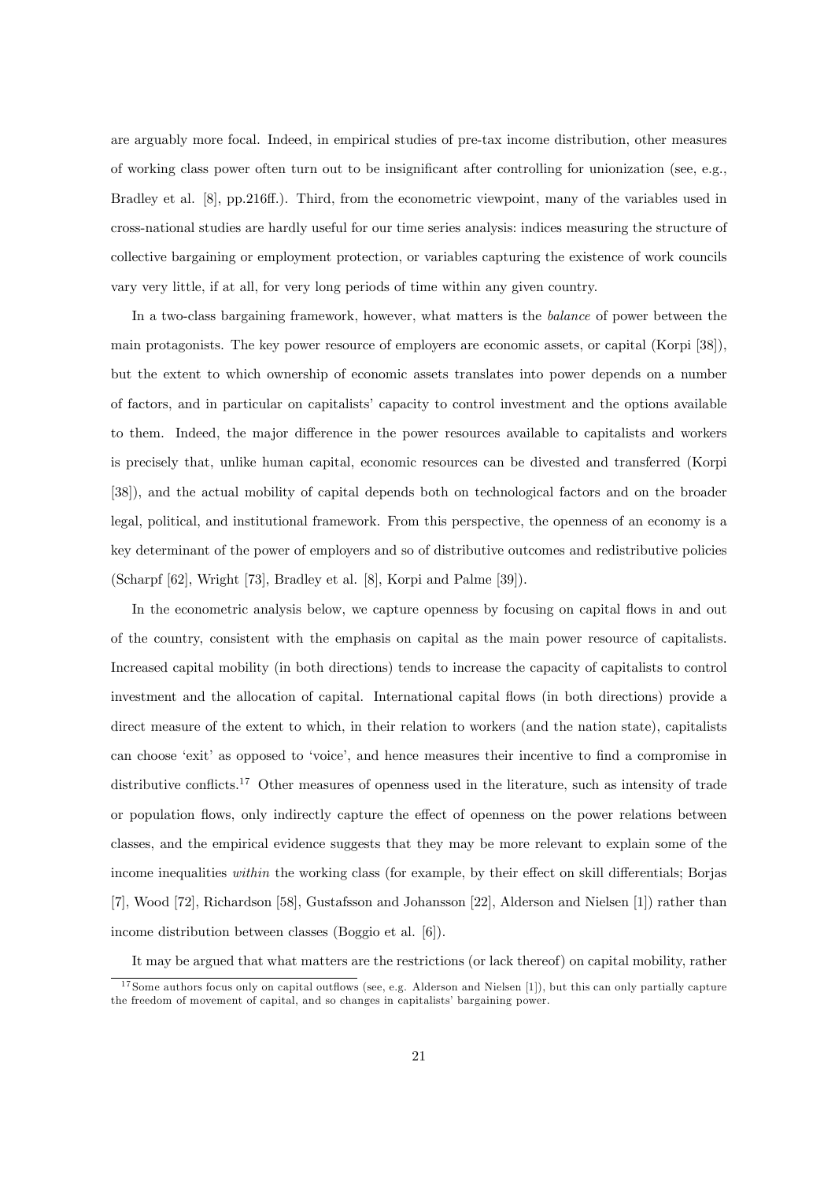are arguably more focal. Indeed, in empirical studies of pre-tax income distribution, other measures of working class power often turn out to be insignificant after controlling for unionization (see, e.g., Bradley et al. [8], pp.216ff.). Third, from the econometric viewpoint, many of the variables used in cross-national studies are hardly useful for our time series analysis: indices measuring the structure of collective bargaining or employment protection, or variables capturing the existence of work councils vary very little, if at all, for very long periods of time within any given country.

In a two-class bargaining framework, however, what matters is the *balance* of power between the main protagonists. The key power resource of employers are economic assets, or capital (Korpi [38]), but the extent to which ownership of economic assets translates into power depends on a number of factors, and in particular on capitalists' capacity to control investment and the options available to them. Indeed, the major difference in the power resources available to capitalists and workers is precisely that, unlike human capital, economic resources can be divested and transferred (Korpi [38]), and the actual mobility of capital depends both on technological factors and on the broader legal, political, and institutional framework. From this perspective, the openness of an economy is a key determinant of the power of employers and so of distributive outcomes and redistributive policies (Scharpf [62], Wright [73], Bradley et al. [8], Korpi and Palme [39]).

In the econometric analysis below, we capture openness by focusing on capital flows in and out of the country, consistent with the emphasis on capital as the main power resource of capitalists. Increased capital mobility (in both directions) tends to increase the capacity of capitalists to control investment and the allocation of capital. International capital flows (in both directions) provide a direct measure of the extent to which, in their relation to workers (and the nation state), capitalists can choose 'exit' as opposed to 'voice', and hence measures their incentive to find a compromise in distributive conflicts.[17] Other measures of openness used in the literature, such as intensity of trade or population flows, only indirectly capture the effect of openness on the power relations between classes, and the empirical evidence suggests that they may be more relevant to explain some of the income inequalities *within* the working class (for example, by their effect on skill differentials; Borjas [7], Wood [72], Richardson [58], Gustafsson and Johansson [22], Alderson and Nielsen [1]) rather than income distribution between classes (Boggio et al. [6]).

It may be argued that what matters are the restrictions (or lack thereof) on capital mobility, rather

[17] Some authors focus only on capital outflows (see, e.g. Alderson and Nielsen [1]), but this can only partially capture the freedom of movement of capital, and so changes in capitalists' bargaining power.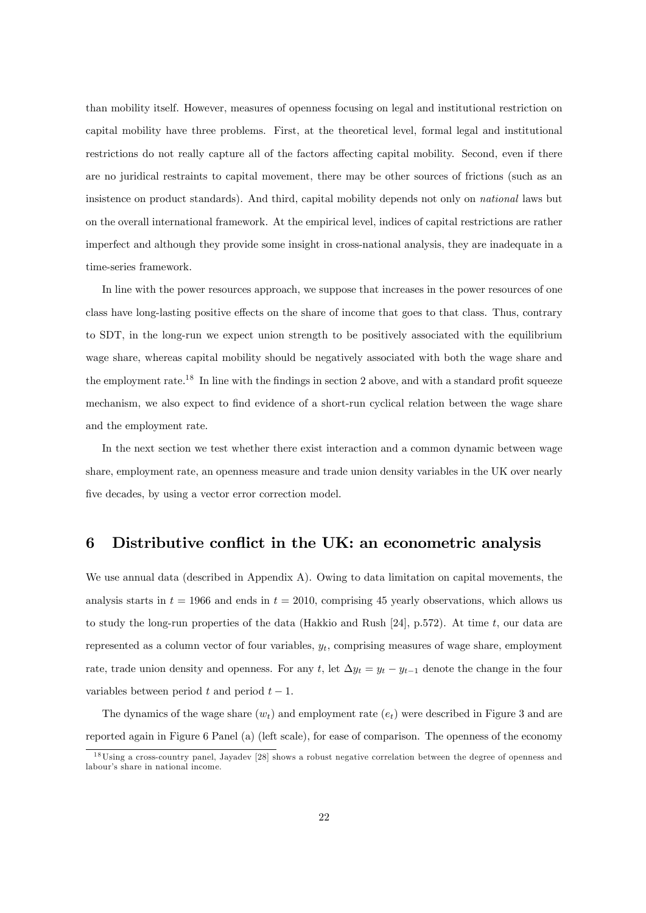than mobility itself. However, measures of openness focusing on legal and institutional restriction on capital mobility have three problems. First, at the theoretical level, formal legal and institutional restrictions do not really capture all of the factors affecting capital mobility. Second, even if there are no juridical restraints to capital movement, there may be other sources of frictions (such as an insistence on product standards). And third, capital mobility depends not only on *national* laws but on the overall international framework. At the empirical level, indices of capital restrictions are rather imperfect and although they provide some insight in cross-national analysis, they are inadequate in a time-series framework.

In line with the power resources approach, we suppose that increases in the power resources of one class have long-lasting positive effects on the share of income that goes to that class. Thus, contrary to SDT, in the long-run we expect union strength to be positively associated with the equilibrium wage share, whereas capital mobility should be negatively associated with both the wage share and the employment rate.[18] In line with the findings in section 2 above, and with a standard profit squeeze mechanism, we also expect to find evidence of a short-run cyclical relation between the wage share and the employment rate.

In the next section we test whether there exist interaction and a common dynamic between wage share, employment rate, an openness measure and trade union density variables in the UK over nearly five decades, by using a vector error correction model.

## 6 Distributive conflict in the UK: an econometric analysis

We use annual data (described in Appendix A). Owing to data limitation on capital movements, the analysis starts in $t = 1966$ and ends in $t = 2010$, comprising 45 yearly observations, which allows us to study the long-run properties of the data (Hakkio and Rush [24], p.572). At time $t$, our data are represented as a column vector of four variables, $y_t$, comprising measures of wage share, employment rate, trade union density and openness. For any $t$, let $\Delta y_t = y_t - y_{t-1}$ denote the change in the four variables between period $t$ and period $t-1$.

The dynamics of the wage share ($w_t$) and employment rate ($e_t$) were described in Figure 3 and are reported again in Figure 6 Panel (a) (left scale), for ease of comparison. The openness of the economy

[18] Using a cross-country panel, Jayadev [28] shows a robust negative correlation between the degree of openness and labour's share in national income.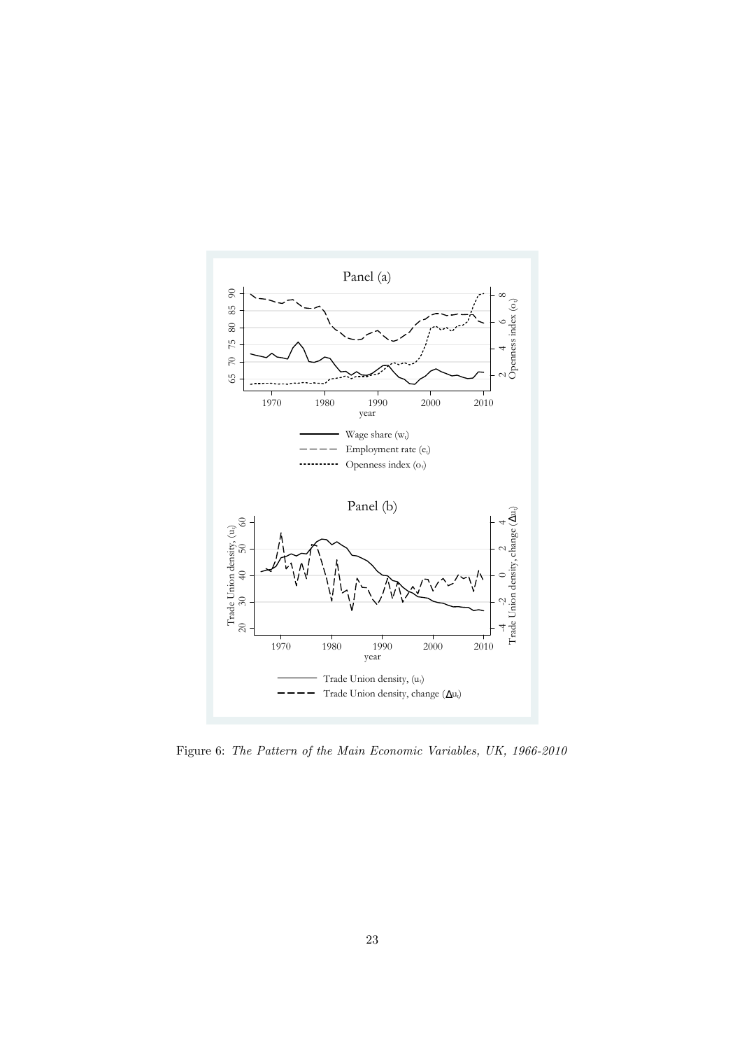Figure 6: *The Pattern of the Main Economic Variables, UK, 1966-2010*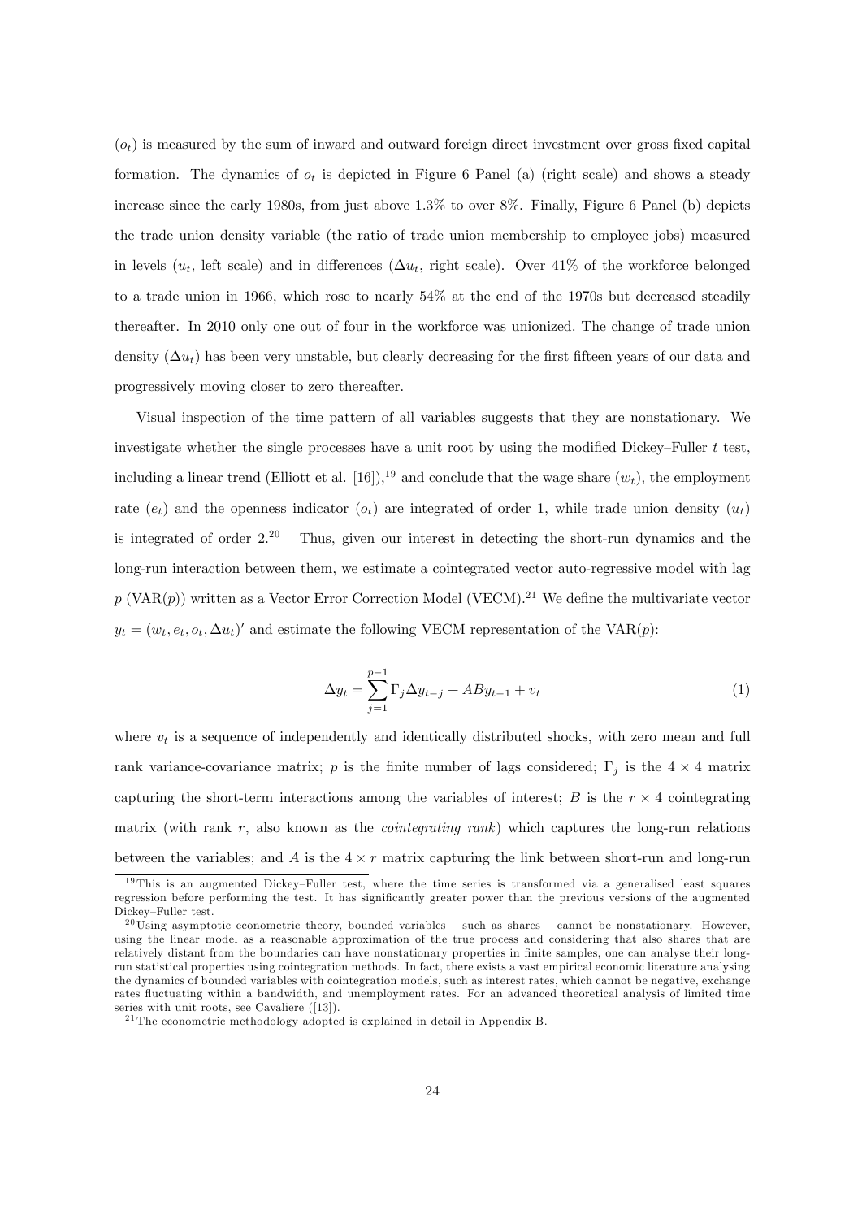($o_t$) is measured by the sum of inward and outward foreign direct investment over gross fixed capital formation. The dynamics of $o_t$ is depicted in Figure 6 Panel (a) (right scale) and shows a steady increase since the early 1980s, from just above 1.3% to over 8%. Finally, Figure 6 Panel (b) depicts the trade union density variable (the ratio of trade union membership to employee jobs) measured in levels ($u_t$, left scale) and in differences ($\Delta u_t$, right scale). Over 41% of the workforce belonged to a trade union in 1966, which rose to nearly 54% at the end of the 1970s but decreased steadily thereafter. In 2010 only one out of four in the workforce was unionized. The change of trade union density ($\Delta u_t$) has been very unstable, but clearly decreasing for the first fifteen years of our data and progressively moving closer to zero thereafter.

Visual inspection of the time pattern of all variables suggests that they are nonstationary. We investigate whether the single processes have a unit root by using the modified Dickey–Fuller $t$ test, including a linear trend (Elliott et al. [16]),[19] and conclude that the wage share ($w_t$), the employment rate ($e_t$) and the openness indicator ($o_t$) are integrated of order 1, while trade union density ($u_t$) is integrated of order 2.[20] Thus, given our interest in detecting the short-run dynamics and the long-run interaction between them, we estimate a cointegrated vector auto-regressive model with lag $p$ (VAR($p$)) written as a Vector Error Correction Model (VECM).[21] We define the multivariate vector $y_t = (w_t, e_t, o_t, \Delta u_t)'$ and estimate the following VECM representation of the VAR($p$):

$$\Delta y_t = \sum_{j=1}^{p-1} \Gamma_j \Delta y_{t-j} + AB y_{t-1} + v_t \tag{1}$$

where $v_t$ is a sequence of independently and identically distributed shocks, with zero mean and full rank variance-covariance matrix; $p$ is the finite number of lags considered; $\Gamma_j$ is the $4 \times 4$ matrix capturing the short-term interactions among the variables of interest; $B$ is the $r \times 4$ cointegrating matrix (with rank $r$, also known as the *cointegrating rank*) which captures the long-run relations between the variables; and $A$ is the $4 \times r$ matrix capturing the link between short-run and long-run

[19] This is an augmented Dickey–Fuller test, where the time series is transformed via a generalised least squares regression before performing the test. It has significantly greater power than the previous versions of the augmented Dickey–Fuller test.

[20] Using asymptotic econometric theory, bounded variables – such as shares – cannot be nonstationary. However, using the linear model as a reasonable approximation of the true process and considering that also shares that are relatively distant from the boundaries can have nonstationary properties in finite samples, one can analyse their long-run statistical properties using cointegration methods. In fact, there exists a vast empirical economic literature analysing the dynamics of bounded variables with cointegration models, such as interest rates, which cannot be negative, exchange rates fluctuating within a bandwidth, and unemployment rates. For an advanced theoretical analysis of limited time series with unit roots, see Cavaliere ([13]).

[21] The econometric methodology adopted is explained in detail in Appendix B.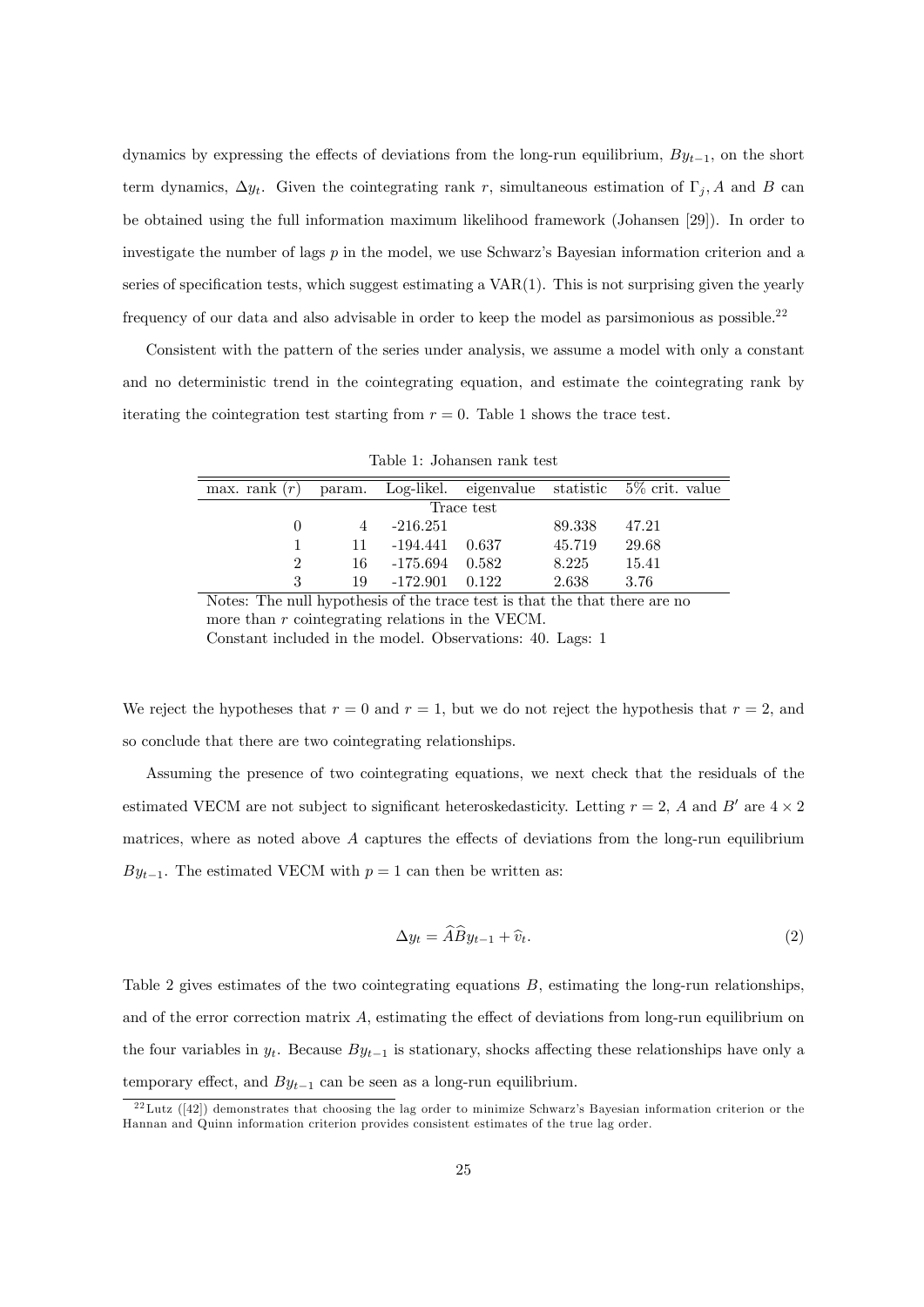dynamics by expressing the effects of deviations from the long-run equilibrium, $By_{t-1}$, on the short term dynamics, $\Delta y_t$. Given the cointegrating rank $r$, simultaneous estimation of $\Gamma_j, A$ and $B$ can be obtained using the full information maximum likelihood framework (Johansen [29]). In order to investigate the number of lags $p$ in the model, we use Schwarz's Bayesian information criterion and a series of specification tests, which suggest estimating a VAR(1). This is not surprising given the yearly frequency of our data and also advisable in order to keep the model as parsimonious as possible.[22]

Consistent with the pattern of the series under analysis, we assume a model with only a constant and no deterministic trend in the cointegrating equation, and estimate the cointegrating rank by iterating the cointegration test starting from $r = 0$. Table 1 shows the trace test.

Table 1: Johansen rank test

| max. rank ($r$) | param. | Log-likel. | eigenvalue | statistic | 5% crit. value |
|---|---|---|---|---|---|
| Trace test | | | | | |
| 0 | 4 | -216.251 | | 89.338 | 47.21 |
| 1 | 11 | -194.441 | 0.637 | 45.719 | 29.68 |
| 2 | 16 | -175.694 | 0.582 | 8.225 | 15.41 |
| 3 | 19 | -172.901 | 0.122 | 2.638 | 3.76 |

Notes: The null hypothesis of the trace test is that the that there are no more than $r$ cointegrating relations in the VECM.
Constant included in the model. Observations: 40. Lags: 1

We reject the hypotheses that $r = 0$ and $r = 1$, but we do not reject the hypothesis that $r = 2$, and so conclude that there are two cointegrating relationships.

Assuming the presence of two cointegrating equations, we next check that the residuals of the estimated VECM are not subject to significant heteroskedasticity. Letting $r = 2$, $A$ and $B'$ are $4 \times 2$ matrices, where as noted above $A$ captures the effects of deviations from the long-run equilibrium $By_{t-1}$. The estimated VECM with $p = 1$ can then be written as:

$$\Delta y_t = \widehat{A}\widehat{B}y_{t-1} + \widehat{v}_t. \tag{2}$$

Table 2 gives estimates of the two cointegrating equations $B$, estimating the long-run relationships, and of the error correction matrix $A$, estimating the effect of deviations from long-run equilibrium on the four variables in $y_t$. Because $By_{t-1}$ is stationary, shocks affecting these relationships have only a temporary effect, and $By_{t-1}$ can be seen as a long-run equilibrium.

[22] Lutz ([42]) demonstrates that choosing the lag order to minimize Schwarz's Bayesian information criterion or the Hannan and Quinn information criterion provides consistent estimates of the true lag order.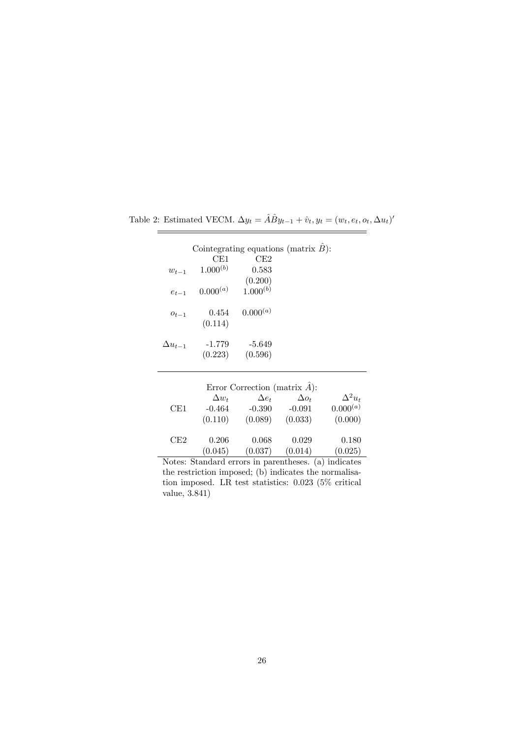Table 2: Estimated VECM. $\Delta y_t = \hat{A}\hat{B}y_{t-1} + \hat{v}_t, y_t = (w_t, e_t, o_t, \Delta u_t)'$

| | Cointegrating equations (matrix $\hat{B}$): | | | |
|---|---|---|---|---|
| | CE1 | CE2 | | |
| $w_{t-1}$ | $1.000^{(b)}$ | 0.583 | | |
| | | (0.200) | | |
| $e_{t-1}$ | $0.000^{(a)}$ | $1.000^{(b)}$ | | |
| $o_{t-1}$ | 0.454 | $0.000^{(a)}$ | | |
| | (0.114) | | | |
| $\Delta u_{t-1}$ | -1.779 | -5.649 | | |
| | (0.223) | (0.596) | | |
| | **Error Correction (matrix $\hat{A}$):** | | | |
| | $\Delta w_t$ | $\Delta e_t$ | $\Delta o_t$ | $\Delta^2 u_t$ |
| CE1 | -0.464 | -0.390 | -0.091 | $0.000^{(a)}$ |
| | (0.110) | (0.089) | (0.033) | (0.000) |
| CE2 | 0.206 | 0.068 | 0.029 | 0.180 |
| | (0.045) | (0.037) | (0.014) | (0.025) |

Notes: Standard errors in parentheses. (a) indicates the restriction imposed; (b) indicates the normalisation imposed. LR test statistics: 0.023 (5% critical value, 3.841)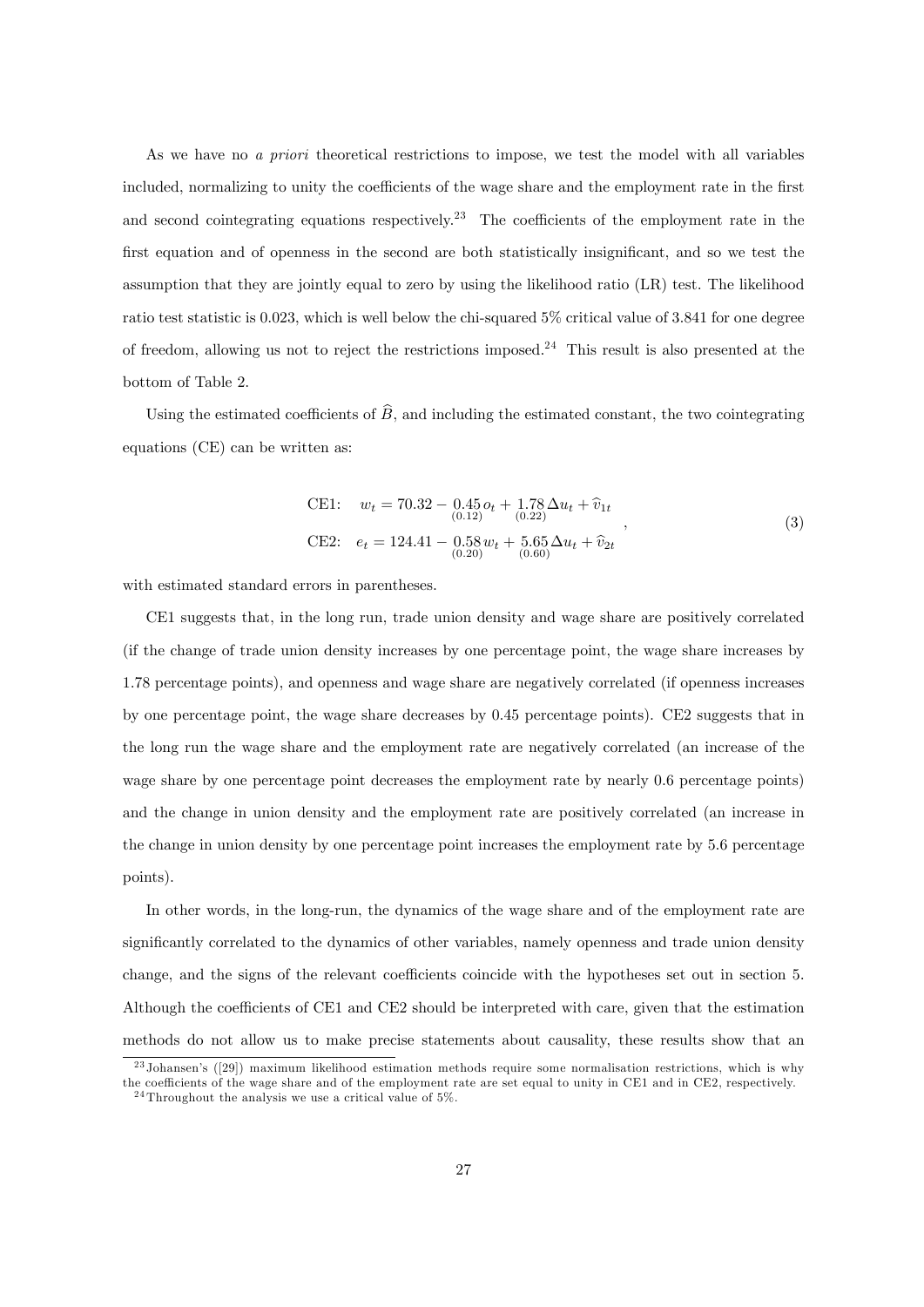As we have no *a priori* theoretical restrictions to impose, we test the model with all variables included, normalizing to unity the coefficients of the wage share and the employment rate in the first and second cointegrating equations respectively.[23] The coefficients of the employment rate in the first equation and of openness in the second are both statistically insignificant, and so we test the assumption that they are jointly equal to zero by using the likelihood ratio (LR) test. The likelihood ratio test statistic is 0.023, which is well below the chi-squared 5% critical value of 3.841 for one degree of freedom, allowing us not to reject the restrictions imposed.[24] This result is also presented at the bottom of Table 2.

Using the estimated coefficients of $\widehat{B}$, and including the estimated constant, the two cointegrating equations (CE) can be written as:

$$
\begin{aligned}
\text{CE1:} \quad & w_t = 70.32 - \underset{(0.12)}{0.45}\, o_t + \underset{(0.22)}{1.78}\, \Delta u_t + \widehat{v}_{1t} \\
\text{CE2:} \quad & e_t = 124.41 - \underset{(0.20)}{0.58}\, w_t + \underset{(0.60)}{5.65}\, \Delta u_t + \widehat{v}_{2t}
\end{aligned}
, \tag{3}
$$

with estimated standard errors in parentheses.

CE1 suggests that, in the long run, trade union density and wage share are positively correlated (if the change of trade union density increases by one percentage point, the wage share increases by 1.78 percentage points), and openness and wage share are negatively correlated (if openness increases by one percentage point, the wage share decreases by 0.45 percentage points). CE2 suggests that in the long run the wage share and the employment rate are negatively correlated (an increase of the wage share by one percentage point decreases the employment rate by nearly 0.6 percentage points) and the change in union density and the employment rate are positively correlated (an increase in the change in union density by one percentage point increases the employment rate by 5.6 percentage points).

In other words, in the long-run, the dynamics of the wage share and of the employment rate are significantly correlated to the dynamics of other variables, namely openness and trade union density change, and the signs of the relevant coefficients coincide with the hypotheses set out in section 5. Although the coefficients of CE1 and CE2 should be interpreted with care, given that the estimation methods do not allow us to make precise statements about causality, these results show that an

[23] Johansen's ([29]) maximum likelihood estimation methods require some normalisation restrictions, which is why the coefficients of the wage share and of the employment rate are set equal to unity in CE1 and in CE2, respectively.

[24] Throughout the analysis we use a critical value of 5%.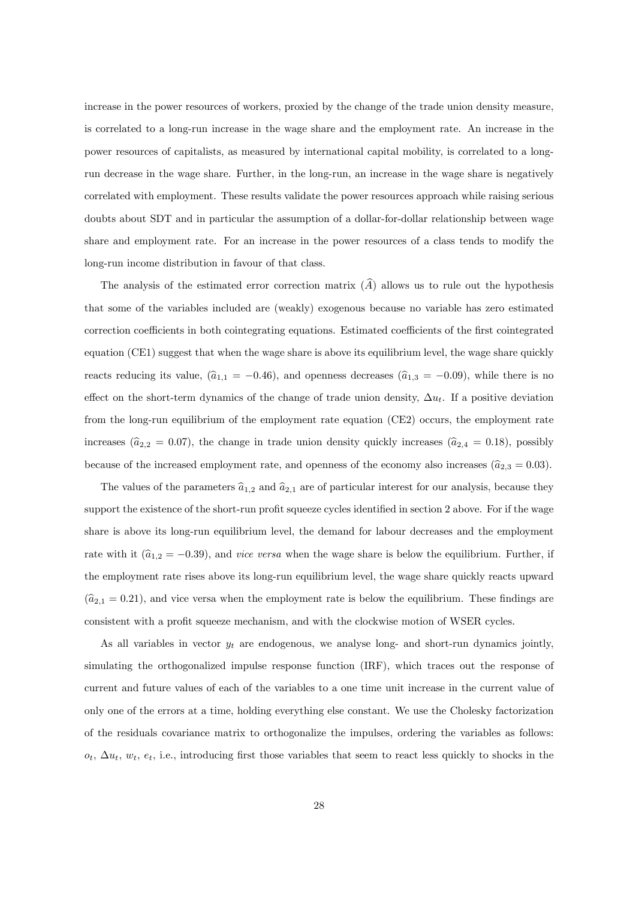increase in the power resources of workers, proxied by the change of the trade union density measure, is correlated to a long-run increase in the wage share and the employment rate. An increase in the power resources of capitalists, as measured by international capital mobility, is correlated to a long-run decrease in the wage share. Further, in the long-run, an increase in the wage share is negatively correlated with employment. These results validate the power resources approach while raising serious doubts about SDT and in particular the assumption of a dollar-for-dollar relationship between wage share and employment rate. For an increase in the power resources of a class tends to modify the long-run income distribution in favour of that class.

The analysis of the estimated error correction matrix ($\widehat{A}$) allows us to rule out the hypothesis that some of the variables included are (weakly) exogenous because no variable has zero estimated correction coefficients in both cointegrating equations. Estimated coefficients of the first cointegrated equation (CE1) suggest that when the wage share is above its equilibrium level, the wage share quickly reacts reducing its value, ($\widehat{a}_{1,1} = -0.46$), and openness decreases ($\widehat{a}_{1,3} = -0.09$), while there is no effect on the short-term dynamics of the change of trade union density, $\Delta u_t$. If a positive deviation from the long-run equilibrium of the employment rate equation (CE2) occurs, the employment rate increases ($\widehat{a}_{2,2} = 0.07$), the change in trade union density quickly increases ($\widehat{a}_{2,4} = 0.18$), possibly because of the increased employment rate, and openness of the economy also increases ($\widehat{a}_{2,3} = 0.03$).

The values of the parameters $\widehat{a}_{1,2}$ and $\widehat{a}_{2,1}$ are of particular interest for our analysis, because they support the existence of the short-run profit squeeze cycles identified in section 2 above. For if the wage share is above its long-run equilibrium level, the demand for labour decreases and the employment rate with it ($\widehat{a}_{1,2} = -0.39$), and *vice versa* when the wage share is below the equilibrium. Further, if the employment rate rises above its long-run equilibrium level, the wage share quickly reacts upward ($\widehat{a}_{2,1} = 0.21$), and vice versa when the employment rate is below the equilibrium. These findings are consistent with a profit squeeze mechanism, and with the clockwise motion of WSER cycles.

As all variables in vector $y_t$ are endogenous, we analyse long- and short-run dynamics jointly, simulating the orthogonalized impulse response function (IRF), which traces out the response of current and future values of each of the variables to a one time unit increase in the current value of only one of the errors at a time, holding everything else constant. We use the Cholesky factorization of the residuals covariance matrix to orthogonalize the impulses, ordering the variables as follows: $o_t$, $\Delta u_t$, $w_t$, $e_t$, i.e., introducing first those variables that seem to react less quickly to shocks in the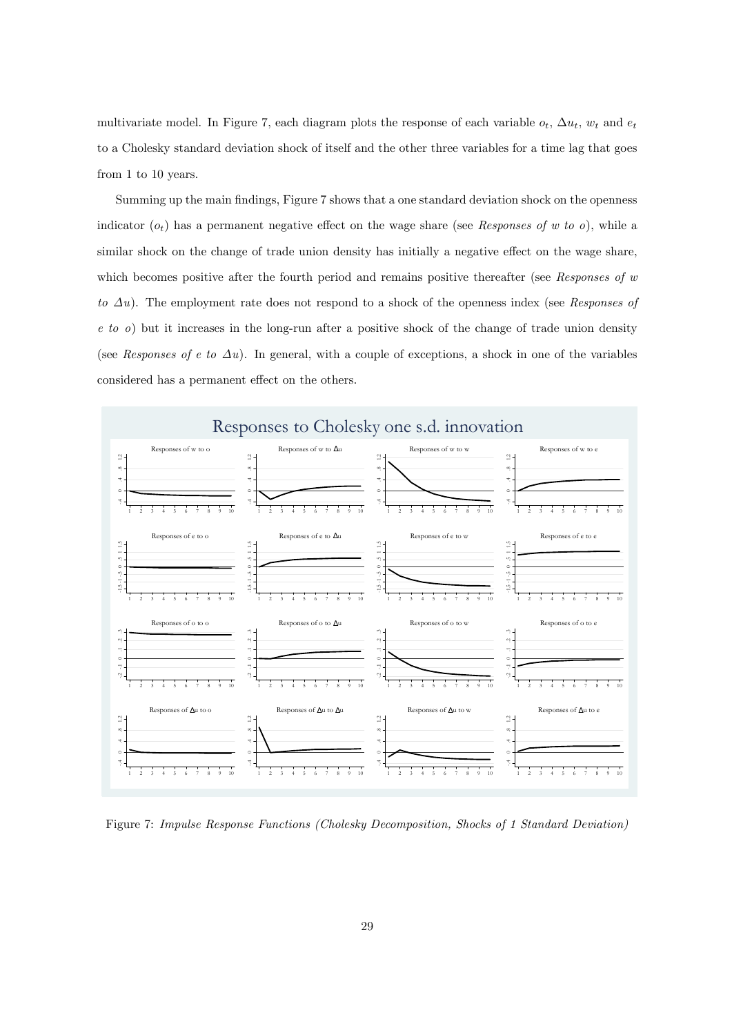multivariate model. In Figure 7, each diagram plots the response of each variable $o_t$, $\Delta u_t$, $w_t$ and $e_t$ to a Cholesky standard deviation shock of itself and the other three variables for a time lag that goes from 1 to 10 years.

Summing up the main findings, Figure 7 shows that a one standard deviation shock on the openness indicator ($o_t$) has a permanent negative effect on the wage share (see *Responses of w to o*), while a similar shock on the change of trade union density has initially a negative effect on the wage share, which becomes positive after the fourth period and remains positive thereafter (see *Responses of w to Δu*). The employment rate does not respond to a shock of the openness index (see *Responses of e to o*) but it increases in the long-run after a positive shock of the change of trade union density (see *Responses of e to Δu*). In general, with a couple of exceptions, a shock in one of the variables considered has a permanent effect on the others.

Figure 7: *Impulse Response Functions (Cholesky Decomposition, Shocks of 1 Standard Deviation)*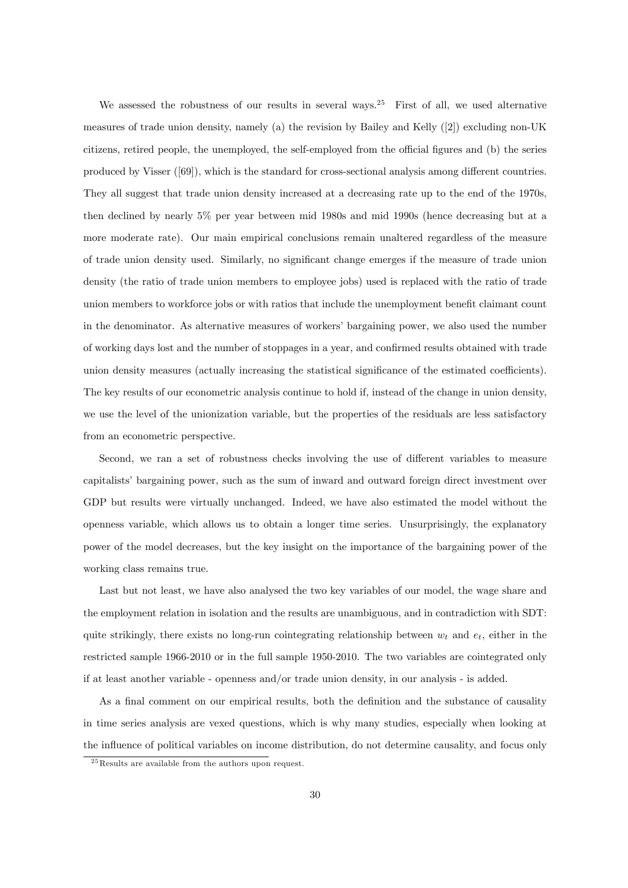We assessed the robustness of our results in several ways.[25] First of all, we used alternative measures of trade union density, namely (a) the revision by Bailey and Kelly ([2]) excluding non-UK citizens, retired people, the unemployed, the self-employed from the official figures and (b) the series produced by Visser ([69]), which is the standard for cross-sectional analysis among different countries. They all suggest that trade union density increased at a decreasing rate up to the end of the 1970s, then declined by nearly 5% per year between mid 1980s and mid 1990s (hence decreasing but at a more moderate rate). Our main empirical conclusions remain unaltered regardless of the measure of trade union density used. Similarly, no significant change emerges if the measure of trade union density (the ratio of trade union members to employee jobs) used is replaced with the ratio of trade union members to workforce jobs or with ratios that include the unemployment benefit claimant count in the denominator. As alternative measures of workers' bargaining power, we also used the number of working days lost and the number of stoppages in a year, and confirmed results obtained with trade union density measures (actually increasing the statistical significance of the estimated coefficients). The key results of our econometric analysis continue to hold if, instead of the change in union density, we use the level of the unionization variable, but the properties of the residuals are less satisfactory from an econometric perspective.

Second, we ran a set of robustness checks involving the use of different variables to measure capitalists' bargaining power, such as the sum of inward and outward foreign direct investment over GDP but results were virtually unchanged. Indeed, we have also estimated the model without the openness variable, which allows us to obtain a longer time series. Unsurprisingly, the explanatory power of the model decreases, but the key insight on the importance of the bargaining power of the working class remains true.

Last but not least, we have also analysed the two key variables of our model, the wage share and the employment relation in isolation and the results are unambiguous, and in contradiction with SDT: quite strikingly, there exists no long-run cointegrating relationship between $w_t$ and $e_t$, either in the restricted sample 1966-2010 or in the full sample 1950-2010. The two variables are cointegrated only if at least another variable - openness and/or trade union density, in our analysis - is added.

As a final comment on our empirical results, both the definition and the substance of causality in time series analysis are vexed questions, which is why many studies, especially when looking at the influence of political variables on income distribution, do not determine causality, and focus only

[25] Results are available from the authors upon request.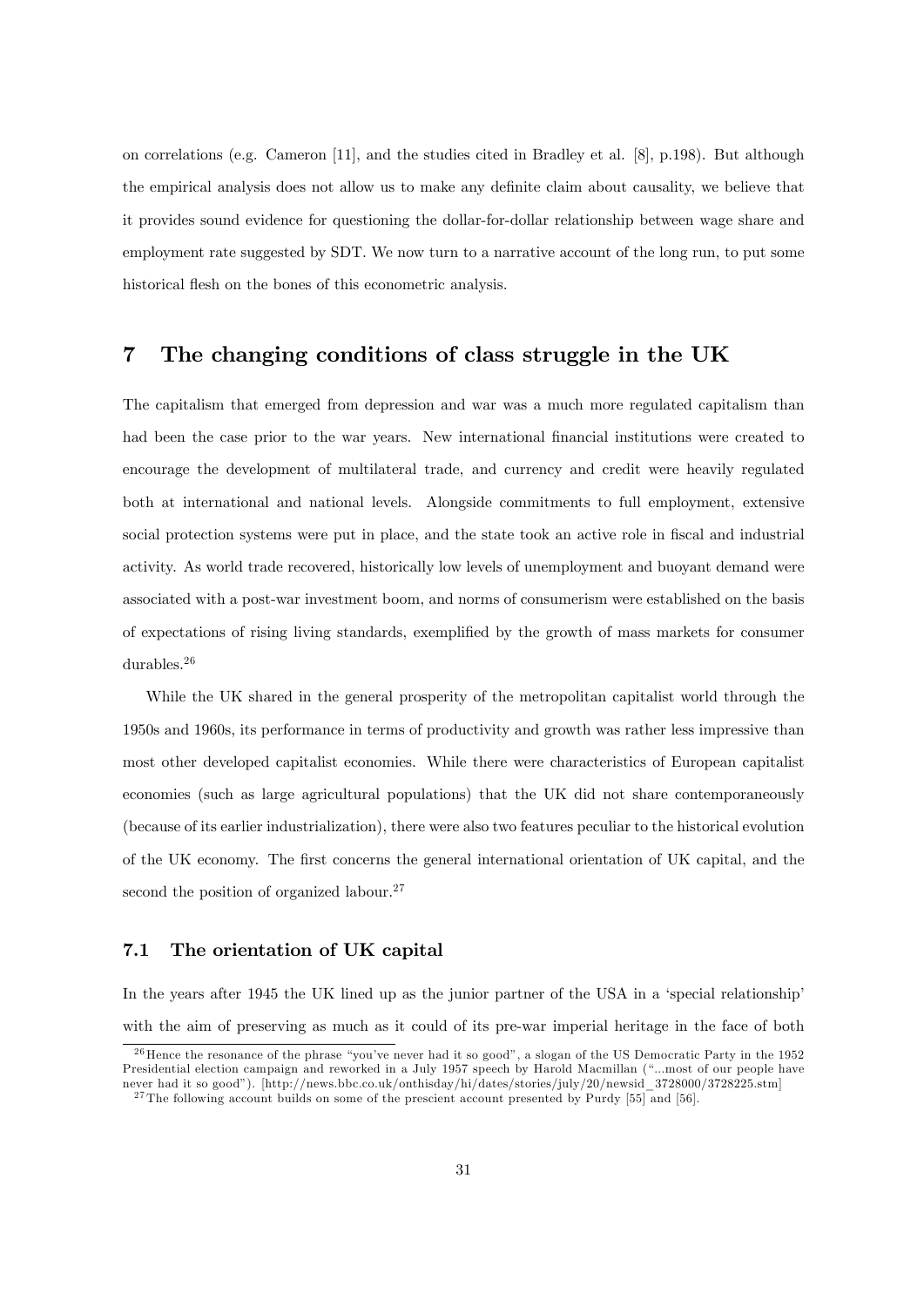on correlations (e.g. Cameron [11], and the studies cited in Bradley et al. [8], p.198). But although the empirical analysis does not allow us to make any definite claim about causality, we believe that it provides sound evidence for questioning the dollar-for-dollar relationship between wage share and employment rate suggested by SDT. We now turn to a narrative account of the long run, to put some historical flesh on the bones of this econometric analysis.

## 7 The changing conditions of class struggle in the UK

The capitalism that emerged from depression and war was a much more regulated capitalism than had been the case prior to the war years. New international financial institutions were created to encourage the development of multilateral trade, and currency and credit were heavily regulated both at international and national levels. Alongside commitments to full employment, extensive social protection systems were put in place, and the state took an active role in fiscal and industrial activity. As world trade recovered, historically low levels of unemployment and buoyant demand were associated with a post-war investment boom, and norms of consumerism were established on the basis of expectations of rising living standards, exemplified by the growth of mass markets for consumer durables.[26]

While the UK shared in the general prosperity of the metropolitan capitalist world through the 1950s and 1960s, its performance in terms of productivity and growth was rather less impressive than most other developed capitalist economies. While there were characteristics of European capitalist economies (such as large agricultural populations) that the UK did not share contemporaneously (because of its earlier industrialization), there were also two features peculiar to the historical evolution of the UK economy. The first concerns the general international orientation of UK capital, and the second the position of organized labour.[27]

### 7.1 The orientation of UK capital

In the years after 1945 the UK lined up as the junior partner of the USA in a 'special relationship' with the aim of preserving as much as it could of its pre-war imperial heritage in the face of both

[26] Hence the resonance of the phrase "you've never had it so good", a slogan of the US Democratic Party in the 1952 Presidential election campaign and reworked in a July 1957 speech by Harold Macmillan ("...most of our people have never had it so good"). [http://news.bbc.co.uk/onthisday/hi/dates/stories/july/20/newsid_3728000/3728225.stm]

[27] The following account builds on some of the prescient account presented by Purdy [55] and [56].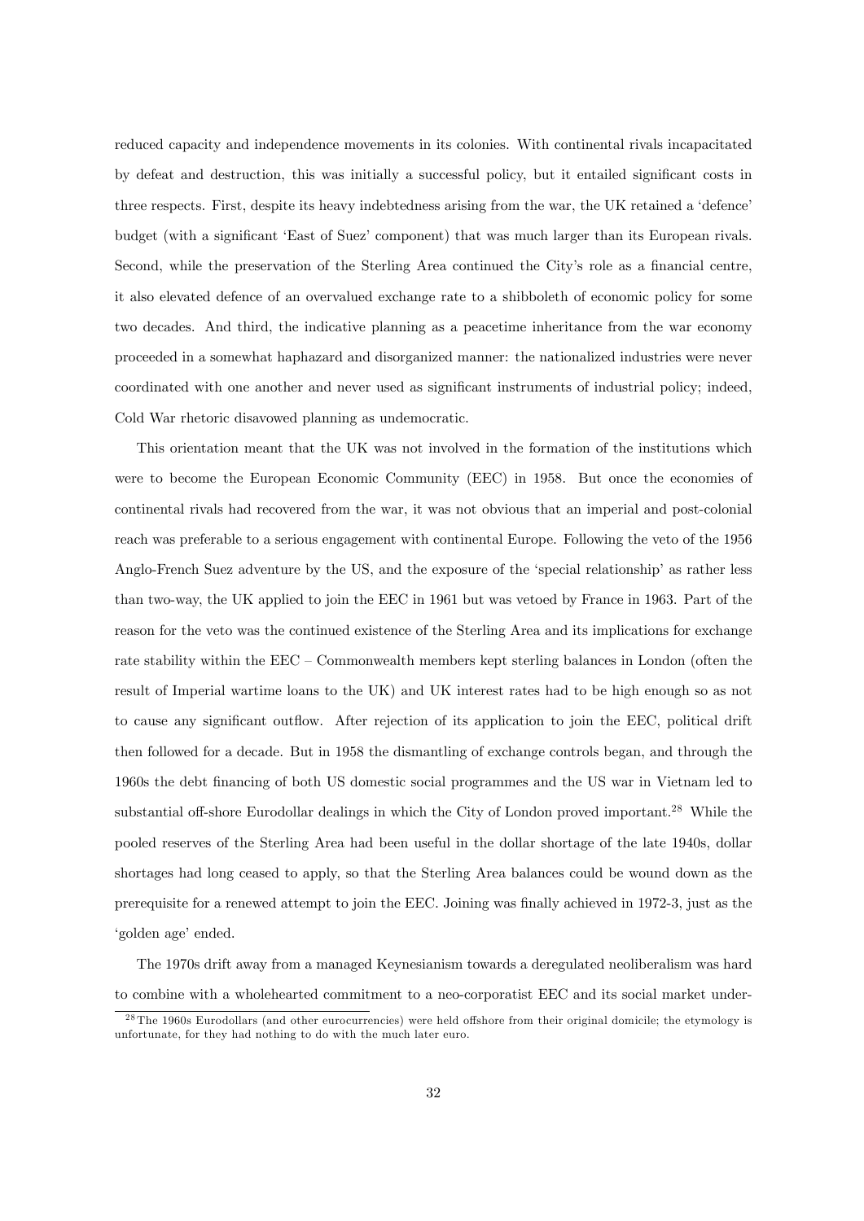reduced capacity and independence movements in its colonies. With continental rivals incapacitated by defeat and destruction, this was initially a successful policy, but it entailed significant costs in three respects. First, despite its heavy indebtedness arising from the war, the UK retained a 'defence' budget (with a significant 'East of Suez' component) that was much larger than its European rivals. Second, while the preservation of the Sterling Area continued the City's role as a financial centre, it also elevated defence of an overvalued exchange rate to a shibboleth of economic policy for some two decades. And third, the indicative planning as a peacetime inheritance from the war economy proceeded in a somewhat haphazard and disorganized manner: the nationalized industries were never coordinated with one another and never used as significant instruments of industrial policy; indeed, Cold War rhetoric disavowed planning as undemocratic.

This orientation meant that the UK was not involved in the formation of the institutions which were to become the European Economic Community (EEC) in 1958. But once the economies of continental rivals had recovered from the war, it was not obvious that an imperial and post-colonial reach was preferable to a serious engagement with continental Europe. Following the veto of the 1956 Anglo-French Suez adventure by the US, and the exposure of the 'special relationship' as rather less than two-way, the UK applied to join the EEC in 1961 but was vetoed by France in 1963. Part of the reason for the veto was the continued existence of the Sterling Area and its implications for exchange rate stability within the EEC – Commonwealth members kept sterling balances in London (often the result of Imperial wartime loans to the UK) and UK interest rates had to be high enough so as not to cause any significant outflow. After rejection of its application to join the EEC, political drift then followed for a decade. But in 1958 the dismantling of exchange controls began, and through the 1960s the debt financing of both US domestic social programmes and the US war in Vietnam led to substantial off-shore Eurodollar dealings in which the City of London proved important.[28] While the pooled reserves of the Sterling Area had been useful in the dollar shortage of the late 1940s, dollar shortages had long ceased to apply, so that the Sterling Area balances could be wound down as the prerequisite for a renewed attempt to join the EEC. Joining was finally achieved in 1972-3, just as the 'golden age' ended.

The 1970s drift away from a managed Keynesianism towards a deregulated neoliberalism was hard to combine with a wholehearted commitment to a neo-corporatist EEC and its social market under-

[28] The 1960s Eurodollars (and other eurocurrencies) were held offshore from their original domicile; the etymology is unfortunate, for they had nothing to do with the much later euro.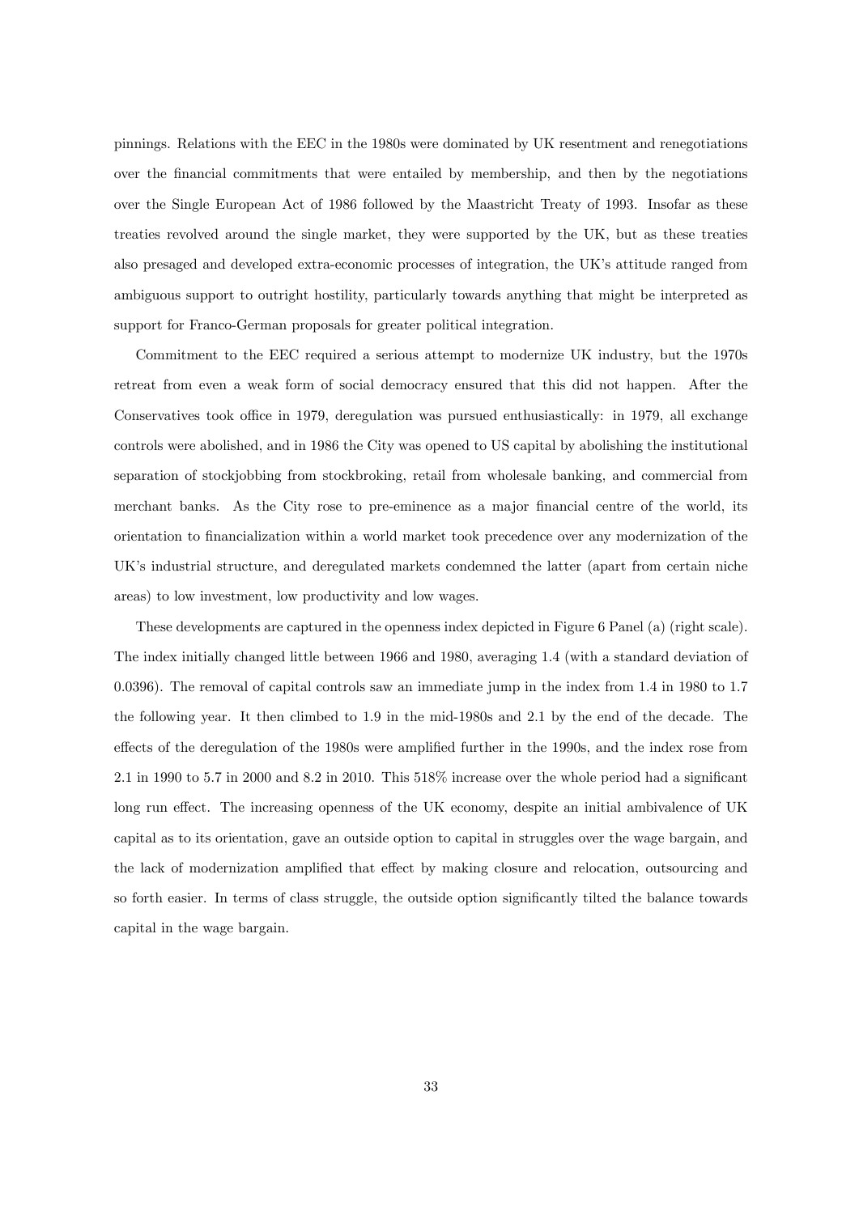pinnings. Relations with the EEC in the 1980s were dominated by UK resentment and renegotiations over the financial commitments that were entailed by membership, and then by the negotiations over the Single European Act of 1986 followed by the Maastricht Treaty of 1993. Insofar as these treaties revolved around the single market, they were supported by the UK, but as these treaties also presaged and developed extra-economic processes of integration, the UK's attitude ranged from ambiguous support to outright hostility, particularly towards anything that might be interpreted as support for Franco-German proposals for greater political integration.

Commitment to the EEC required a serious attempt to modernize UK industry, but the 1970s retreat from even a weak form of social democracy ensured that this did not happen. After the Conservatives took office in 1979, deregulation was pursued enthusiastically: in 1979, all exchange controls were abolished, and in 1986 the City was opened to US capital by abolishing the institutional separation of stockjobbing from stockbroking, retail from wholesale banking, and commercial from merchant banks. As the City rose to pre-eminence as a major financial centre of the world, its orientation to financialization within a world market took precedence over any modernization of the UK's industrial structure, and deregulated markets condemned the latter (apart from certain niche areas) to low investment, low productivity and low wages.

These developments are captured in the openness index depicted in Figure 6 Panel (a) (right scale). The index initially changed little between 1966 and 1980, averaging 1.4 (with a standard deviation of 0.0396). The removal of capital controls saw an immediate jump in the index from 1.4 in 1980 to 1.7 the following year. It then climbed to 1.9 in the mid-1980s and 2.1 by the end of the decade. The effects of the deregulation of the 1980s were amplified further in the 1990s, and the index rose from 2.1 in 1990 to 5.7 in 2000 and 8.2 in 2010. This 518% increase over the whole period had a significant long run effect. The increasing openness of the UK economy, despite an initial ambivalence of UK capital as to its orientation, gave an outside option to capital in struggles over the wage bargain, and the lack of modernization amplified that effect by making closure and relocation, outsourcing and so forth easier. In terms of class struggle, the outside option significantly tilted the balance towards capital in the wage bargain.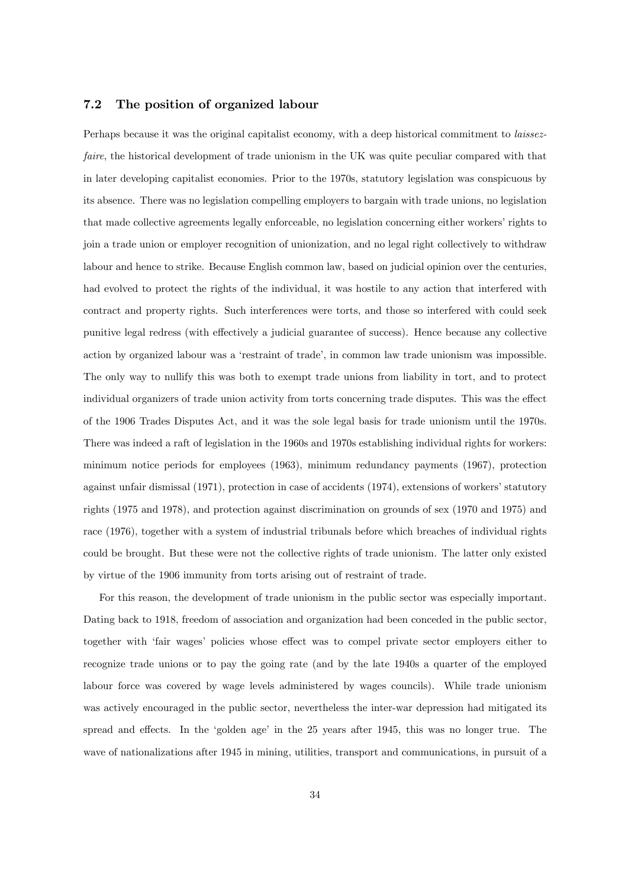### 7.2 The position of organized labour

Perhaps because it was the original capitalist economy, with a deep historical commitment to *laissez-faire*, the historical development of trade unionism in the UK was quite peculiar compared with that in later developing capitalist economies. Prior to the 1970s, statutory legislation was conspicuous by its absence. There was no legislation compelling employers to bargain with trade unions, no legislation that made collective agreements legally enforceable, no legislation concerning either workers' rights to join a trade union or employer recognition of unionization, and no legal right collectively to withdraw labour and hence to strike. Because English common law, based on judicial opinion over the centuries, had evolved to protect the rights of the individual, it was hostile to any action that interfered with contract and property rights. Such interferences were torts, and those so interfered with could seek punitive legal redress (with effectively a judicial guarantee of success). Hence because any collective action by organized labour was a 'restraint of trade', in common law trade unionism was impossible. The only way to nullify this was both to exempt trade unions from liability in tort, and to protect individual organizers of trade union activity from torts concerning trade disputes. This was the effect of the 1906 Trades Disputes Act, and it was the sole legal basis for trade unionism until the 1970s. There was indeed a raft of legislation in the 1960s and 1970s establishing individual rights for workers: minimum notice periods for employees (1963), minimum redundancy payments (1967), protection against unfair dismissal (1971), protection in case of accidents (1974), extensions of workers' statutory rights (1975 and 1978), and protection against discrimination on grounds of sex (1970 and 1975) and race (1976), together with a system of industrial tribunals before which breaches of individual rights could be brought. But these were not the collective rights of trade unionism. The latter only existed by virtue of the 1906 immunity from torts arising out of restraint of trade.

For this reason, the development of trade unionism in the public sector was especially important. Dating back to 1918, freedom of association and organization had been conceded in the public sector, together with 'fair wages' policies whose effect was to compel private sector employers either to recognize trade unions or to pay the going rate (and by the late 1940s a quarter of the employed labour force was covered by wage levels administered by wages councils). While trade unionism was actively encouraged in the public sector, nevertheless the inter-war depression had mitigated its spread and effects. In the 'golden age' in the 25 years after 1945, this was no longer true. The wave of nationalizations after 1945 in mining, utilities, transport and communications, in pursuit of a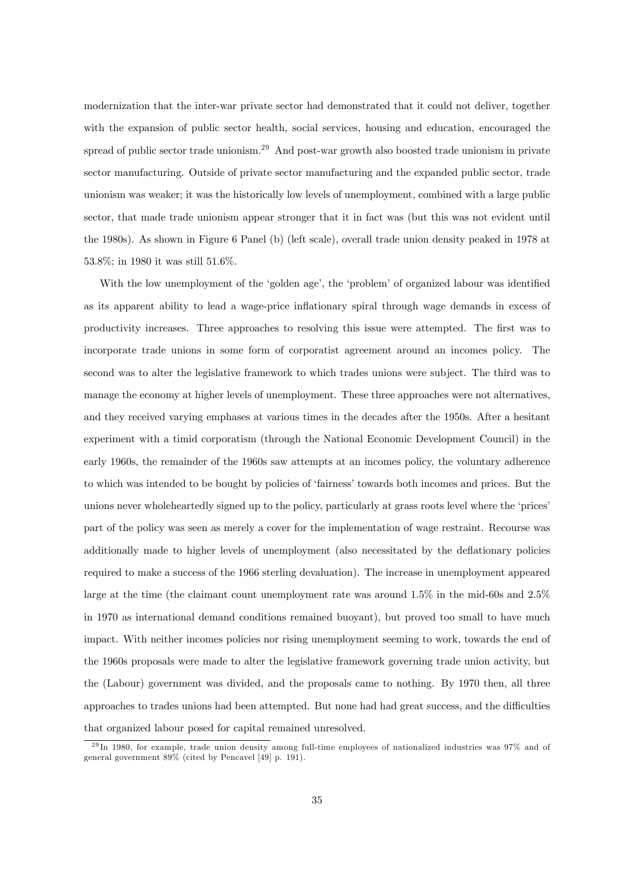modernization that the inter-war private sector had demonstrated that it could not deliver, together with the expansion of public sector health, social services, housing and education, encouraged the spread of public sector trade unionism.[29] And post-war growth also boosted trade unionism in private sector manufacturing. Outside of private sector manufacturing and the expanded public sector, trade unionism was weaker; it was the historically low levels of unemployment, combined with a large public sector, that made trade unionism appear stronger that it in fact was (but this was not evident until the 1980s). As shown in Figure 6 Panel (b) (left scale), overall trade union density peaked in 1978 at 53.8%; in 1980 it was still 51.6%.

With the low unemployment of the 'golden age', the 'problem' of organized labour was identified as its apparent ability to lead a wage-price inflationary spiral through wage demands in excess of productivity increases. Three approaches to resolving this issue were attempted. The first was to incorporate trade unions in some form of corporatist agreement around an incomes policy. The second was to alter the legislative framework to which trades unions were subject. The third was to manage the economy at higher levels of unemployment. These three approaches were not alternatives, and they received varying emphases at various times in the decades after the 1950s. After a hesitant experiment with a timid corporatism (through the National Economic Development Council) in the early 1960s, the remainder of the 1960s saw attempts at an incomes policy, the voluntary adherence to which was intended to be bought by policies of 'fairness' towards both incomes and prices. But the unions never wholeheartedly signed up to the policy, particularly at grass roots level where the 'prices' part of the policy was seen as merely a cover for the implementation of wage restraint. Recourse was additionally made to higher levels of unemployment (also necessitated by the deflationary policies required to make a success of the 1966 sterling devaluation). The increase in unemployment appeared large at the time (the claimant count unemployment rate was around 1.5% in the mid-60s and 2.5% in 1970 as international demand conditions remained buoyant), but proved too small to have much impact. With neither incomes policies nor rising unemployment seeming to work, towards the end of the 1960s proposals were made to alter the legislative framework governing trade union activity, but the (Labour) government was divided, and the proposals came to nothing. By 1970 then, all three approaches to trades unions had been attempted. But none had had great success, and the difficulties that organized labour posed for capital remained unresolved.

[29] In 1980, for example, trade union density among full-time employees of nationalized industries was 97% and of general government 89% (cited by Pencavel [49] p. 191).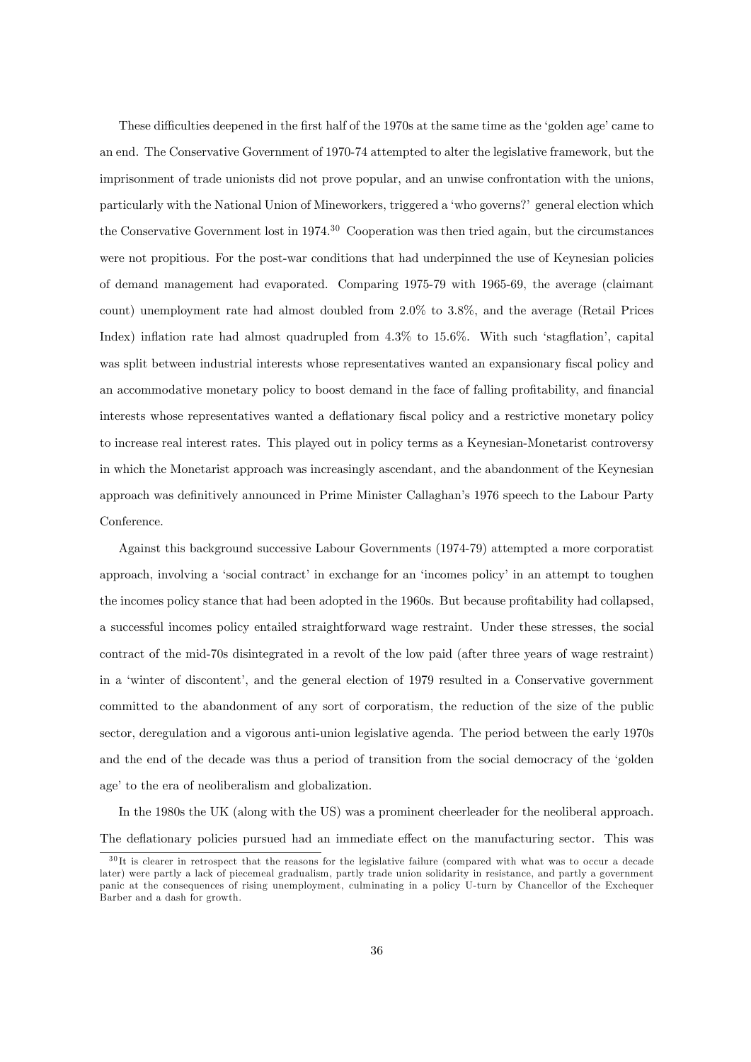These difficulties deepened in the first half of the 1970s at the same time as the 'golden age' came to an end. The Conservative Government of 1970-74 attempted to alter the legislative framework, but the imprisonment of trade unionists did not prove popular, and an unwise confrontation with the unions, particularly with the National Union of Mineworkers, triggered a 'who governs?' general election which the Conservative Government lost in 1974.[30] Cooperation was then tried again, but the circumstances were not propitious. For the post-war conditions that had underpinned the use of Keynesian policies of demand management had evaporated. Comparing 1975-79 with 1965-69, the average (claimant count) unemployment rate had almost doubled from 2.0% to 3.8%, and the average (Retail Prices Index) inflation rate had almost quadrupled from 4.3% to 15.6%. With such 'stagflation', capital was split between industrial interests whose representatives wanted an expansionary fiscal policy and an accommodative monetary policy to boost demand in the face of falling profitability, and financial interests whose representatives wanted a deflationary fiscal policy and a restrictive monetary policy to increase real interest rates. This played out in policy terms as a Keynesian-Monetarist controversy in which the Monetarist approach was increasingly ascendant, and the abandonment of the Keynesian approach was definitively announced in Prime Minister Callaghan's 1976 speech to the Labour Party Conference.

Against this background successive Labour Governments (1974-79) attempted a more corporatist approach, involving a 'social contract' in exchange for an 'incomes policy' in an attempt to toughen the incomes policy stance that had been adopted in the 1960s. But because profitability had collapsed, a successful incomes policy entailed straightforward wage restraint. Under these stresses, the social contract of the mid-70s disintegrated in a revolt of the low paid (after three years of wage restraint) in a 'winter of discontent', and the general election of 1979 resulted in a Conservative government committed to the abandonment of any sort of corporatism, the reduction of the size of the public sector, deregulation and a vigorous anti-union legislative agenda. The period between the early 1970s and the end of the decade was thus a period of transition from the social democracy of the 'golden age' to the era of neoliberalism and globalization.

In the 1980s the UK (along with the US) was a prominent cheerleader for the neoliberal approach. The deflationary policies pursued had an immediate effect on the manufacturing sector. This was

[30] It is clearer in retrospect that the reasons for the legislative failure (compared with what was to occur a decade later) were partly a lack of piecemeal gradualism, partly trade union solidarity in resistance, and partly a government panic at the consequences of rising unemployment, culminating in a policy U-turn by Chancellor of the Exchequer Barber and a dash for growth.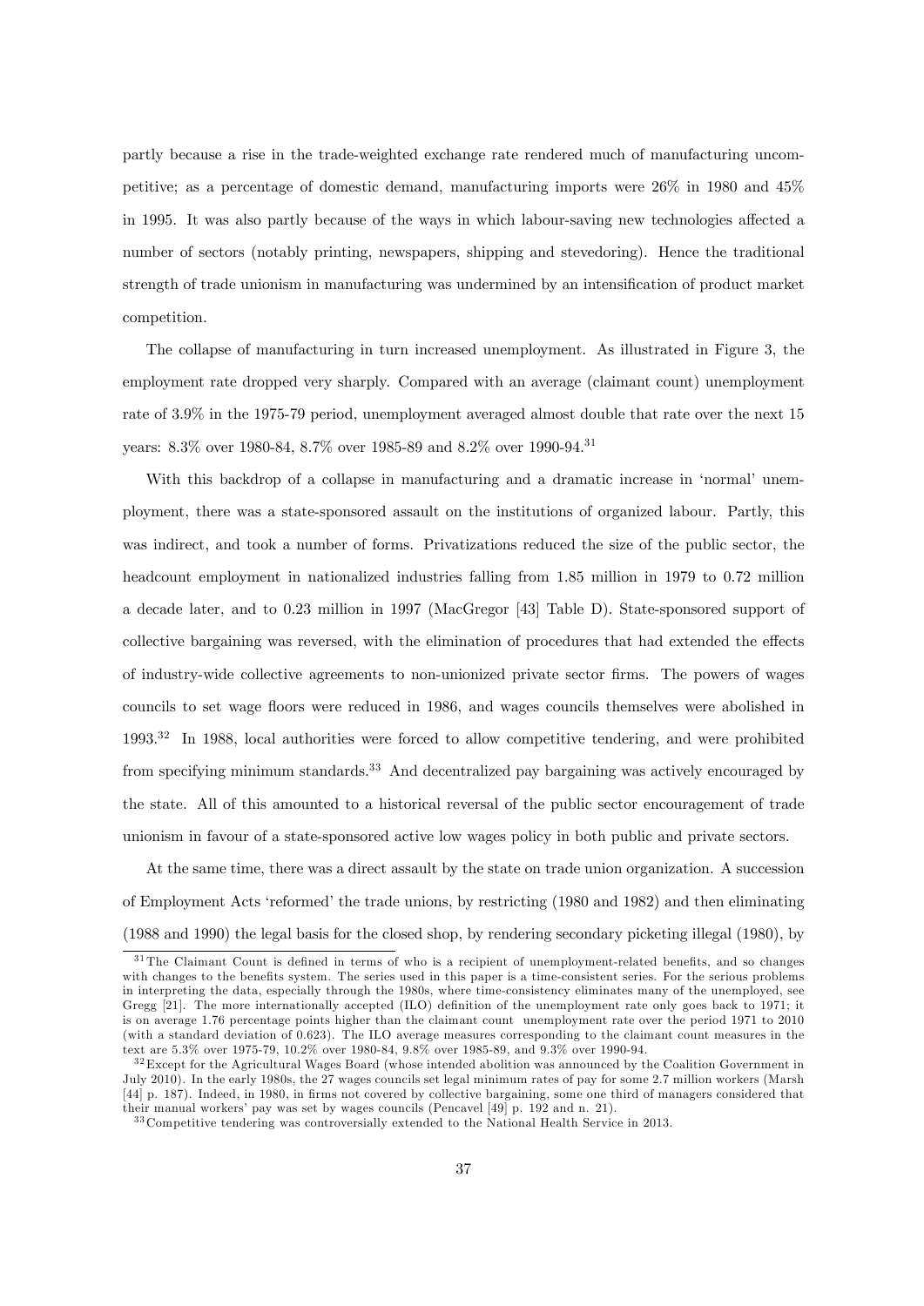partly because a rise in the trade-weighted exchange rate rendered much of manufacturing uncompetitive; as a percentage of domestic demand, manufacturing imports were 26% in 1980 and 45% in 1995. It was also partly because of the ways in which labour-saving new technologies affected a number of sectors (notably printing, newspapers, shipping and stevedoring). Hence the traditional strength of trade unionism in manufacturing was undermined by an intensification of product market competition.

The collapse of manufacturing in turn increased unemployment. As illustrated in Figure 3, the employment rate dropped very sharply. Compared with an average (claimant count) unemployment rate of 3.9% in the 1975-79 period, unemployment averaged almost double that rate over the next 15 years: 8.3% over 1980-84, 8.7% over 1985-89 and 8.2% over 1990-94.[31]

With this backdrop of a collapse in manufacturing and a dramatic increase in 'normal' unemployment, there was a state-sponsored assault on the institutions of organized labour. Partly, this was indirect, and took a number of forms. Privatizations reduced the size of the public sector, the headcount employment in nationalized industries falling from 1.85 million in 1979 to 0.72 million a decade later, and to 0.23 million in 1997 (MacGregor [43] Table D). State-sponsored support of collective bargaining was reversed, with the elimination of procedures that had extended the effects of industry-wide collective agreements to non-unionized private sector firms. The powers of wages councils to set wage floors were reduced in 1986, and wages councils themselves were abolished in 1993.[32] In 1988, local authorities were forced to allow competitive tendering, and were prohibited from specifying minimum standards.[33] And decentralized pay bargaining was actively encouraged by the state. All of this amounted to a historical reversal of the public sector encouragement of trade unionism in favour of a state-sponsored active low wages policy in both public and private sectors.

At the same time, there was a direct assault by the state on trade union organization. A succession of Employment Acts 'reformed' the trade unions, by restricting (1980 and 1982) and then eliminating (1988 and 1990) the legal basis for the closed shop, by rendering secondary picketing illegal (1980), by

[31] The Claimant Count is defined in terms of who is a recipient of unemployment-related benefits, and so changes with changes to the benefits system. The series used in this paper is a time-consistent series. For the serious problems in interpreting the data, especially through the 1980s, where time-consistency eliminates many of the unemployed, see Gregg [21]. The more internationally accepted (ILO) definition of the unemployment rate only goes back to 1971; it is on average 1.76 percentage points higher than the claimant count unemployment rate over the period 1971 to 2010 (with a standard deviation of 0.623). The ILO average measures corresponding to the claimant count measures in the text are 5.3% over 1975-79, 10.2% over 1980-84, 9.8% over 1985-89, and 9.3% over 1990-94.

[32] Except for the Agricultural Wages Board (whose intended abolition was announced by the Coalition Government in July 2010). In the early 1980s, the 27 wages councils set legal minimum rates of pay for some 2.7 million workers (Marsh [44] p. 187). Indeed, in 1980, in firms not covered by collective bargaining, some one third of managers considered that their manual workers' pay was set by wages councils (Pencavel [49] p. 192 and n. 21).

[33] Competitive tendering was controversially extended to the National Health Service in 2013.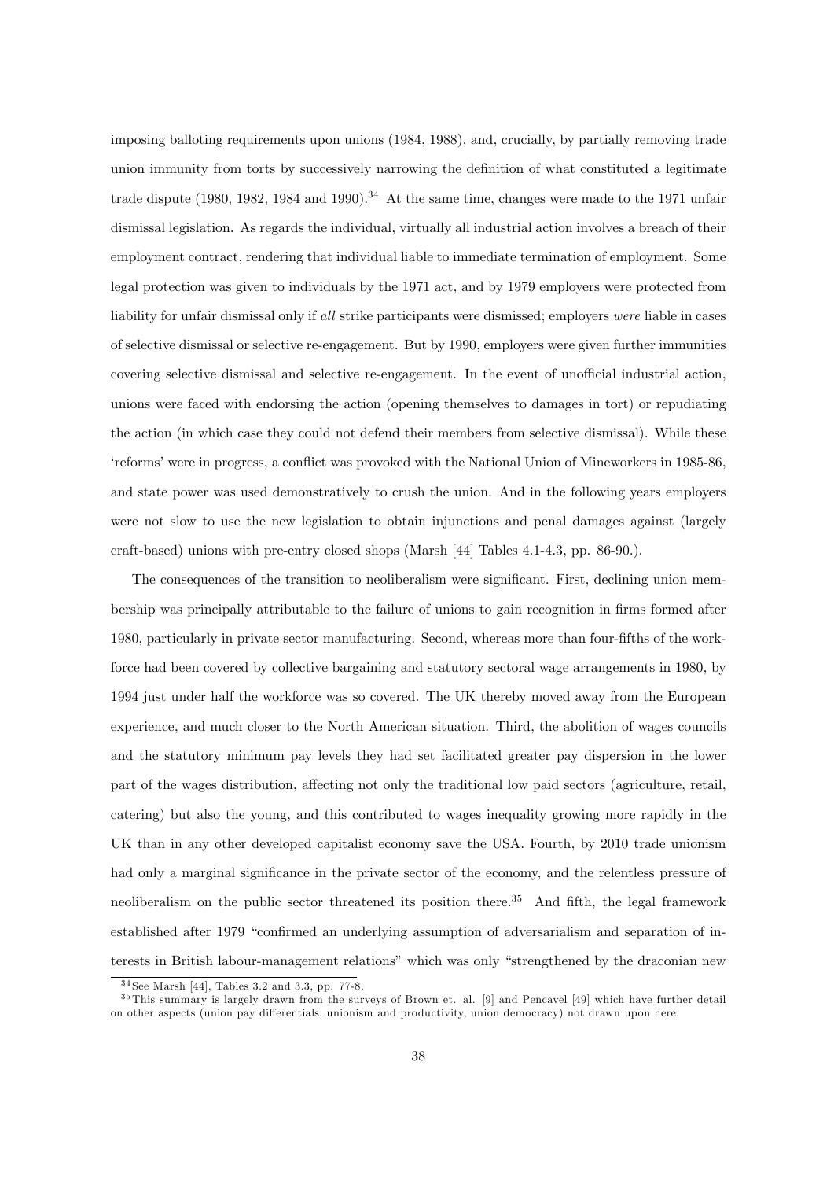imposing balloting requirements upon unions (1984, 1988), and, crucially, by partially removing trade union immunity from torts by successively narrowing the definition of what constituted a legitimate trade dispute (1980, 1982, 1984 and 1990).[34] At the same time, changes were made to the 1971 unfair dismissal legislation. As regards the individual, virtually all industrial action involves a breach of their employment contract, rendering that individual liable to immediate termination of employment. Some legal protection was given to individuals by the 1971 act, and by 1979 employers were protected from liability for unfair dismissal only if *all* strike participants were dismissed; employers *were* liable in cases of selective dismissal or selective re-engagement. But by 1990, employers were given further immunities covering selective dismissal and selective re-engagement. In the event of unofficial industrial action, unions were faced with endorsing the action (opening themselves to damages in tort) or repudiating the action (in which case they could not defend their members from selective dismissal). While these 'reforms' were in progress, a conflict was provoked with the National Union of Mineworkers in 1985-86, and state power was used demonstratively to crush the union. And in the following years employers were not slow to use the new legislation to obtain injunctions and penal damages against (largely craft-based) unions with pre-entry closed shops (Marsh [44] Tables 4.1-4.3, pp. 86-90.).

The consequences of the transition to neoliberalism were significant. First, declining union membership was principally attributable to the failure of unions to gain recognition in firms formed after 1980, particularly in private sector manufacturing. Second, whereas more than four-fifths of the workforce had been covered by collective bargaining and statutory sectoral wage arrangements in 1980, by 1994 just under half the workforce was so covered. The UK thereby moved away from the European experience, and much closer to the North American situation. Third, the abolition of wages councils and the statutory minimum pay levels they had set facilitated greater pay dispersion in the lower part of the wages distribution, affecting not only the traditional low paid sectors (agriculture, retail, catering) but also the young, and this contributed to wages inequality growing more rapidly in the UK than in any other developed capitalist economy save the USA. Fourth, by 2010 trade unionism had only a marginal significance in the private sector of the economy, and the relentless pressure of neoliberalism on the public sector threatened its position there.[35] And fifth, the legal framework established after 1979 "confirmed an underlying assumption of adversarialism and separation of interests in British labour-management relations" which was only "strengthened by the draconian new

[34] See Marsh [44], Tables 3.2 and 3.3, pp. 77-8.

[35] This summary is largely drawn from the surveys of Brown et. al. [9] and Pencavel [49] which have further detail on other aspects (union pay differentials, unionism and productivity, union democracy) not drawn upon here.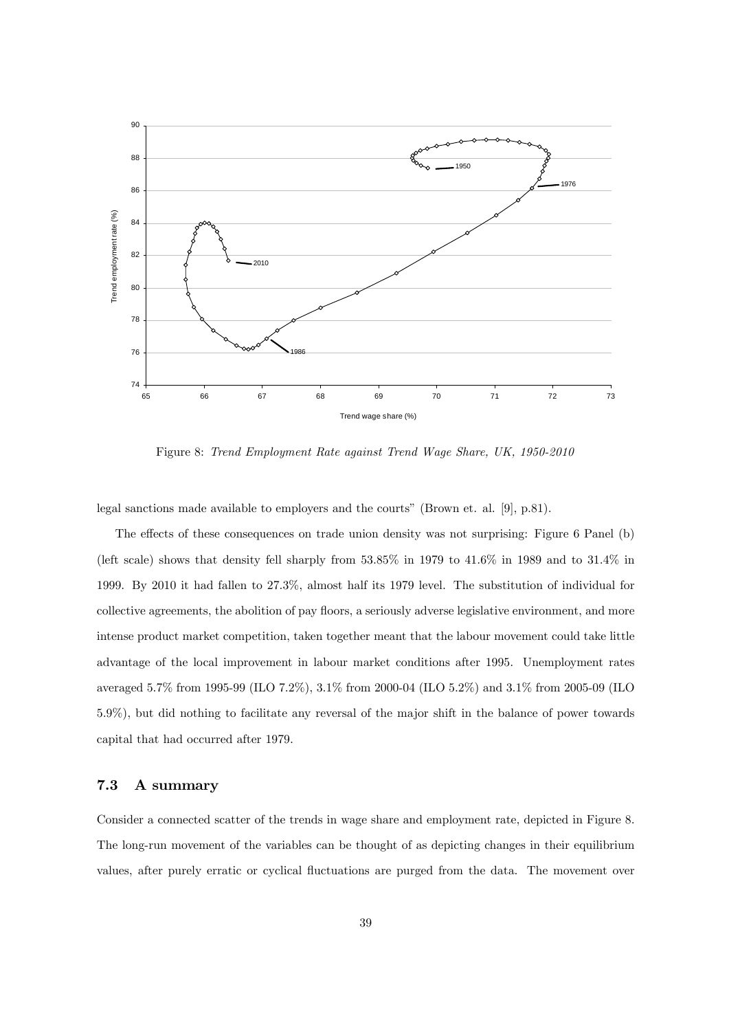Figure 8: *Trend Employment Rate against Trend Wage Share, UK, 1950-2010*

legal sanctions made available to employers and the courts" (Brown et. al. [9], p.81).

The effects of these consequences on trade union density was not surprising: Figure 6 Panel (b) (left scale) shows that density fell sharply from 53.85% in 1979 to 41.6% in 1989 and to 31.4% in 1999. By 2010 it had fallen to 27.3%, almost half its 1979 level. The substitution of individual for collective agreements, the abolition of pay floors, a seriously adverse legislative environment, and more intense product market competition, taken together meant that the labour movement could take little advantage of the local improvement in labour market conditions after 1995. Unemployment rates averaged 5.7% from 1995-99 (ILO 7.2%), 3.1% from 2000-04 (ILO 5.2%) and 3.1% from 2005-09 (ILO 5.9%), but did nothing to facilitate any reversal of the major shift in the balance of power towards capital that had occurred after 1979.

### 7.3 A summary

Consider a connected scatter of the trends in wage share and employment rate, depicted in Figure 8. The long-run movement of the variables can be thought of as depicting changes in their equilibrium values, after purely erratic or cyclical fluctuations are purged from the data. The movement over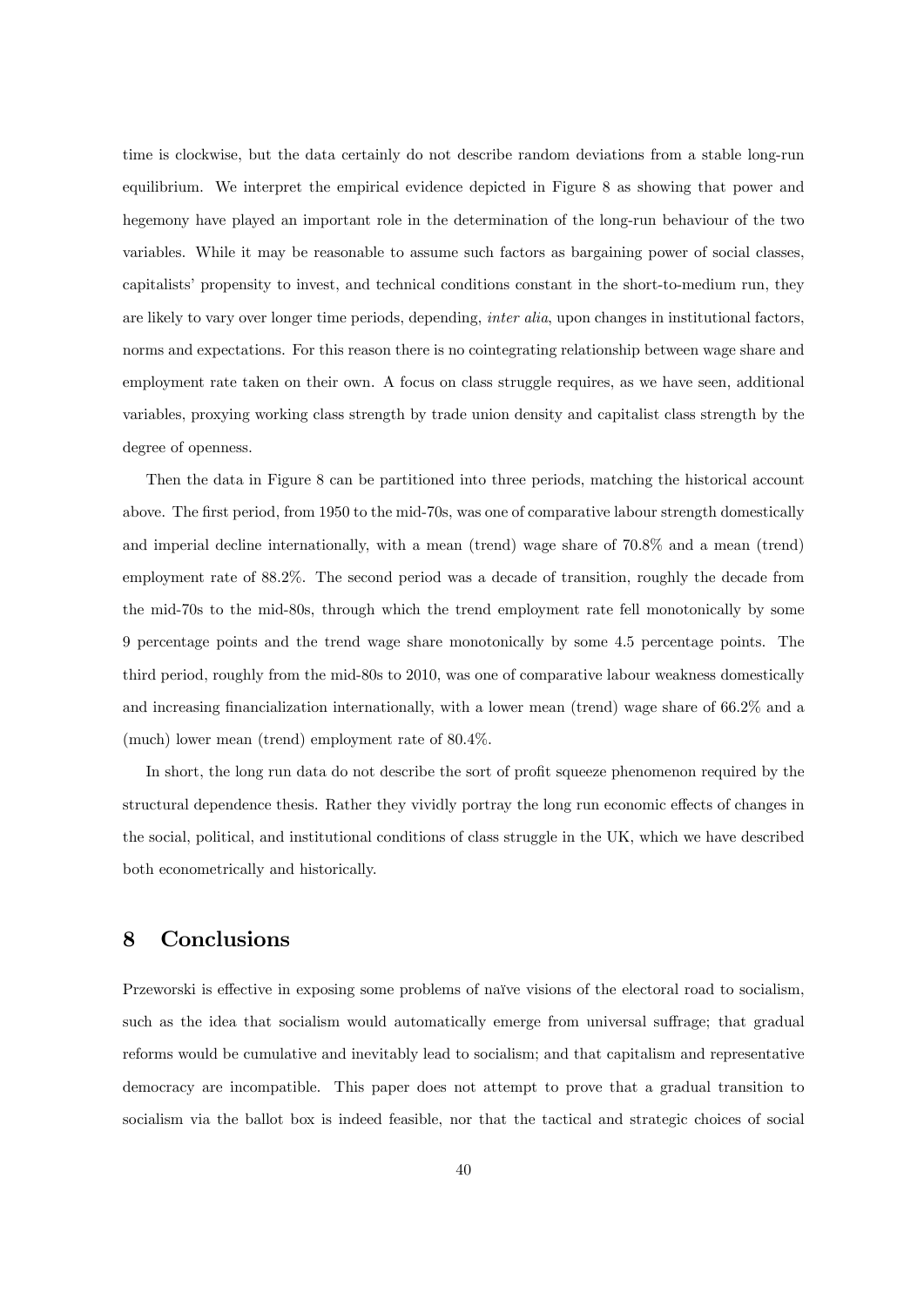time is clockwise, but the data certainly do not describe random deviations from a stable long-run equilibrium. We interpret the empirical evidence depicted in Figure 8 as showing that power and hegemony have played an important role in the determination of the long-run behaviour of the two variables. While it may be reasonable to assume such factors as bargaining power of social classes, capitalists' propensity to invest, and technical conditions constant in the short-to-medium run, they are likely to vary over longer time periods, depending, *inter alia*, upon changes in institutional factors, norms and expectations. For this reason there is no cointegrating relationship between wage share and employment rate taken on their own. A focus on class struggle requires, as we have seen, additional variables, proxying working class strength by trade union density and capitalist class strength by the degree of openness.

Then the data in Figure 8 can be partitioned into three periods, matching the historical account above. The first period, from 1950 to the mid-70s, was one of comparative labour strength domestically and imperial decline internationally, with a mean (trend) wage share of 70.8% and a mean (trend) employment rate of 88.2%. The second period was a decade of transition, roughly the decade from the mid-70s to the mid-80s, through which the trend employment rate fell monotonically by some 9 percentage points and the trend wage share monotonically by some 4.5 percentage points. The third period, roughly from the mid-80s to 2010, was one of comparative labour weakness domestically and increasing financialization internationally, with a lower mean (trend) wage share of 66.2% and a (much) lower mean (trend) employment rate of 80.4%.

In short, the long run data do not describe the sort of profit squeeze phenomenon required by the structural dependence thesis. Rather they vividly portray the long run economic effects of changes in the social, political, and institutional conditions of class struggle in the UK, which we have described both econometrically and historically.

## 8 Conclusions

Przeworski is effective in exposing some problems of naïve visions of the electoral road to socialism, such as the idea that socialism would automatically emerge from universal suffrage; that gradual reforms would be cumulative and inevitably lead to socialism; and that capitalism and representative democracy are incompatible. This paper does not attempt to prove that a gradual transition to socialism via the ballot box is indeed feasible, nor that the tactical and strategic choices of social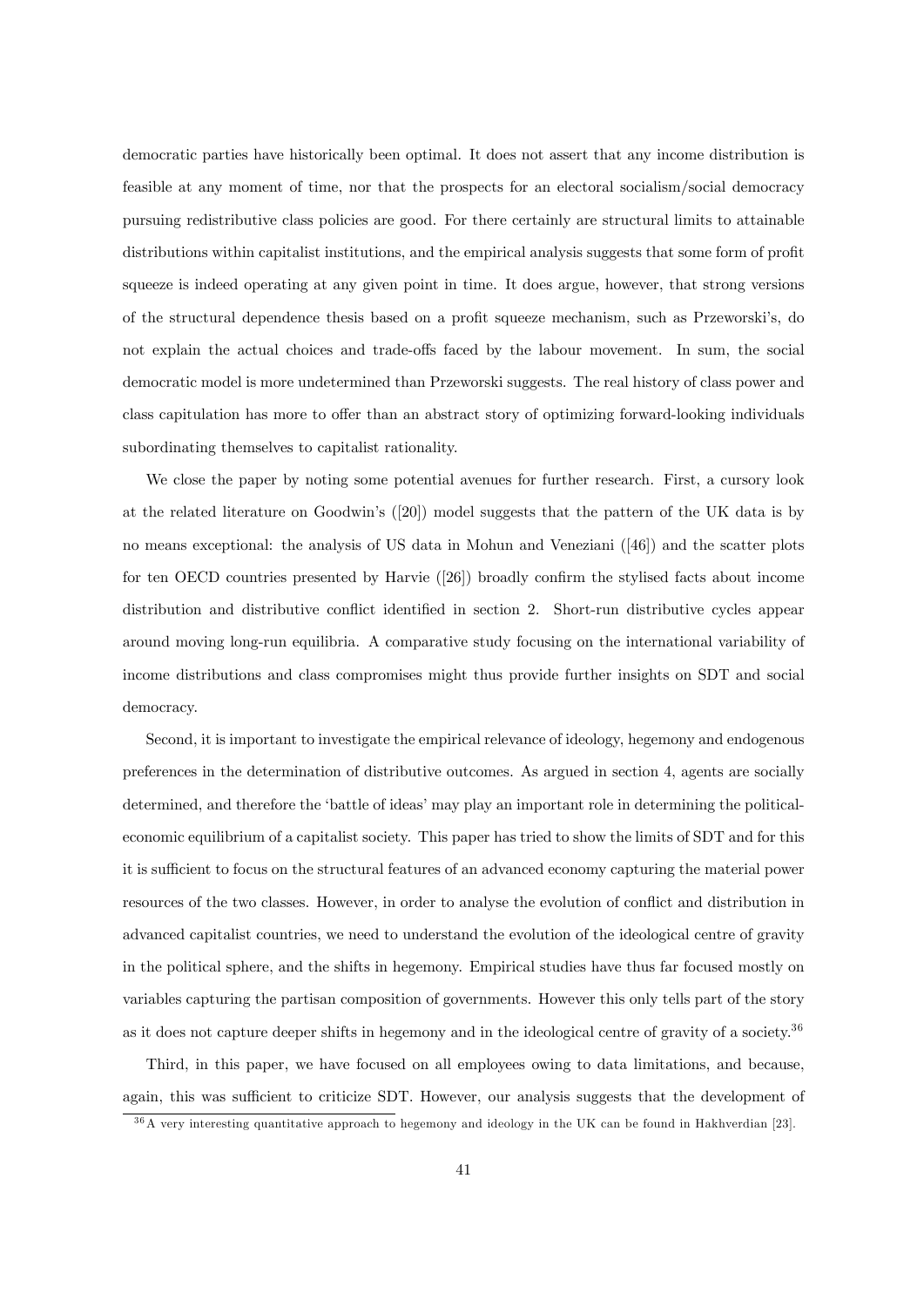democratic parties have historically been optimal. It does not assert that any income distribution is feasible at any moment of time, nor that the prospects for an electoral socialism/social democracy pursuing redistributive class policies are good. For there certainly are structural limits to attainable distributions within capitalist institutions, and the empirical analysis suggests that some form of profit squeeze is indeed operating at any given point in time. It does argue, however, that strong versions of the structural dependence thesis based on a profit squeeze mechanism, such as Przeworski's, do not explain the actual choices and trade-offs faced by the labour movement. In sum, the social democratic model is more undetermined than Przeworski suggests. The real history of class power and class capitulation has more to offer than an abstract story of optimizing forward-looking individuals subordinating themselves to capitalist rationality.

We close the paper by noting some potential avenues for further research. First, a cursory look at the related literature on Goodwin's ([20]) model suggests that the pattern of the UK data is by no means exceptional: the analysis of US data in Mohun and Veneziani ([46]) and the scatter plots for ten OECD countries presented by Harvie ([26]) broadly confirm the stylised facts about income distribution and distributive conflict identified in section 2. Short-run distributive cycles appear around moving long-run equilibria. A comparative study focusing on the international variability of income distributions and class compromises might thus provide further insights on SDT and social democracy.

Second, it is important to investigate the empirical relevance of ideology, hegemony and endogenous preferences in the determination of distributive outcomes. As argued in section 4, agents are socially determined, and therefore the 'battle of ideas' may play an important role in determining the political-economic equilibrium of a capitalist society. This paper has tried to show the limits of SDT and for this it is sufficient to focus on the structural features of an advanced economy capturing the material power resources of the two classes. However, in order to analyse the evolution of conflict and distribution in advanced capitalist countries, we need to understand the evolution of the ideological centre of gravity in the political sphere, and the shifts in hegemony. Empirical studies have thus far focused mostly on variables capturing the partisan composition of governments. However this only tells part of the story as it does not capture deeper shifts in hegemony and in the ideological centre of gravity of a society.[36]

Third, in this paper, we have focused on all employees owing to data limitations, and because, again, this was sufficient to criticize SDT. However, our analysis suggests that the development of

[36] A very interesting quantitative approach to hegemony and ideology in the UK can be found in Hakhverdian [23].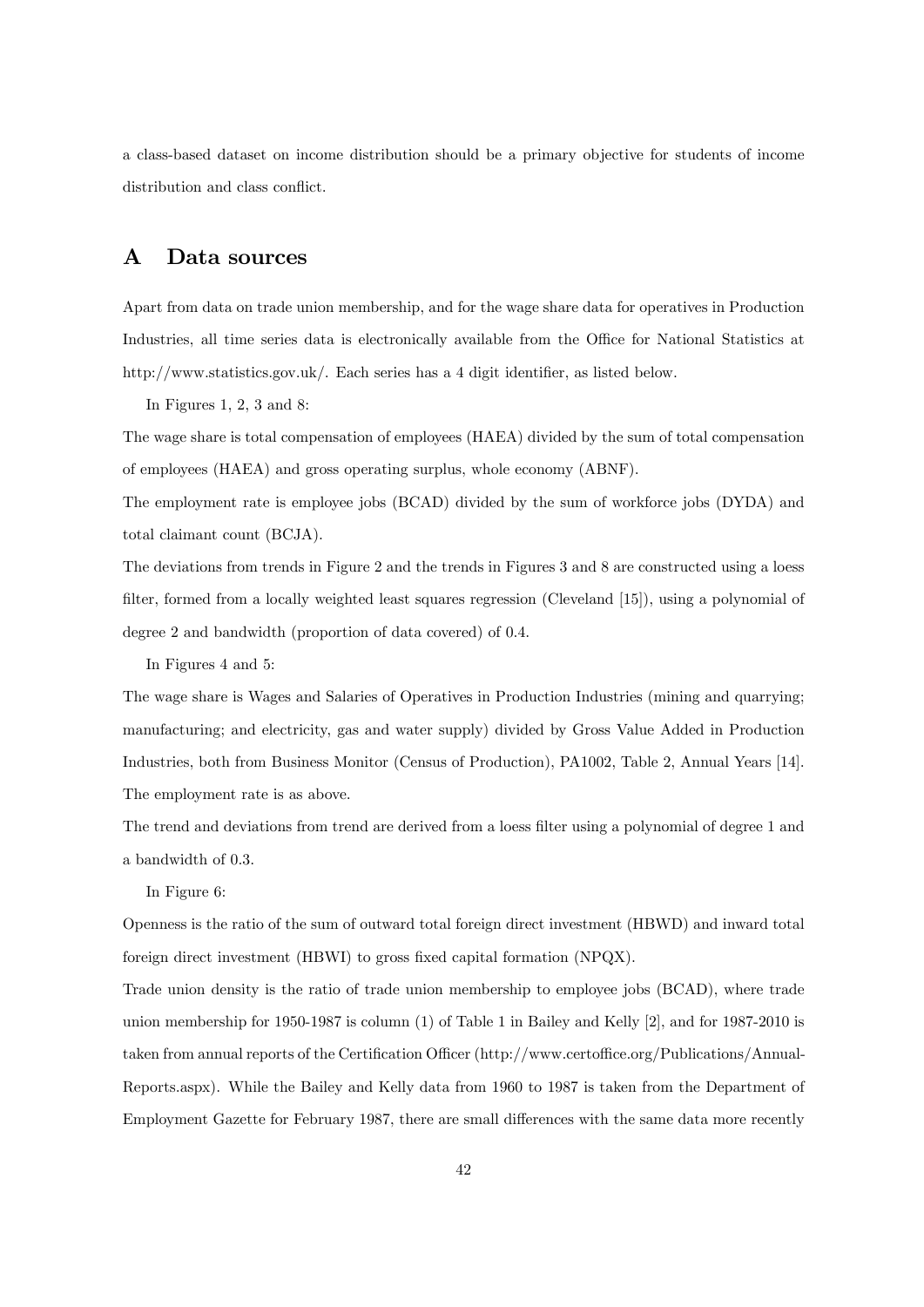a class-based dataset on income distribution should be a primary objective for students of income distribution and class conflict.

# A Data sources

Apart from data on trade union membership, and for the wage share data for operatives in Production Industries, all time series data is electronically available from the Office for National Statistics at http://www.statistics.gov.uk/. Each series has a 4 digit identifier, as listed below.

In Figures 1, 2, 3 and 8:

The wage share is total compensation of employees (HAEA) divided by the sum of total compensation of employees (HAEA) and gross operating surplus, whole economy (ABNF).

The employment rate is employee jobs (BCAD) divided by the sum of workforce jobs (DYDA) and total claimant count (BCJA).

The deviations from trends in Figure 2 and the trends in Figures 3 and 8 are constructed using a loess filter, formed from a locally weighted least squares regression (Cleveland [15]), using a polynomial of degree 2 and bandwidth (proportion of data covered) of 0.4.

In Figures 4 and 5:

The wage share is Wages and Salaries of Operatives in Production Industries (mining and quarrying; manufacturing; and electricity, gas and water supply) divided by Gross Value Added in Production Industries, both from Business Monitor (Census of Production), PA1002, Table 2, Annual Years [14]. The employment rate is as above.

The trend and deviations from trend are derived from a loess filter using a polynomial of degree 1 and a bandwidth of 0.3.

In Figure 6:

Openness is the ratio of the sum of outward total foreign direct investment (HBWD) and inward total foreign direct investment (HBWI) to gross fixed capital formation (NPQX).

Trade union density is the ratio of trade union membership to employee jobs (BCAD), where trade union membership for 1950-1987 is column (1) of Table 1 in Bailey and Kelly [2], and for 1987-2010 is taken from annual reports of the Certification Officer (http://www.certoffice.org/Publications/Annual-Reports.aspx). While the Bailey and Kelly data from 1960 to 1987 is taken from the Department of Employment Gazette for February 1987, there are small differences with the same data more recently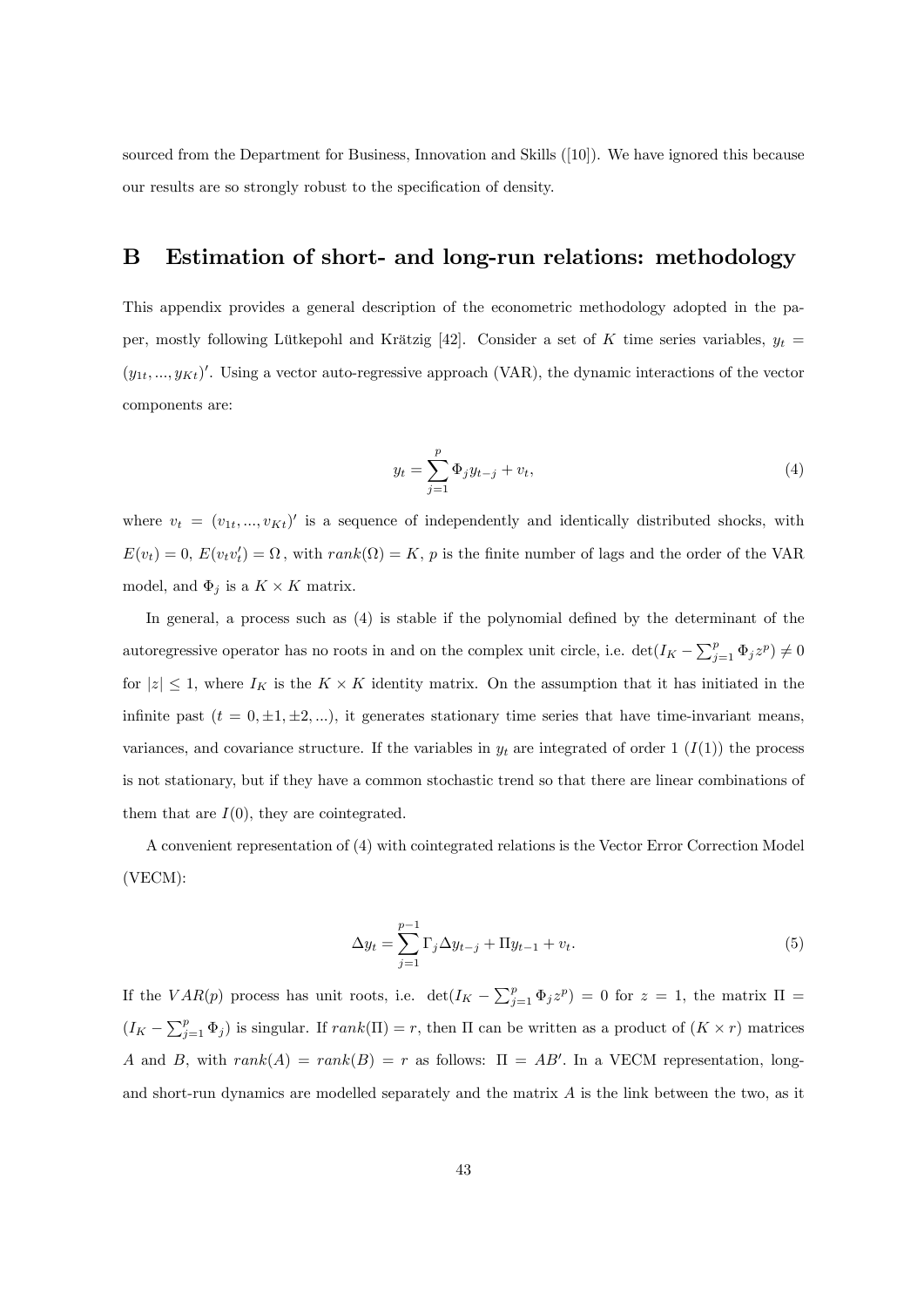sourced from the Department for Business, Innovation and Skills ([10]). We have ignored this because our results are so strongly robust to the specification of density.

## B Estimation of short- and long-run relations: methodology

This appendix provides a general description of the econometric methodology adopted in the paper, mostly following Lütkepohl and Krätzig [42]. Consider a set of $K$ time series variables, $y_t = (y_{1t}, ..., y_{Kt})'$. Using a vector auto-regressive approach (VAR), the dynamic interactions of the vector components are:

$$y_t = \sum_{j=1}^{p} \Phi_j y_{t-j} + v_t, \tag{4}$$

where $v_t = (v_{1t}, ..., v_{Kt})'$ is a sequence of independently and identically distributed shocks, with $E(v_t) = 0$, $E(v_t v_t') = \Omega$, with $rank(\Omega) = K$, $p$ is the finite number of lags and the order of the VAR model, and $\Phi_j$ is a $K \times K$ matrix.

In general, a process such as (4) is stable if the polynomial defined by the determinant of the autoregressive operator has no roots in and on the complex unit circle, i.e. $\det(I_K - \sum_{j=1}^{p} \Phi_j z^p) \neq 0$ for $|z| \leq 1$, where $I_K$ is the $K \times K$ identity matrix. On the assumption that it has initiated in the infinite past ($t = 0, \pm 1, \pm 2, ...$), it generates stationary time series that have time-invariant means, variances, and covariance structure. If the variables in $y_t$ are integrated of order 1 ($I(1)$) the process is not stationary, but if they have a common stochastic trend so that there are linear combinations of them that are $I(0)$, they are cointegrated.

A convenient representation of (4) with cointegrated relations is the Vector Error Correction Model (VECM):

$$\Delta y_t = \sum_{j=1}^{p-1} \Gamma_j \Delta y_{t-j} + \Pi y_{t-1} + v_t. \tag{5}$$

If the $VAR(p)$ process has unit roots, i.e. $\det(I_K - \sum_{j=1}^{p} \Phi_j z^p) = 0$ for $z = 1$, the matrix $\Pi = (I_K - \sum_{j=1}^{p} \Phi_j)$ is singular. If $rank(\Pi) = r$, then $\Pi$ can be written as a product of $(K \times r)$ matrices $A$ and $B$, with $rank(A) = rank(B) = r$ as follows: $\Pi = AB'$. In a VECM representation, long- and short-run dynamics are modelled separately and the matrix $A$ is the link between the two, as it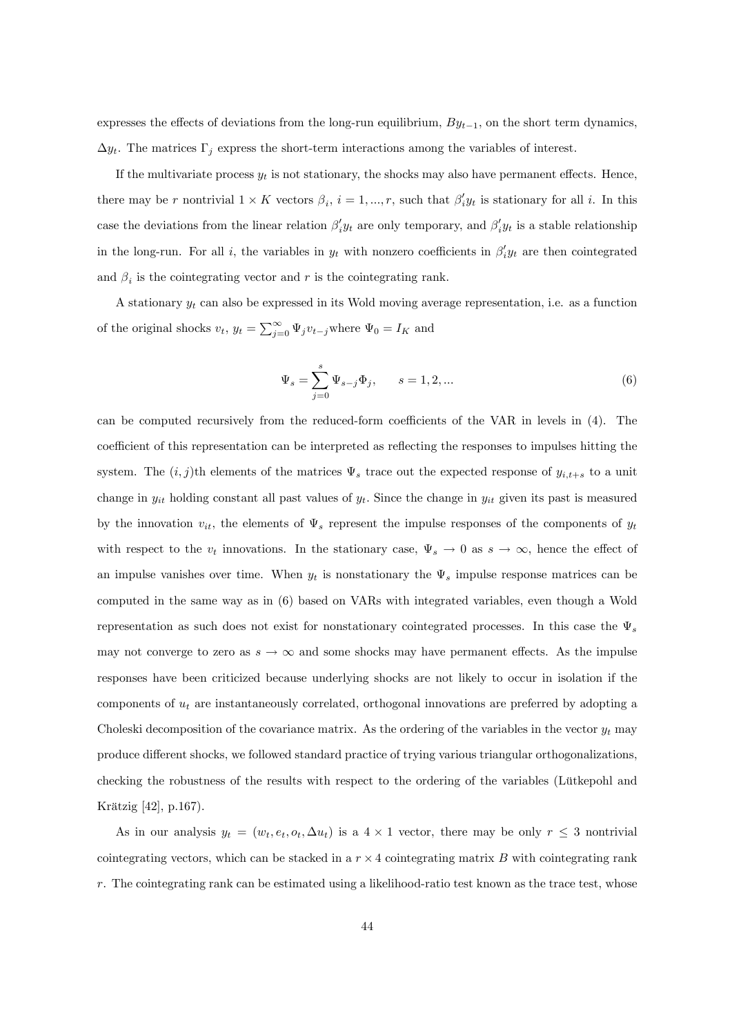expresses the effects of deviations from the long-run equilibrium, $By_{t-1}$, on the short term dynamics, $\Delta y_t$. The matrices $\Gamma_j$ express the short-term interactions among the variables of interest.

If the multivariate process $y_t$ is not stationary, the shocks may also have permanent effects. Hence, there may be $r$ nontrivial $1 \times K$ vectors $\beta_i$, $i = 1, ..., r$, such that $\beta_i' y_t$ is stationary for all $i$. In this case the deviations from the linear relation $\beta_i' y_t$ are only temporary, and $\beta_i' y_t$ is a stable relationship in the long-run. For all $i$, the variables in $y_t$ with nonzero coefficients in $\beta_i' y_t$ are then cointegrated and $\beta_i$ is the cointegrating vector and $r$ is the cointegrating rank.

A stationary $y_t$ can also be expressed in its Wold moving average representation, i.e. as a function of the original shocks $v_t$, $y_t = \sum_{j=0}^{\infty} \Psi_j v_{t-j}$where $\Psi_0 = I_K$ and

$$\Psi_s = \sum_{j=0}^{s} \Psi_{s-j} \Phi_j, \qquad s = 1, 2, ... \tag{6}$$

can be computed recursively from the reduced-form coefficients of the VAR in levels in (4). The coefficient of this representation can be interpreted as reflecting the responses to impulses hitting the system. The $(i, j)$th elements of the matrices $\Psi_s$ trace out the expected response of $y_{i,t+s}$ to a unit change in $y_{it}$ holding constant all past values of $y_t$. Since the change in $y_{it}$ given its past is measured by the innovation $v_{it}$, the elements of $\Psi_s$ represent the impulse responses of the components of $y_t$ with respect to the $v_t$ innovations. In the stationary case, $\Psi_s \to 0$ as $s \to \infty$, hence the effect of an impulse vanishes over time. When $y_t$ is nonstationary the $\Psi_s$ impulse response matrices can be computed in the same way as in (6) based on VARs with integrated variables, even though a Wold representation as such does not exist for nonstationary cointegrated processes. In this case the $\Psi_s$ may not converge to zero as $s \to \infty$ and some shocks may have permanent effects. As the impulse responses have been criticized because underlying shocks are not likely to occur in isolation if the components of $u_t$ are instantaneously correlated, orthogonal innovations are preferred by adopting a Choleski decomposition of the covariance matrix. As the ordering of the variables in the vector $y_t$ may produce different shocks, we followed standard practice of trying various triangular orthogonalizations, checking the robustness of the results with respect to the ordering of the variables (Lütkepohl and Krätzig [42], p.167).

As in our analysis $y_t = (w_t, e_t, o_t, \Delta u_t)$ is a $4 \times 1$ vector, there may be only $r \leq 3$ nontrivial cointegrating vectors, which can be stacked in a $r \times 4$ cointegrating matrix $B$ with cointegrating rank $r$. The cointegrating rank can be estimated using a likelihood-ratio test known as the trace test, whose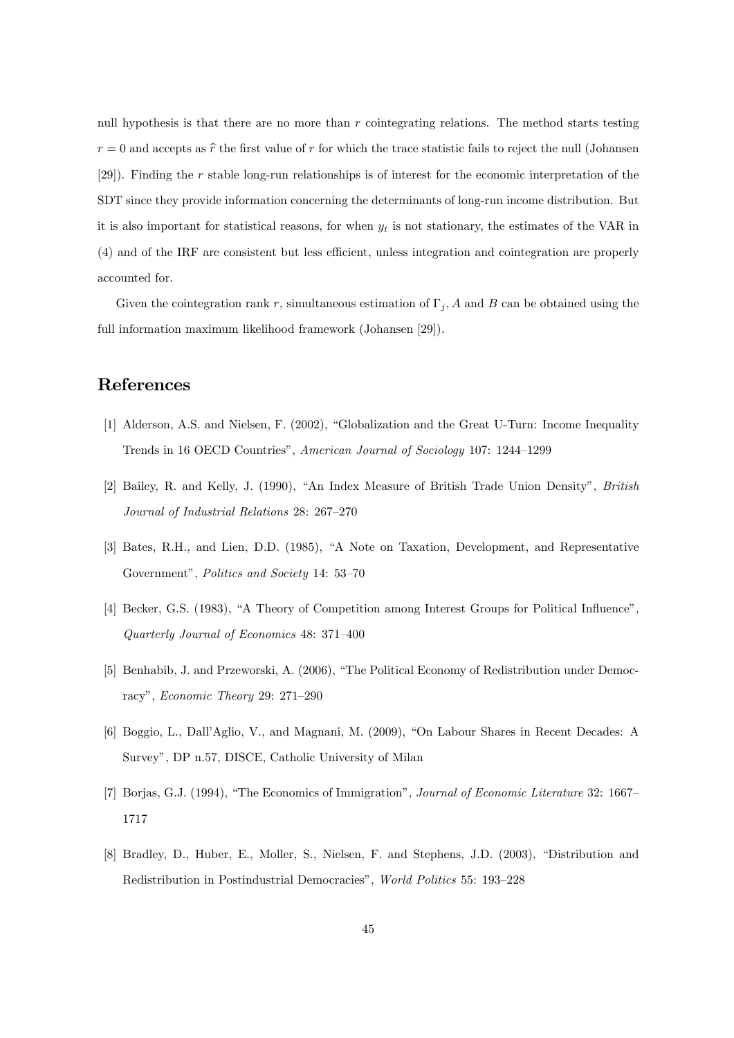null hypothesis is that there are no more than $r$ cointegrating relations. The method starts testing $r = 0$ and accepts as $\hat{r}$ the first value of $r$ for which the trace statistic fails to reject the null (Johansen [29]). Finding the $r$ stable long-run relationships is of interest for the economic interpretation of the SDT since they provide information concerning the determinants of long-run income distribution. But it is also important for statistical reasons, for when $y_t$ is not stationary, the estimates of the VAR in (4) and of the IRF are consistent but less efficient, unless integration and cointegration are properly accounted for.

Given the cointegration rank $r$, simultaneous estimation of $\Gamma_j$, $A$ and $B$ can be obtained using the full information maximum likelihood framework (Johansen [29]).

# References

[1] Alderson, A.S. and Nielsen, F. (2002), "Globalization and the Great U-Turn: Income Inequality Trends in 16 OECD Countries", *American Journal of Sociology* 107: 1244–1299

[2] Bailey, R. and Kelly, J. (1990), "An Index Measure of British Trade Union Density", *British Journal of Industrial Relations* 28: 267–270

[3] Bates, R.H., and Lien, D.D. (1985), "A Note on Taxation, Development, and Representative Government", *Politics and Society* 14: 53–70

[4] Becker, G.S. (1983), "A Theory of Competition among Interest Groups for Political Influence", *Quarterly Journal of Economics* 48: 371–400

[5] Benhabib, J. and Przeworski, A. (2006), "The Political Economy of Redistribution under Democracy", *Economic Theory* 29: 271–290

[6] Boggio, L., Dall'Aglio, V., and Magnani, M. (2009), "On Labour Shares in Recent Decades: A Survey", DP n.57, DISCE, Catholic University of Milan

[7] Borjas, G.J. (1994), "The Economics of Immigration", *Journal of Economic Literature* 32: 1667–1717

[8] Bradley, D., Huber, E., Moller, S., Nielsen, F. and Stephens, J.D. (2003), "Distribution and Redistribution in Postindustrial Democracies", *World Politics* 55: 193–228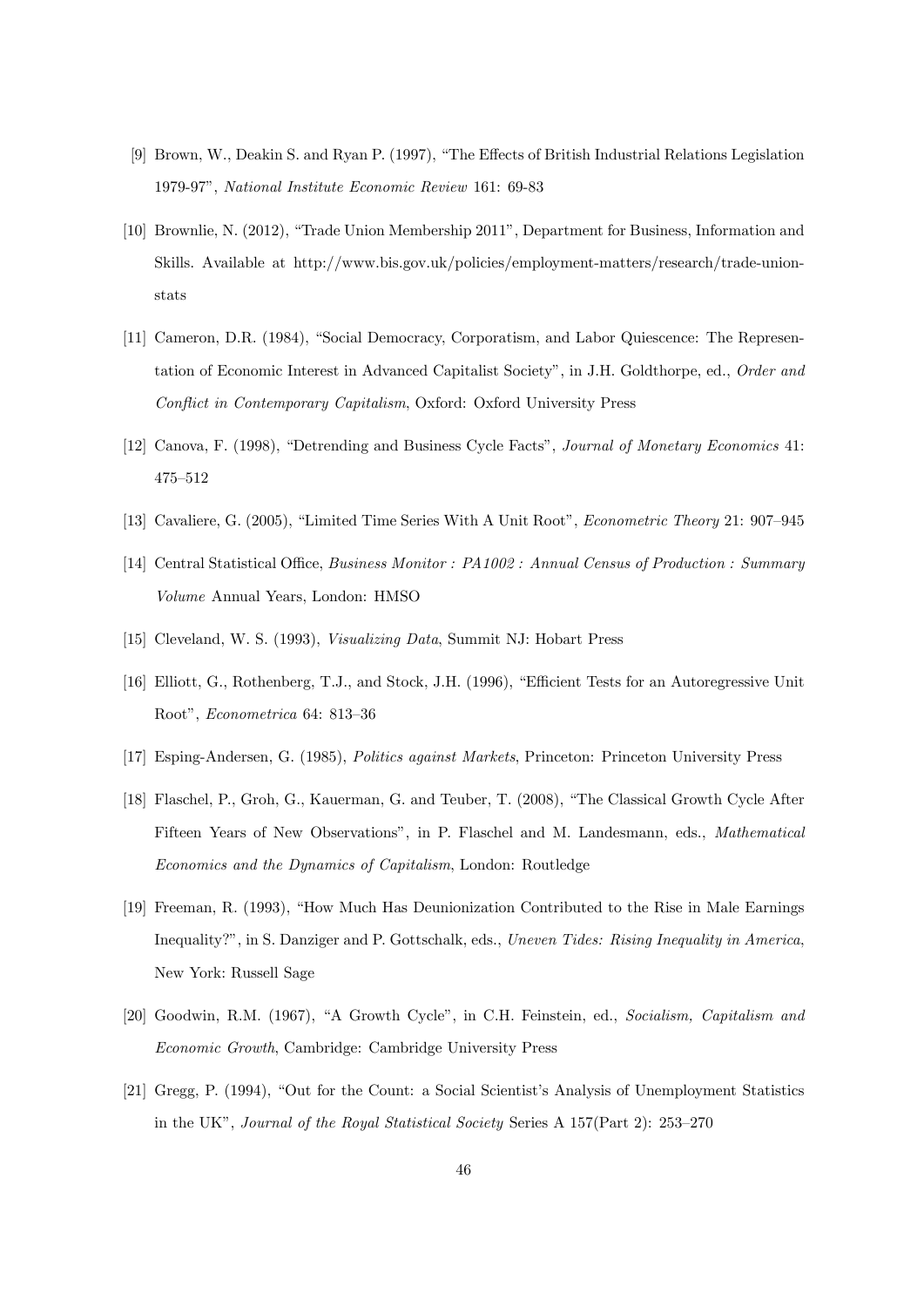[9] Brown, W., Deakin S. and Ryan P. (1997), "The Effects of British Industrial Relations Legislation 1979-97", *National Institute Economic Review* 161: 69-83

[10] Brownlie, N. (2012), "Trade Union Membership 2011", Department for Business, Information and Skills. Available at http://www.bis.gov.uk/policies/employment-matters/research/trade-union-stats

[11] Cameron, D.R. (1984), "Social Democracy, Corporatism, and Labor Quiescence: The Representation of Economic Interest in Advanced Capitalist Society", in J.H. Goldthorpe, ed., *Order and Conflict in Contemporary Capitalism*, Oxford: Oxford University Press

[12] Canova, F. (1998), "Detrending and Business Cycle Facts", *Journal of Monetary Economics* 41: 475–512

[13] Cavaliere, G. (2005), "Limited Time Series With A Unit Root", *Econometric Theory* 21: 907–945

[14] Central Statistical Office, *Business Monitor : PA1002 : Annual Census of Production : Summary Volume* Annual Years, London: HMSO

[15] Cleveland, W. S. (1993), *Visualizing Data*, Summit NJ: Hobart Press

[16] Elliott, G., Rothenberg, T.J., and Stock, J.H. (1996), "Efficient Tests for an Autoregressive Unit Root", *Econometrica* 64: 813–36

[17] Esping-Andersen, G. (1985), *Politics against Markets*, Princeton: Princeton University Press

[18] Flaschel, P., Groh, G., Kauerman, G. and Teuber, T. (2008), "The Classical Growth Cycle After Fifteen Years of New Observations", in P. Flaschel and M. Landesmann, eds., *Mathematical Economics and the Dynamics of Capitalism*, London: Routledge

[19] Freeman, R. (1993), "How Much Has Deunionization Contributed to the Rise in Male Earnings Inequality?", in S. Danziger and P. Gottschalk, eds., *Uneven Tides: Rising Inequality in America*, New York: Russell Sage

[20] Goodwin, R.M. (1967), "A Growth Cycle", in C.H. Feinstein, ed., *Socialism, Capitalism and Economic Growth*, Cambridge: Cambridge University Press

[21] Gregg, P. (1994), "Out for the Count: a Social Scientist's Analysis of Unemployment Statistics in the UK", *Journal of the Royal Statistical Society* Series A 157(Part 2): 253–270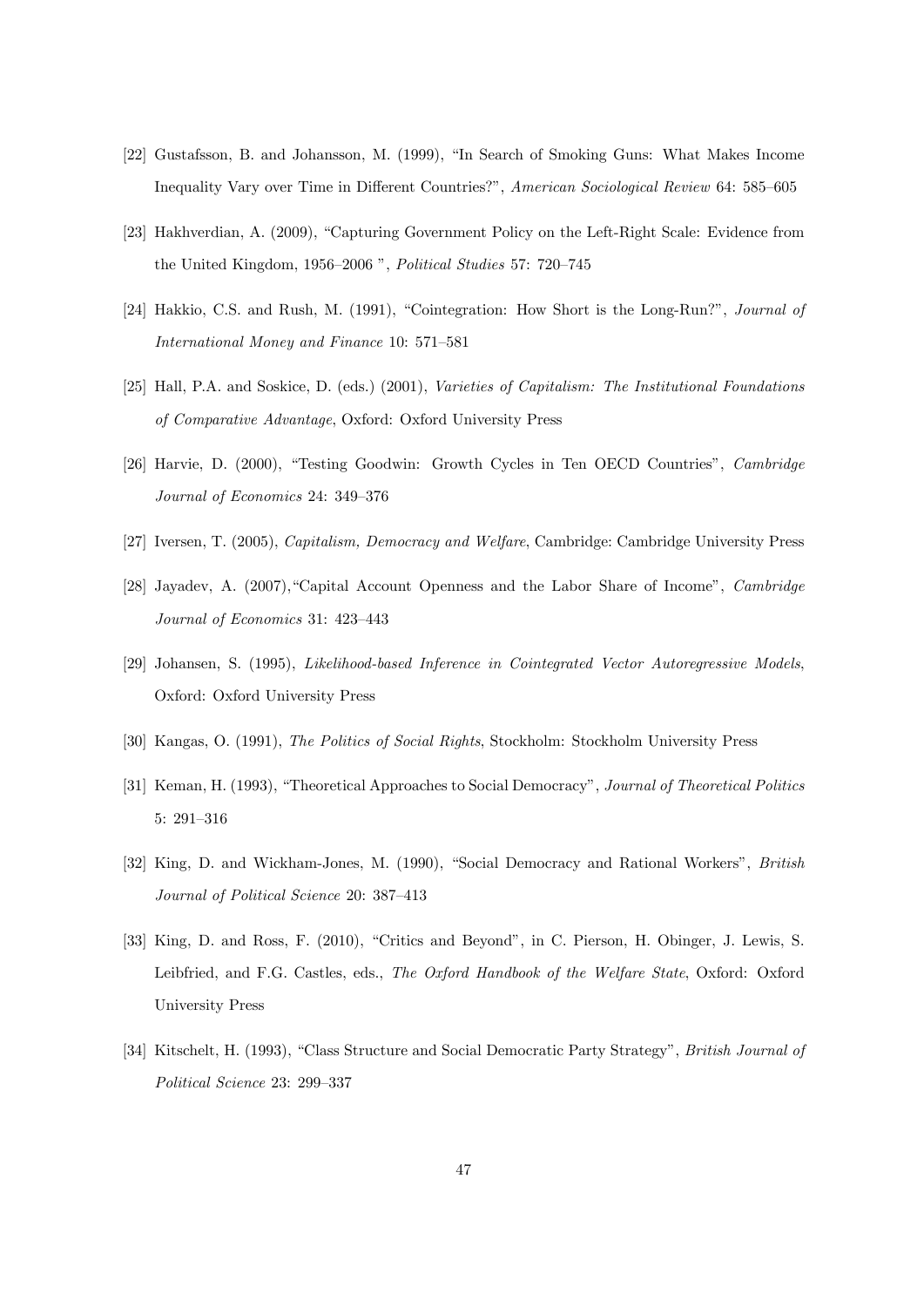[22] Gustafsson, B. and Johansson, M. (1999), "In Search of Smoking Guns: What Makes Income Inequality Vary over Time in Different Countries?", *American Sociological Review* 64: 585–605

[23] Hakhverdian, A. (2009), "Capturing Government Policy on the Left-Right Scale: Evidence from the United Kingdom, 1956–2006 ", *Political Studies* 57: 720–745

[24] Hakkio, C.S. and Rush, M. (1991), "Cointegration: How Short is the Long-Run?", *Journal of International Money and Finance* 10: 571–581

[25] Hall, P.A. and Soskice, D. (eds.) (2001), *Varieties of Capitalism: The Institutional Foundations of Comparative Advantage*, Oxford: Oxford University Press

[26] Harvie, D. (2000), "Testing Goodwin: Growth Cycles in Ten OECD Countries", *Cambridge Journal of Economics* 24: 349–376

[27] Iversen, T. (2005), *Capitalism, Democracy and Welfare*, Cambridge: Cambridge University Press

[28] Jayadev, A. (2007),"Capital Account Openness and the Labor Share of Income", *Cambridge Journal of Economics* 31: 423–443

[29] Johansen, S. (1995), *Likelihood-based Inference in Cointegrated Vector Autoregressive Models*, Oxford: Oxford University Press

[30] Kangas, O. (1991), *The Politics of Social Rights*, Stockholm: Stockholm University Press

[31] Keman, H. (1993), "Theoretical Approaches to Social Democracy", *Journal of Theoretical Politics* 5: 291–316

[32] King, D. and Wickham-Jones, M. (1990), "Social Democracy and Rational Workers", *British Journal of Political Science* 20: 387–413

[33] King, D. and Ross, F. (2010), "Critics and Beyond", in C. Pierson, H. Obinger, J. Lewis, S. Leibfried, and F.G. Castles, eds., *The Oxford Handbook of the Welfare State*, Oxford: Oxford University Press

[34] Kitschelt, H. (1993), "Class Structure and Social Democratic Party Strategy", *British Journal of Political Science* 23: 299–337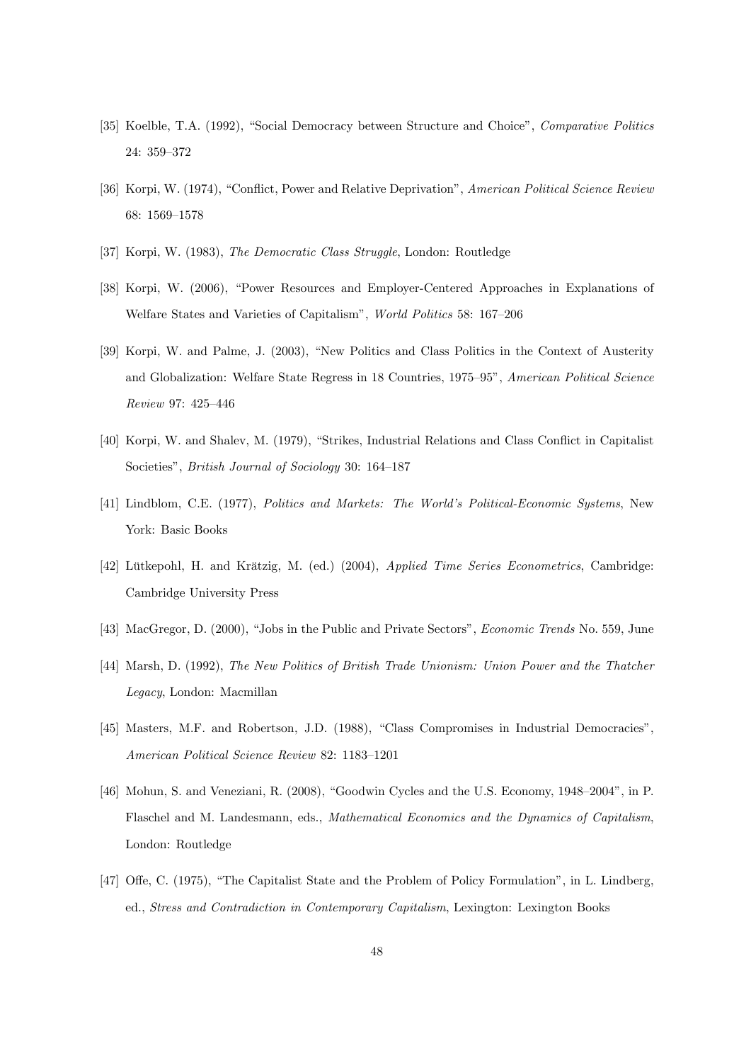[35] Koelble, T.A. (1992), "Social Democracy between Structure and Choice", *Comparative Politics* 24: 359–372

[36] Korpi, W. (1974), "Conflict, Power and Relative Deprivation", *American Political Science Review* 68: 1569–1578

[37] Korpi, W. (1983), *The Democratic Class Struggle*, London: Routledge

[38] Korpi, W. (2006), "Power Resources and Employer-Centered Approaches in Explanations of Welfare States and Varieties of Capitalism", *World Politics* 58: 167–206

[39] Korpi, W. and Palme, J. (2003), "New Politics and Class Politics in the Context of Austerity and Globalization: Welfare State Regress in 18 Countries, 1975–95", *American Political Science Review* 97: 425–446

[40] Korpi, W. and Shalev, M. (1979), "Strikes, Industrial Relations and Class Conflict in Capitalist Societies", *British Journal of Sociology* 30: 164–187

[41] Lindblom, C.E. (1977), *Politics and Markets: The World's Political-Economic Systems*, New York: Basic Books

[42] Lütkepohl, H. and Krätzig, M. (ed.) (2004), *Applied Time Series Econometrics*, Cambridge: Cambridge University Press

[43] MacGregor, D. (2000), "Jobs in the Public and Private Sectors", *Economic Trends* No. 559, June

[44] Marsh, D. (1992), *The New Politics of British Trade Unionism: Union Power and the Thatcher Legacy*, London: Macmillan

[45] Masters, M.F. and Robertson, J.D. (1988), "Class Compromises in Industrial Democracies", *American Political Science Review* 82: 1183–1201

[46] Mohun, S. and Veneziani, R. (2008), "Goodwin Cycles and the U.S. Economy, 1948–2004", in P. Flaschel and M. Landesmann, eds., *Mathematical Economics and the Dynamics of Capitalism*, London: Routledge

[47] Offe, C. (1975), "The Capitalist State and the Problem of Policy Formulation", in L. Lindberg, ed., *Stress and Contradiction in Contemporary Capitalism*, Lexington: Lexington Books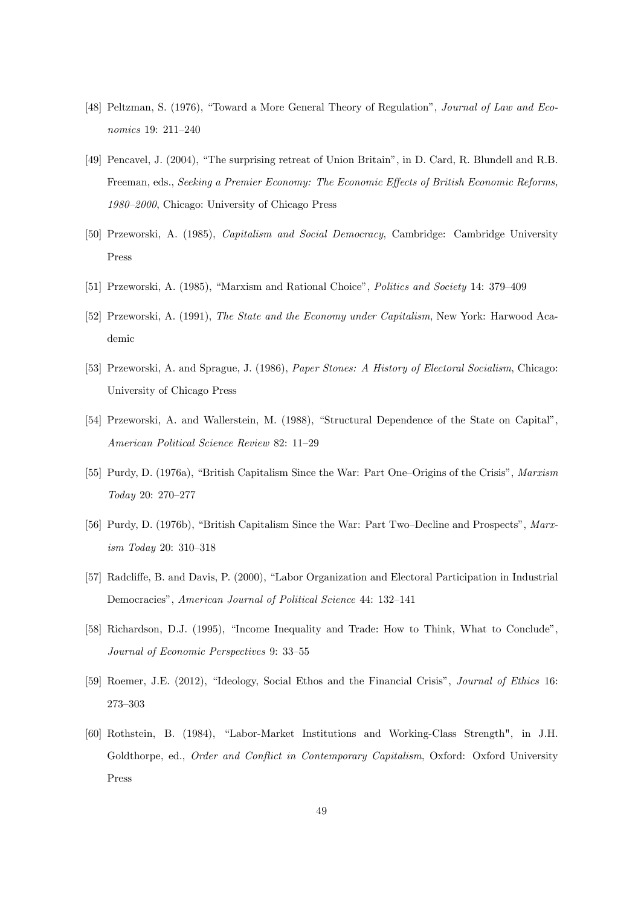[48] Peltzman, S. (1976), "Toward a More General Theory of Regulation", *Journal of Law and Economics* 19: 211–240

[49] Pencavel, J. (2004), "The surprising retreat of Union Britain", in D. Card, R. Blundell and R.B. Freeman, eds., *Seeking a Premier Economy: The Economic Effects of British Economic Reforms, 1980–2000*, Chicago: University of Chicago Press

[50] Przeworski, A. (1985), *Capitalism and Social Democracy*, Cambridge: Cambridge University Press

[51] Przeworski, A. (1985), "Marxism and Rational Choice", *Politics and Society* 14: 379–409

[52] Przeworski, A. (1991), *The State and the Economy under Capitalism*, New York: Harwood Academic

[53] Przeworski, A. and Sprague, J. (1986), *Paper Stones: A History of Electoral Socialism*, Chicago: University of Chicago Press

[54] Przeworski, A. and Wallerstein, M. (1988), "Structural Dependence of the State on Capital", *American Political Science Review* 82: 11–29

[55] Purdy, D. (1976a), "British Capitalism Since the War: Part One–Origins of the Crisis", *Marxism Today* 20: 270–277

[56] Purdy, D. (1976b), "British Capitalism Since the War: Part Two–Decline and Prospects", *Marxism Today* 20: 310–318

[57] Radcliffe, B. and Davis, P. (2000), "Labor Organization and Electoral Participation in Industrial Democracies", *American Journal of Political Science* 44: 132–141

[58] Richardson, D.J. (1995), "Income Inequality and Trade: How to Think, What to Conclude", *Journal of Economic Perspectives* 9: 33–55

[59] Roemer, J.E. (2012), "Ideology, Social Ethos and the Financial Crisis", *Journal of Ethics* 16: 273–303

[60] Rothstein, B. (1984), "Labor-Market Institutions and Working-Class Strength", in J.H. Goldthorpe, ed., *Order and Conflict in Contemporary Capitalism*, Oxford: Oxford University Press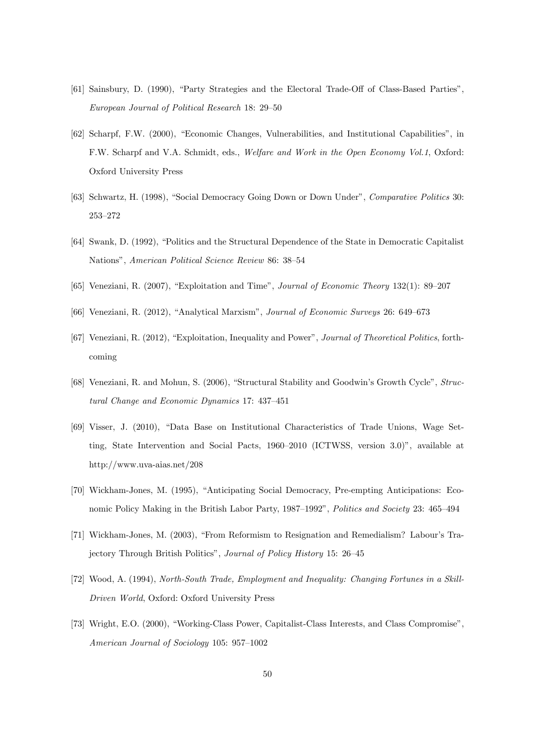[61] Sainsbury, D. (1990), "Party Strategies and the Electoral Trade-Off of Class-Based Parties", *European Journal of Political Research* 18: 29–50

[62] Scharpf, F.W. (2000), "Economic Changes, Vulnerabilities, and Institutional Capabilities", in F.W. Scharpf and V.A. Schmidt, eds., *Welfare and Work in the Open Economy Vol.1*, Oxford: Oxford University Press

[63] Schwartz, H. (1998), "Social Democracy Going Down or Down Under", *Comparative Politics* 30: 253–272

[64] Swank, D. (1992), "Politics and the Structural Dependence of the State in Democratic Capitalist Nations", *American Political Science Review* 86: 38–54

[65] Veneziani, R. (2007), "Exploitation and Time", *Journal of Economic Theory* 132(1): 89–207

[66] Veneziani, R. (2012), "Analytical Marxism", *Journal of Economic Surveys* 26: 649–673

[67] Veneziani, R. (2012), "Exploitation, Inequality and Power", *Journal of Theoretical Politics*, forthcoming

[68] Veneziani, R. and Mohun, S. (2006), "Structural Stability and Goodwin's Growth Cycle", *Structural Change and Economic Dynamics* 17: 437–451

[69] Visser, J. (2010), "Data Base on Institutional Characteristics of Trade Unions, Wage Setting, State Intervention and Social Pacts, 1960–2010 (ICTWSS, version 3.0)", available at http://www.uva-aias.net/208

[70] Wickham-Jones, M. (1995), "Anticipating Social Democracy, Pre-empting Anticipations: Economic Policy Making in the British Labor Party, 1987–1992", *Politics and Society* 23: 465–494

[71] Wickham-Jones, M. (2003), "From Reformism to Resignation and Remedialism? Labour's Trajectory Through British Politics", *Journal of Policy History* 15: 26–45

[72] Wood, A. (1994), *North-South Trade, Employment and Inequality: Changing Fortunes in a Skill-Driven World*, Oxford: Oxford University Press

[73] Wright, E.O. (2000), "Working-Class Power, Capitalist-Class Interests, and Class Compromise", *American Journal of Sociology* 105: 957–1002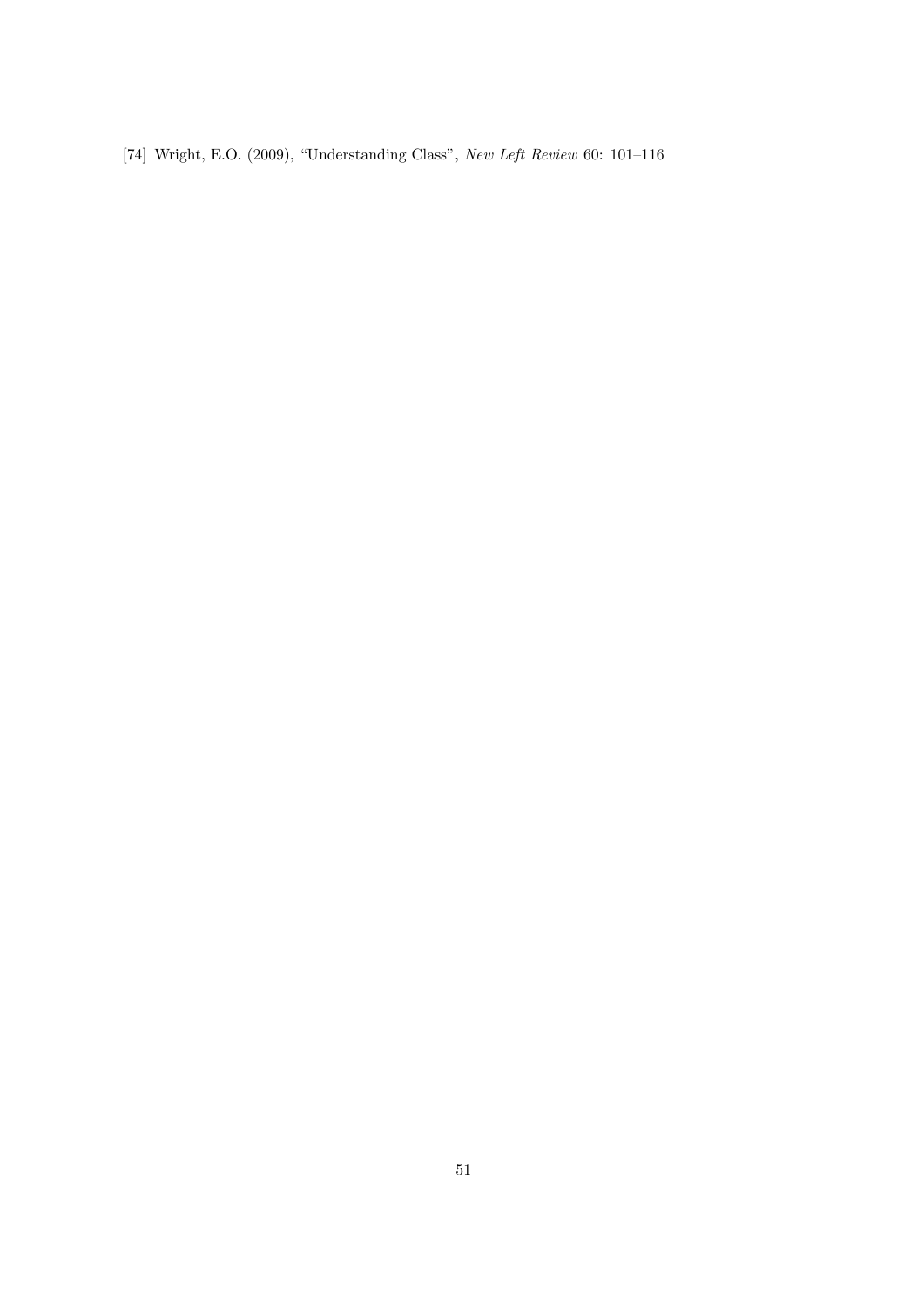[74] Wright, E.O. (2009), "Understanding Class", *New Left Review* 60: 101–116